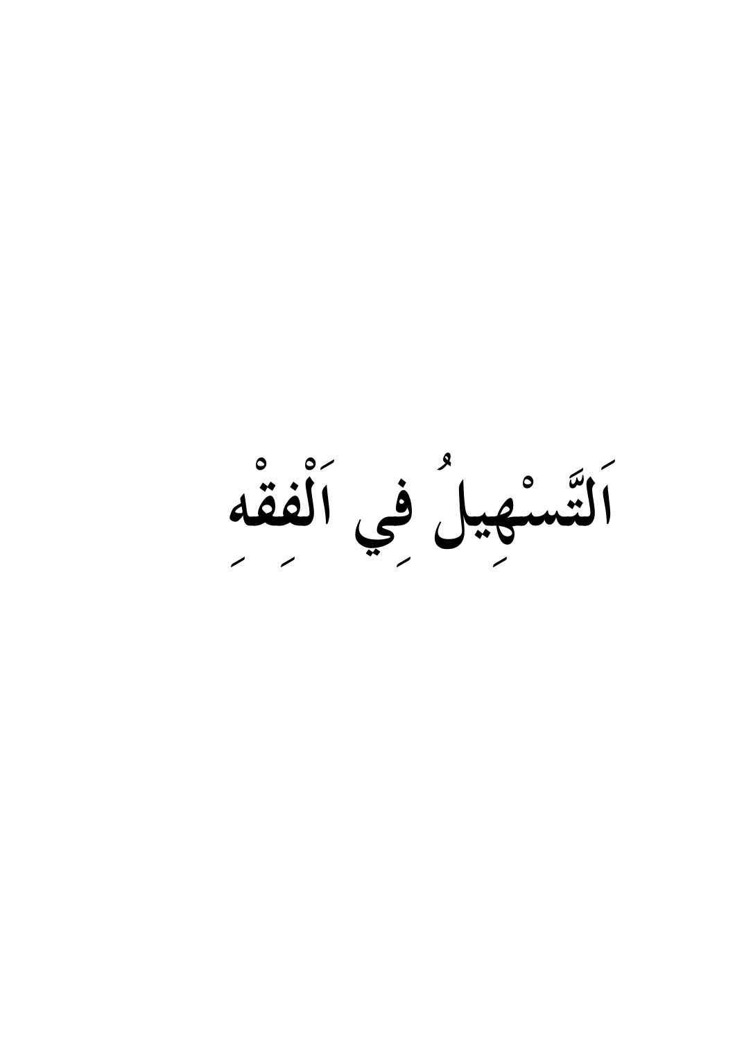# اَلتَّسْهِيلُ فِي اَلْفِقْهِ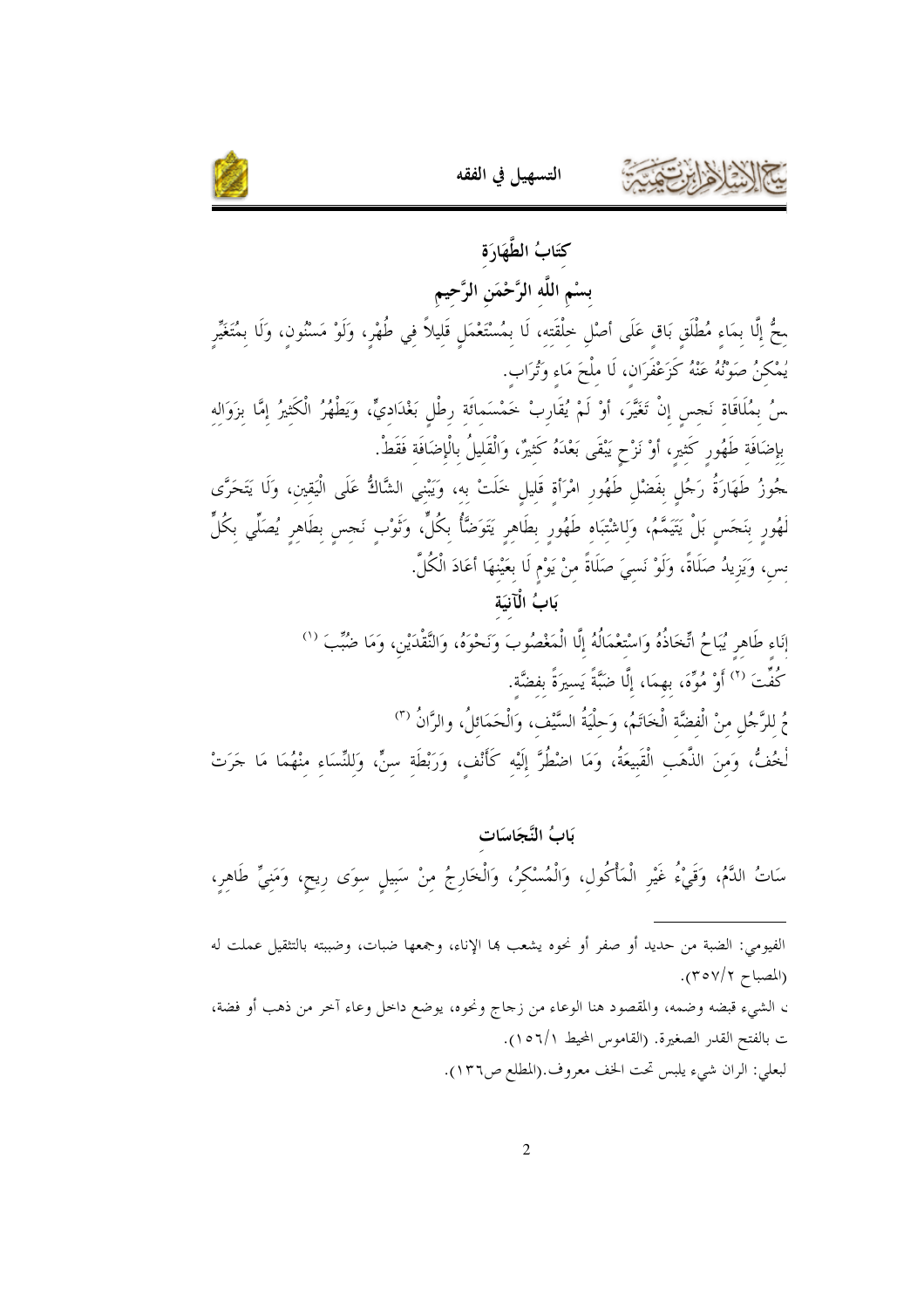# كِتَابُ الطَّهَارَةِ

## بِسْمِ اللَّهِ الرَّحْمَنِ الرَّحِيمِ

ـحُّ إِلَّا بِمَاءٍ مُطْلَقٍ بَاقٍ عَلَى أَصْلِ خِلْقَتِهِ، لَا بِمُسْتَعْمَلٍ قَلِيلاً فِي طُهْرٍ، وَلَوْ مَسْنُونٍ، وَلَا بِمُتَغَيِّرٍ يُمْكِنُ صَوْنُهُ عَنْهُ كَزَعْفَرَان، لَا مِلْحَ مَاءٍ وَتُرَاب.

ـسُ بِمُلَاقَاةِ نَجِسٍ إِنْ تَغَيَّرَ، أَوْ لَمْ يُقَارِبْ خَمْسَمِائَةِ رِطْلٍ بَغْدَادِيٍّ، وَيَطْهُرُ الْكَثِيرُ إِمَّا بِزَوَالِهِ بِإِضَافَةِ طَهُورٍ كَثِيرٍ، أَوْ نَزْحٍ يَبْقَى بَعْدَهُ كَثِيرٌ، وَالْقَلِيلُ بِالْإِضَافَةِ فَقَطْ.

ـجُوزُ طَهَارَةُ رَجُلٍ بِفَضْلِ طَهُورِ امْرَأَةٍ قَلِيلٍ خَلَتْ بِهِ، وَيَبْنِي الشَّاكُّ عَلَى الْيَقِينِ، وَلَا يَتَحَرَّى طَهُورٍ بِنَجَسٍ بَلْ يَتَيَمَّمُ، وَلِاشْتِبَاهِ طَهُورٍ بِطَاهِرٍ يَتَوَضَّأُ بِكُلٍّ، وَثَوْبٍ نَجِسٍ بِطَاهِرٍ يُصَلِّي بِكُلٍّ ـسٍ، وَيَزِيدُ صَلَاةً، وَلَوْ نَسِيَ صَلَاةً مِنْ يَوْمٍ لَا بِعَيْنِهَا أَعَادَ الْكُلَّ.

## بَابُ الْآنِيَةِ

إِنَاءٍ طَاهِرٍ يُبَاحُ اتِّخَاذُهُ وَاسْتِعْمَالُهُ إِلَّا الْمَغْصُوبَ وَنَحْوَهُ، وَالنَّقْدَيْنِ، وَمَا ضُبِّبَ [1] كُفِّتَ [2] أَوْ مُوِّهَ، بِهِمَا، إِلَّا ضَبَّةً يَسِيرَةً بِفِضَّةٍ.

ـحُ لِلرَّجُلِ مِنْ الْفِضَّةِ الْخَاتَمُ، وَحِلْيَةُ السَّيْفِ، وَالْحَمَائِلُ، والرَّانُ [3] ـلْخُفُّ، وَمِنَ الذَّهَبِ الْقَبِيعَةُ، وَمَا اضْطُرَّ إِلَيْهِ كَأَنْفٍ، وَرَبْطَةِ سِنٍّ، وَلِلنِّسَاءِ مِنْهُمَا مَا جَرَتْ

## بَابُ النَّجَاسَاتِ

ـسَاتُ الدَّمُ، وَقَيْءُ غَيْرِ الْمَأْكُولِ، وَالْمُسْكِرُ، وَالْخَارِجُ مِنْ سَبِيلٍ سِوَى رِيحٍ، وَمَنِيٍّ طَاهِرٍ،

---

الفيومي: الضبة من حديد أو صفر أو نحوه يشعب بها الإناء، وجمعها ضبات، وضببته بالتثقيل عملت له (المصباح ٢/٣٥٧).

ـ الشيء قبضه وضمه، والمقصود هنا الوعاء من زجاج ونحوه، يوضع داخل وعاء آخر من ذهب أو فضة، ت بالفتح القدر الصغيرة. (القاموس المحيط ١/١٥٦).

لبعلي: الران شيء يلبس تحت الخف معروف.(المطلع ص١٣٦).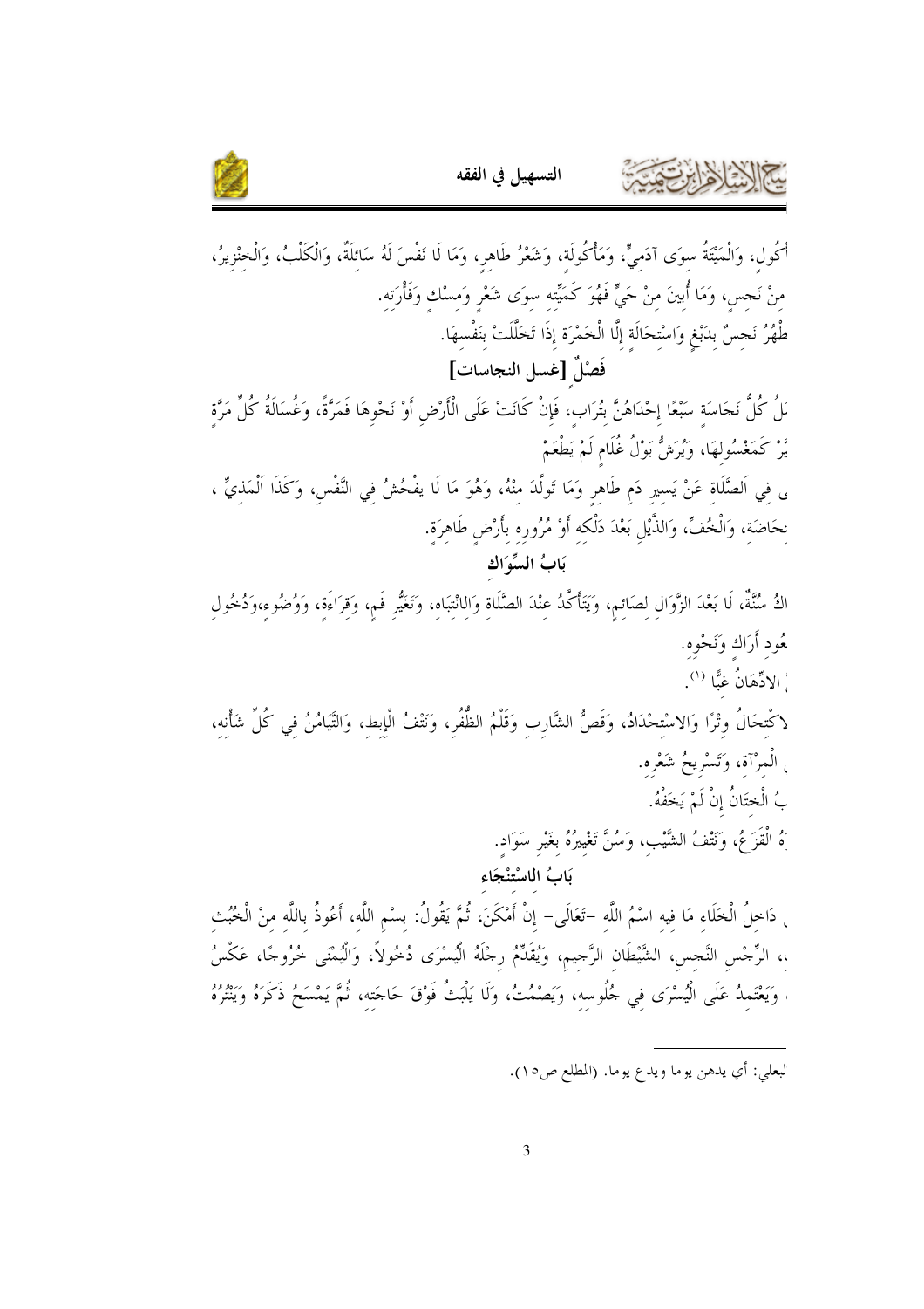أْكُول، وَالْمَيْتَةُ سِوَى آدَمِيٍّ، وَمَأْكُولَة، وَشَعْرُ طَاهِرٍ، وَمَا لَا نَفْسَ لَهُ سَائِلَةٌ، وَالْكَلْبُ، وَالْخِنْزِيرُ، مِنْ نَجِسٍ، وَمَا أُبِينَ مِنْ حَيٍّ فَهُوَ كَمَيْتَتِه سِوَى شَعْرٍ وَمِسْكٍ وَفَأْرَتِه.

طْهُرُ نَجِسٌ بِدَبْغٍ وَاسْتِحَالَةٍ إِلَّا الْخَمْرَةَ إِذَا تَخَلَّلَتْ بِنَفْسِهَا.

## فَصْلٌ [غسل النجاسات]

لُ كُلُّ نَجَاسَةٍ سَبْعًا إِحْدَاهُنَّ بِتُرَابٍ، فَإِنْ كَانَتْ عَلَى الْأَرْضِ أَوْ نَحْوِهَا فَمَرَّةً، وَغُسَالَةُ كُلِّ مَرَّةٍ يُرٌ كَمَغْسُولِهَا، وَيُرَشُّ بَوْلُ غُلَامٍ لَمْ يَطْعَمْ

ى فِي الصَّلَاةِ عَنْ يَسِيرِ دَمٍ طَاهِرٍ وَمَا تَوَلَّدَ مِنْهُ، وَهُوَ مَا لَا يَفْحُشُ فِي النَّفْسِ، وَكَذَا الْمَذْيِّ، نحَاضَة، وَالْخُفِّ، وَالذَّيْلِ بَعْدَ دَلْكِه أَوْ مُرُورِه بِأَرْضٍ طَاهِرَةٍ.

## بَابُ السِّوَاك

اكُ سُنَّةٌ، لَا بَعْدَ الزَّوَالِ لِصَائِمٍ، وَيَتَأَكَّدُ عِنْدَ الصَّلَاةِ وَالانْتِبَاه، وَتَغَيُّرِ فَمٍ، وَقِرَاءَةٍ، وَوُضُوءٍ، وَدُخُولِ عُود أَرَاكٍ وَنَحْوِه.

الادِّهَانُ غِبًّا [1].

لاكْتِحَالُ وِتْرًا وَالاسْتِحْدَادُ، وَقَصُّ الشَّارِبِ وَقَلْمُ الظُّفُرِ، وَنَتْفُ الْإِبِطِ، وَالتَّيَامُنُ فِي كُلِّ شَأْنِه، الْمِرْآة، وَتَسْرِيحُ شَعْرِه.

بُ الْخِتَانُ إِنْ لَمْ يَخَفْهُ.

هُ الْقَزَعُ، وَنَتْفُ الشَّيْبِ، وَسُنَّ تَغْيِيرُهُ بِغَيْرِ سَوَادٍ.

## بَابُ الاسْتِنْجَاء

دَاخِلُ الْخَلَاءِ مَا فِيه اسْمُ اللَّه -تَعَالَى- إِنْ أَمْكَنَ، ثُمَّ يَقُولُ: بِسْمِ اللَّه، أَعُوذُ بِاللَّه مِنْ الْخُبُث ،، الرِّجْسِ النَّجِسِ، الشَّيْطَانِ الرَّجِيمِ، وَيُقَدِّمُ رِجْلَهُ الْيُسْرَى دُخُولاً، وَالْيُمْنَى خُرُوجًا، عَكْسُ وَيَعْتَمِدُ عَلَى الْيُسْرَى فِي جُلُوسِه، وَيَصْمُتُ، وَلَا يَلْبَثُ فَوْقَ حَاجَتِه، ثُمَّ يَمْسَحُ ذَكَرَهُ وَيَنْتُرُهُ

---

[1] لبعلي: أي يدهن يوما ويدع يوما. (المطلع ص١٥).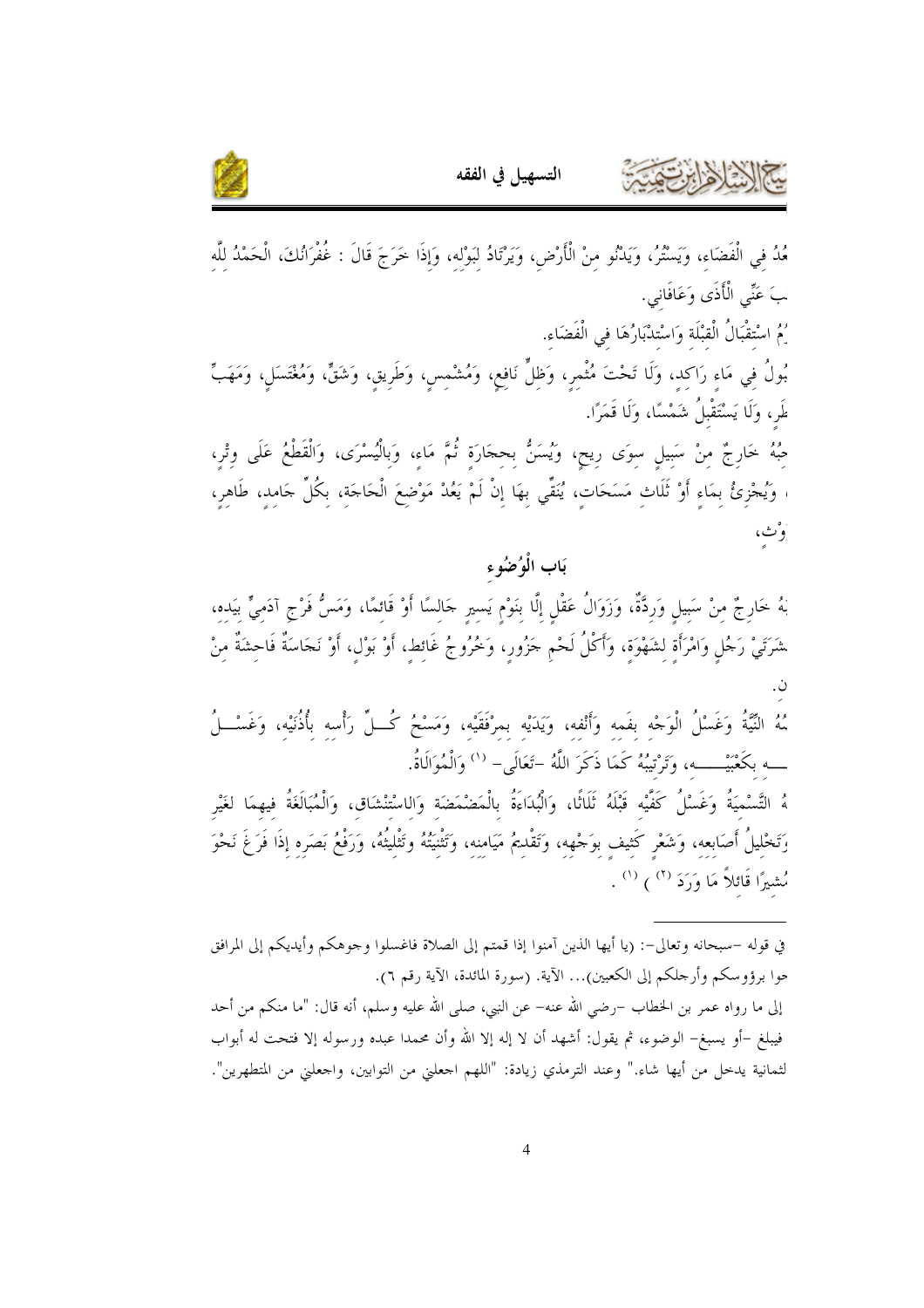عُدُ فِي الْفَضَاءِ، وَيَسْتُرُ، وَيَدْنُو مِنْ الْأَرْضِ، وَيَرْتَادُ لِبَوْلِهِ، وَإِذَا خَرَجَ قَالَ : غُفْرَانُكَ، الْحَمْدُ لِلَّهِ
بَ عَنِّي الْأَذَى وَعَافَانِي.

ُمُ اسْتِقْبَالُ الْقِبْلَةِ وَاسْتِدْبَارُهَا فِي الْفَضَاءِ.

بُولُ فِي مَاءٍ رَاكِدٍ، وَلَا تَحْتَ مُثْمِرٍ، وَظِلٍّ نَافِعٍ، وَمُشْمِسٍ، وَطَرِيقٍ، وَشَقٍّ، وَمُغْتَسَلٍ، وَمَهَبِّ
طَرٍ، وَلَا يَسْتَقْبِلُ شَمْسًا، وَلَا قَمَرًا.

جِبُهُ خَارِجٌ مِنْ سَبِيلٍ سِوَى رِيحٍ، وَيُسَنُّ بِحِجَارَةٍ ثُمَّ مَاءٍ، وَبِالْيُسْرَى، وَالْقَطْعُ عَلَى وِتْرٍ،
، وَيُجْزِئُ بِمَاءٍ أَوْ ثَلَاثِ مَسَحَاتٍ، يُنَقِّي بِهَا إِنْ لَمْ يَعْدُ مَوْضِعَ الْحَاجَةِ، بِكُلِّ جَامِدٍ، طَاهِرٍ،
وْثٍ،

## بَاب الْوُضُوءِ

بُهُ خَارِجٌ مِنْ سَبِيلٍ وَرِدَّةٌ، وَزَوَالُ عَقْلٍ إِلَّا بِنَوْمٍ يَسِيرٍ جَالِسًا أَوْ قَائِمًا، وَمَسُّ فَرْجِ آدَمِيٍّ بِيَدِهِ،
شَرَتَيْ رَجُلٍ وَامْرَأَةٍ لِشَهْوَةٍ، وَأَكْلُ لَحْمِ جَزُورٍ، وَخُرُوجُ غَائِطٍ، أَوْ بَوْلٍ، أَوْ نَجَاسَةٌ فَاحِشَةٌ مِنْ
ن.

ضُهُ النِّيَّةُ وَغَسْلُ الْوَجْهِ بِفَمِهِ وَأَنْفِهِ، وَيَدَيْهِ بِمِرْفَقَيْهِ، وَمَسْحُ كُلِّ رَأْسِهِ بِأُذُنَيْهِ، وَغَسْلُ
ـهِ بِكَعْبَيْهِ، وَتَرْتِيبُهُ كَمَا ذَكَرَ اللَّهُ -تَعَالَى- [1] وَالْمُوَالَاةُ.

هُ التَّسْمِيَةُ وَغَسْلُ كَفَّيْهِ قَبْلَهُ ثَلَاثًا، وَالْبُدَاءَةُ بِالْمَضْمَضَةِ وَالِاسْتِنْشَاقِ، وَالْمُبَالَغَةُ فِيهِمَا لِغَيْرِ
وَتَخْلِيلُ أَصَابِعِهِ، وَشَعْرٍ كَثِيفٍ بِوَجْهِهِ، وَتَقْدِيمُ مَيَامِنِهِ، وَتَثْنِيَتُهُ وَتَثْلِيثُهُ، وَرَفْعُ بَصَرِهِ إِذَا فَرَغَ نَحْوَ
مُشِيرًا قَائِلًا مَا وَرَدَ [2] ) [1] .

---

في قوله -سبحانه وتعالى-: (يا أيها الذين آمنوا إذا قمتم إلى الصلاة فاغسلوا وجوهكم وأيديكم إلى المرافق حوا برؤوسكم وأرجلكم إلى الكعبين)... الآية. (سورة المائدة، الآية رقم ٦).

إلى ما رواه عمر بن الخطاب -رضي الله عنه- عن النبي، صلى الله عليه وسلم، أنه قال: "ما منكم من أحد فيبلغ -أو يسبغ- الوضوء، ثم يقول: أشهد أن لا إله إلا الله وأن محمدا عبده ورسوله إلا فتحت له أبواب لثمانية يدخل من أيها شاء." وعند الترمذي زيادة: "اللهم اجعلني من التوابين، واجعلني من المتطهرين".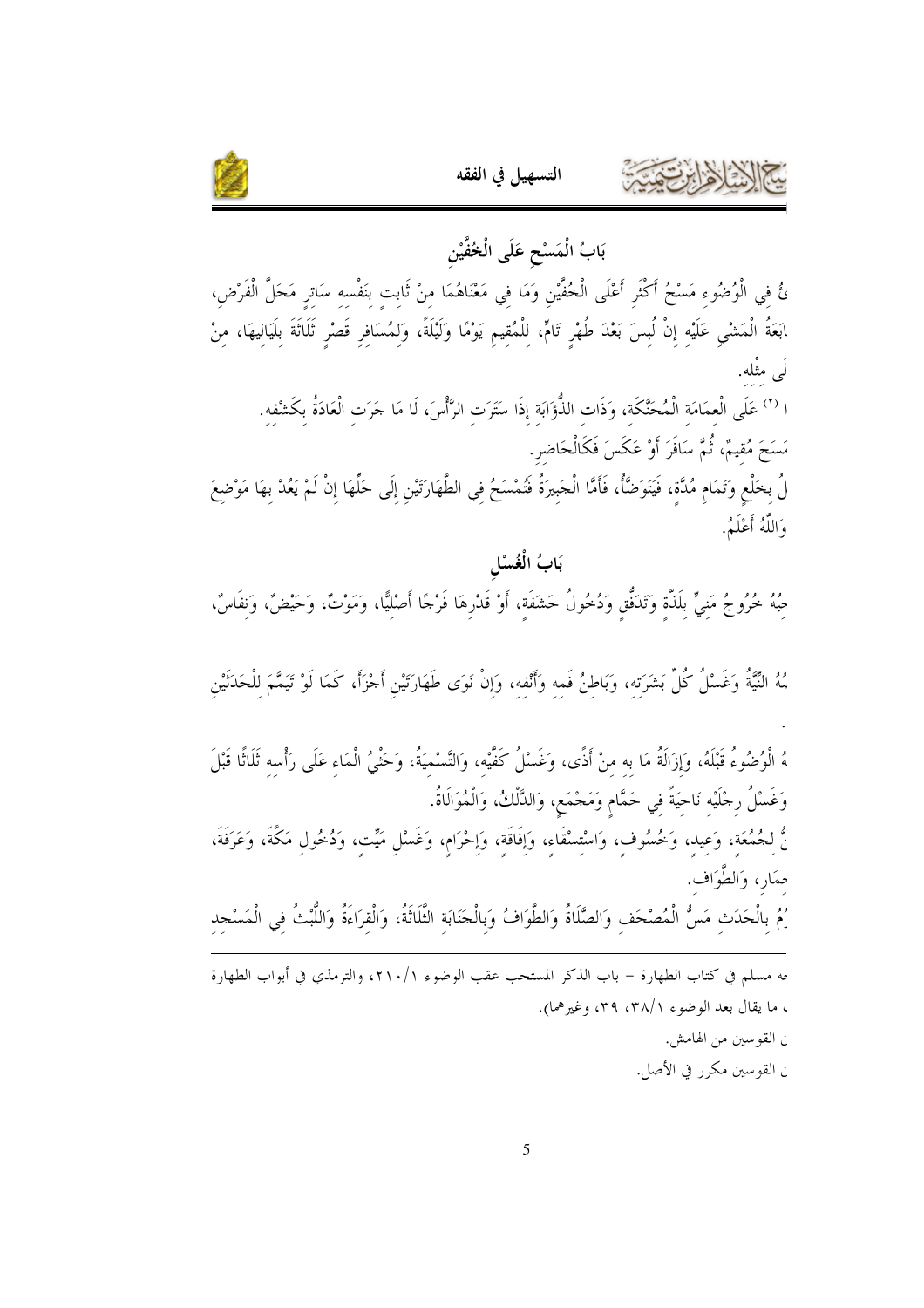## بَابُ الْمَسْحِ عَلَى الْخُفَّيْنِ

ئُ في الْوُضُوءِ مَسْحُ أَكْثَرِ أَعْلَى الْخُفَّيْنِ وَمَا فِي مَعْنَاهُمَا مِنْ ثَابِتٍ بِنَفْسِه سَاتِرٍ مَحَلَّ الْفَرْضِ، ابَعَةُ الْمَشْيِ عَلَيْه إِنْ لُبِسَ بَعْدَ طُهْرٍ تَامٍّ، لِلْمُقِيمِ يَوْمًا وَلَيْلَةً، وَلِمُسَافِرِ قَصْرٍ ثَلَاثَةً بِلَيَالِيهَا، مِنْ لَى مِثْلِه.

ا [2] عَلَى الْعِمَامَةِ الْمُحَنَّكَةِ، وَذَاتِ الذُّؤَابَةِ إِذَا سَتَرَتِ الرَّأْسَ، لَا مَا جَرَتِ الْعَادَةُ بِكَشْفِه.

مَسَحَ مُقِيمٌ، ثُمَّ سَافَرَ أَوْ عَكَسَ فَكَالْحَاضِرِ.

لُ بِخَلْعٍ وَتَمَامِ مُدَّةٍ، فَيَتَوَضَّأُ، فَأَمَّا الْجَبِيرَةُ فَتُمْسَحُ فِي الطَّهَارَتَيْنِ إِلَى حَلِّهَا إِنْ لَمْ يَعْدُ بِهَا مَوْضِعَ وَاللَّهُ أَعْلَمُ.

## بَابُ الْغُسْلِ

جِبُهُ خُرُوجُ مَنِيٍّ بِلَذَّةٍ وَتَدَفُّقٍ وَدُخُولُ حَشَفَةٍ، أَوْ قَدْرِهَا فَرْجًا أَصْلِيًّا، وَمَوْتٌ، وَحَيْضٌ، وَنِفَاسٌ،

مُهُ النِّيَّةُ وَغَسْلُ كُلِّ بَشَرَتِه، وَبَاطِنُ فَمِه وَأَنْفِه، وَإِنْ نَوَى طَهَارَتَيْنِ أَجْزَأَ، كَمَا لَوْ تَيَمَّمَ لِلْحَدَثَيْنِ.

هُ الْوُضُوءُ قَبْلَهُ، وَإِزَالَةُ مَا بِه مِنْ أَذًى، وَغَسْلُ كَفَّيْه، وَالتَّسْمِيَةُ، وَحَثْيُ الْمَاءِ عَلَى رَأْسِه ثَلَاثًا قَبْلَ وَغَسْلُ رِجْلَيْه نَاحِيَةً فِي حَمَّامٍ وَمَجْمَعٍ، وَالدَّلْكُ، وَالْمُوَالَاةُ.

نُّ لِجُمُعَةٍ، وَعِيدٍ، وَخُسُوفٍ، وَاسْتِسْقَاءٍ، وَإِفَاقَةٍ، وَإِحْرَامٍ، وَغَسْلِ مَيِّتٍ، وَدُخُولِ مَكَّةَ، وَعَرَفَةَ، جِمَارٍ، وَالطَّوَافِ.

مُ بِالْحَدَثِ مَسُّ الْمُصْحَفِ وَالصَّلَاةُ وَالطَّوَافُ وَبِالْجَنَابَةِ الثَّلَاثَةُ، وَالْقِرَاءَةُ وَاللُّبْثُ فِي الْمَسْجِدِ

---

ه مسلم في كتاب الطهارة – باب الذكر المستحب عقب الوضوء ١/٢١٠، والترمذي في أبواب الطهارة ، ما يقال بعد الوضوء ١/٣٨، ٣٩، وغيرهما).

ن القوسين من الهامش.

ن القوسين مكرر في الأصل.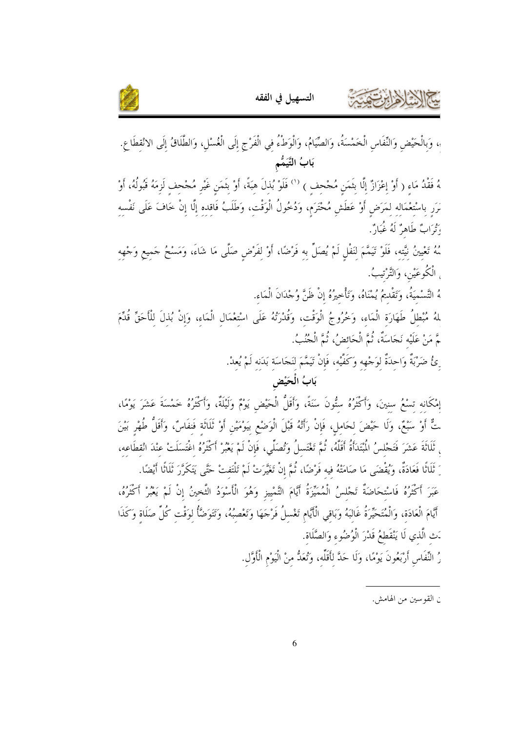، وَبِالْحَيْضِ وَالنِّفَاسِ الْخَمْسَةُ، وَالصِّيَامُ، وَالْوَطْءُ فِي الْفَرْجِ إِلَى الْغُسْلِ، وَالطَّلَاقُ إِلَى الانْقِطَاعِ.

## بَابُ التَّيَمُّمِ

هُ فَقْدُ مَاءٍ ( أَوْ إِعْزَازٌ إِلَّا بِثَمَنٍ مُجْحِفٍ ) [1] فَلَوْ بُذِلَ هِبَةً، أَوْ بِثَمَنٍ غَيْرِ مُجْحِفٍ لَزِمَهُ قَبُولُهُ، أَوْ ضَرَرٍ بِاسْتِعْمَالِهِ لِمَرَضٍ أَوْ عَطَشِ مُحْتَرَمٍ، وَدُخُولُ الْوَقْتِ، وَطَلَبُ فَاقِدِهِ إِلَّا إِنْ خَافَ عَلَى نَفْسِهِ وَتُرَابٌ طَاهِرٌ لَهُ غُبَارٌ.

مُهُ تَعْيِينُ نِيَّتِهِ، فَلَوْ تَيَمَّمَ لِنَفْلٍ لَمْ يُصَلِّ بِهِ فَرْضًا، أَوْ لِفَرْضٍ صَلَّى مَا شَاءَ، وَمَسْحُ جَمِيعِ وَجْهِهِ الْكُوعَيْنِ، وَالتَّرْتِيبُ.

هُ التَّسْمِيَةُ، وَتَقْدِيمُ يُمْنَاهُ، وَتَأْخِيرُهُ إِنْ ظَنَّ وُجْدَانَ الْمَاءِ.

لُهُ مُبْطِلُ طَهَارَةِ الْمَاءِ، وَخُرُوجُ الْوَقْتِ، وَقُدْرَتُهُ عَلَى اسْتِعْمَالِ الْمَاءِ، وَإِنْ بُذِلَ لِلْأَحَقِّ قُدِّمَ مَّ مَنْ عَلَيْهِ نَجَاسَةٌ، ثُمَّ الْحَائِضُ، ثُمَّ الْجُنُبُ.

ئُ ضَرْبَةٌ وَاحِدَةٌ لِوَجْهِهِ وَكَفَّيْهِ، فَإِنْ تَيَمَّمَ لِنَجَاسَةِ بَدَنِهِ لَمْ يُعِدْ.

## بَابُ الْحَيْضِ

إِمْكَانِهِ تِسْعُ سِنِينَ، وَأَكْثَرُهُ سِتُّونَ سَنَةً، وَأَقَلُّ الْحَيْضِ يَوْمٌ وَلَيْلَةٌ، وَأَكْثَرُهُ خَمْسَةَ عَشَرَ يَوْمًا، تٌّ أَوْ سَبْعٌ، وَلَا حَيْضَ لِحَامِلٍ، فَإِنْ رَأَتْهُ قَبْلَ الْوَضْعِ بِيَوْمَيْنِ أَوْ ثَلَاثَةٍ فَنِفَاسٌ، وَأَقَلُّ طُهْرٍ بَيْنَ ثَلَاثَةَ عَشَرَ فَتَجْلِسُ الْمُبْتَدَأَةُ أَقَلَّهُ، ثُمَّ تَغْتَسِلُ وَتُصَلِّي، فَإِنْ لَمْ يَعْبُرْ أَكْثَرُهُ اغْتَسَلَتْ عِنْدَ انْقِطَاعِهِ، ثَلَاثًا فَعَادَةٌ، وَيُقْضَى مَا صَامَتْهُ فِيهِ فَرْضًا، ثُمَّ إِنْ تَغَيَّرَتْ لَمْ تَلْتَفِتْ حَتَّى يَتَكَرَّرَ ثَلَاثًا أَيْضًا.

عَبَرَ أَكْثَرُهُ فَاسْتِحَاضَةٌ تَجْلِسُ الْمُمَيِّزَةُ أَيَّامَ التَّمْيِيزِ وَهُوَ الْأَسْوَدُ الثَّخِينُ إِنْ لَمْ يَعْبُرْ أَكْثَرُهُ، أَيَّامَ الْعَادَةِ، وَالْمُتَحَيِّرَةُ غَالِبَهُ وَبَاقِي الْأَيَّامِ تَغْسِلُ فَرْجَهَا وَتَعْصِبُهُ، وَتَتَوَضَّأُ لِوَقْتِ كُلِّ صَلَاةٍ وَكَذَا دَثُ الَّذِي لَا يَنْقَطِعُ قَدْرَ الْوُضُوءِ وَالصَّلَاةِ.

ُ النِّفَاسِ أَرْبَعُونَ يَوْمًا، وَلَا حَدَّ لِأَقَلِّهِ، وَتُعَدُّ مِنَ الْيَوْمِ الْأَوَّلِ.

---

[1] ن القوسين من الهامش.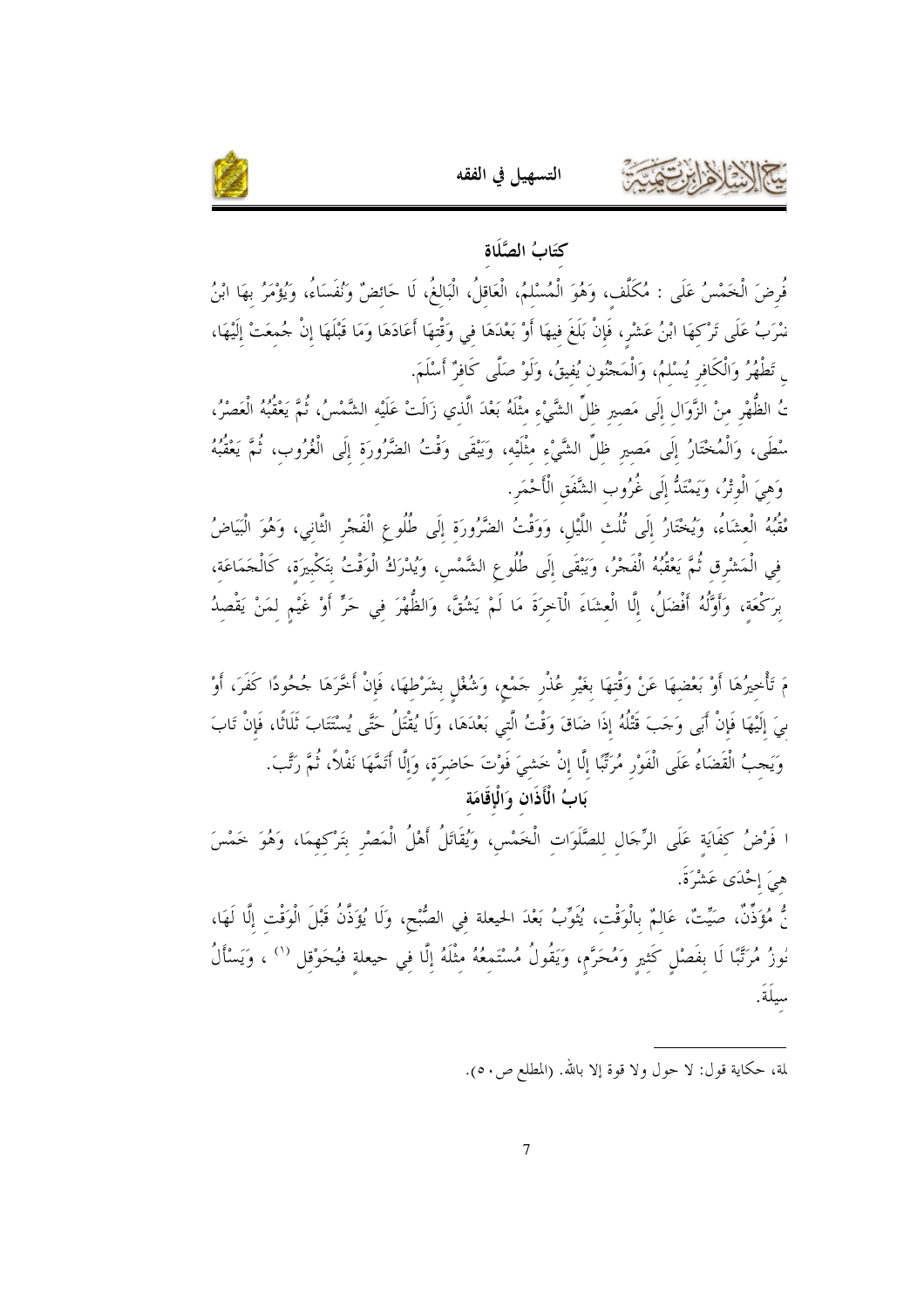## كِتَابُ الصَّلَاة

فُرِضَ الْخَمْسُ عَلَى : مُكَلَّفٍ، وَهُوَ الْمُسْلِمُ، الْعَاقِلُ، الْبَالِغُ، لَا حَائِضٌ وَنُفَسَاءُ، وَيُؤْمَرُ بِهَا ابْنُ سَبْعٍ، وَيُضْرَبُ عَلَى تَرْكِهَا ابْنُ عَشْرٍ، فَإِنْ بَلَغَ فِيهَا أَوْ بَعْدَهَا فِي وَقْتِهَا أَعَادَهَا وَمَا قَبْلَهَا إِنْ جُمِعَتْ إِلَيْهَا، كَحَائِضٍ تَطْهُرُ وَالْكَافِرِ يُسْلِمُ، وَالْمَجْنُونِ يُفِيقُ، وَلَوْ صَلَّى كَافِرٌ أَسْلَمَ.

وَوَقْتُ الظُّهْرِ مِنْ الزَّوَالِ إِلَى مَصِيرِ ظِلِّ الشَّيْءِ مِثْلَهُ بَعْدَ الَّذِي زَالَتْ عَلَيْهِ الشَّمْسُ، ثُمَّ يَعْقُبُهُ الْعَصْرُ، وَهِيَ الْوُسْطَى، وَالْمُخْتَارُ إِلَى مَصِيرِ ظِلِّ الشَّيْءِ مِثْلَيْهِ، وَيَبْقَى وَقْتُ الضَّرُورَةِ إِلَى الْغُرُوبِ، ثُمَّ يَعْقُبُهُ الْمَغْرِبُ، وَهِيَ الْوِتْرُ، وَيَمْتَدُّ إِلَى غُرُوبِ الشَّفَقِ الْأَحْمَرِ.

ثُمَّ يَعْقُبُهُ الْعِشَاءُ، وَيُخْتَارُ إِلَى ثُلُثِ اللَّيْلِ، وَوَقْتُ الضَّرُورَةِ إِلَى طُلُوعِ الْفَجْرِ الثَّانِي، وَهُوَ الْبَيَاضُ الْمُعْتَرِضُ فِي الْمَشْرِقِ ثُمَّ يَعْقُبُهُ الْفَجْرُ، وَيَبْقَى إِلَى طُلُوعِ الشَّمْسِ، وَيُدْرَكُ الْوَقْتُ بِتَكْبِيرَةٍ، كَالْجَمَاعَةِ، وَالْجُمُعَةُ بِرَكْعَةٍ، وَأَوَّلُهُ أَفْضَلُ، إِلَّا الْعِشَاءَ الْآخِرَةَ مَا لَمْ يَشُقَّ، وَالظُّهْرَ فِي حَرٍّ أَوْ غَيْمٍ لِمَنْ يَقْصِدُ

وَيَحْرُمُ تَأْخِيرُهَا أَوْ بَعْضِهَا عَنْ وَقْتِهَا بِغَيْرِ عُذْرِ جَمْعٍ، وَشُغْلٍ بِشَرْطِهَا، فَإِنْ أَخَّرَهَا جُحُودًا كَفَرَ، أَوْ تَهَاوُنًا دُعِيَ إِلَيْهَا فَإِنْ أَبَى وَجَبَ قَتْلُهُ إِذَا ضَاقَ وَقْتُ الَّتِي بَعْدَهَا، وَلَا يُقْتَلُ حَتَّى يُسْتَتَابَ ثَلَاثًا، فَإِنْ تَابَ وَإِلَّا قُتِلَ، وَيَجِبُ الْقَضَاءُ عَلَى الْفَوْرِ مُرَتَّبًا إِلَّا إِنْ خَشِيَ فَوْتَ حَاضِرَةٍ، وَإِلَّا أَتَمَّهَا نَفْلاً، ثُمَّ رَتَّبَ.

### بَابُ الْأَذَانِ وَالْإِقَامَة

هُمَا فَرْضُ كِفَايَةٍ عَلَى الرِّجَالِ لِلصَّلَوَاتِ الْخَمْسِ، وَيُقَاتَلُ أَهْلُ الْمِصْرِ بِتَرْكِهِمَا، وَهُوَ خَمْسَ عَشْرَةَ، وَهِيَ إِحْدَى عَشْرَةَ.

وَيُسَنُّ مُؤَذِّنٌ، صَيِّتٌ، عَالِمٌ بِالْوَقْتِ، يُثَوِّبُ بَعْدَ الحيعلة فِي الصُّبْحِ، وَلَا يُؤَذَّنُ قَبْلَ الْوَقْتِ إِلَّا لَهَا، وَلَا يَجُوزُ مُرَتَّبًا لَا بِفَصْلٍ كَثِيرٍ وَمُحَرَّمٍ، وَيَقُولُ مُسْتَمِعُهُ مِثْلَهُ إِلَّا فِي حيعلة فيُحَوْقِل [1] ، وَيَسْأَلُ الْوَسِيلَةَ.

---

[1] الحوقلة، حكاية قول: لا حول ولا قوة إلا بالله. (المطلع ص٥٠).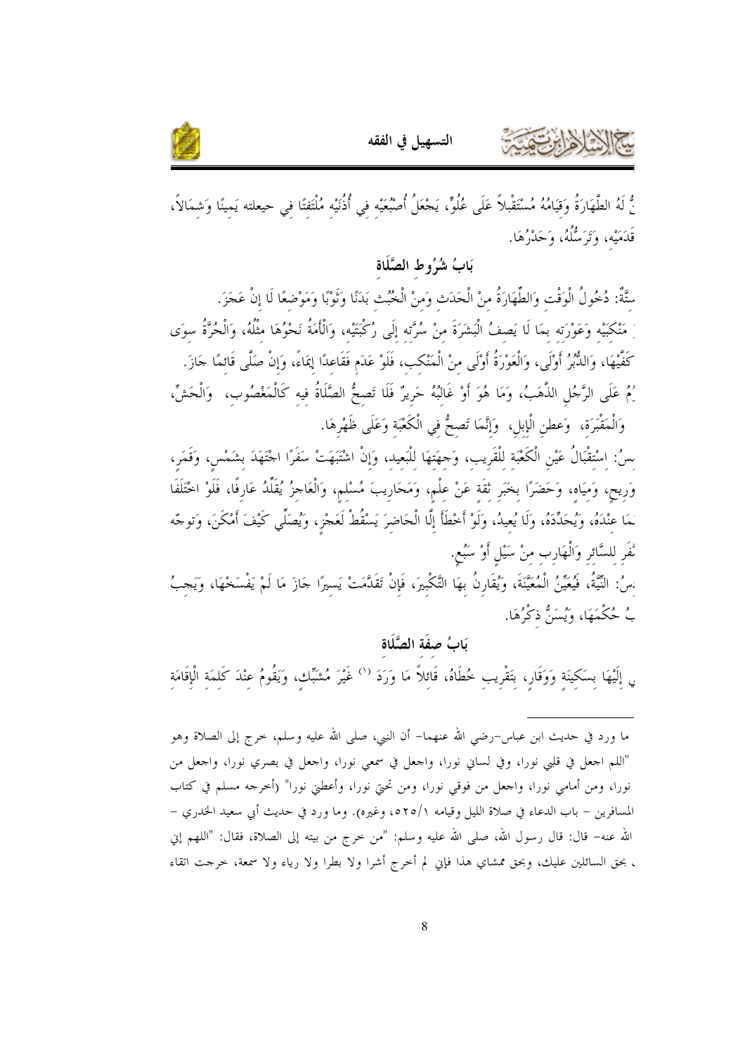ـنٌّ لَهُ الطَّهَارَةُ وَقِيَامُهُ مُسْتَقْبِلاً عَلَى عُلُوٍّ، يَجْعَلُ أُصْبُعَيْهِ فِي أُذُنَيْهِ مُلْتَفِتًا فِي حيعلته يَمِينًا وَشِمَالاً، قَدَمَيْهِ، وَتَرَسُّلُهُ، وَحَدْرُهَا.

## بَابُ شُرُوطِ الصَّلَاةِ

ستَّةٌ: دُخُولُ الْوَقْتِ وَالطَّهَارَةُ مِنْ الْحَدَثِ وَمِنْ الْخُبُثِ بَدَنًا وَثَوْبًا وَمَوْضِعًا لَا إنْ عَجَزَ. مَنْكِبَيْهِ وَعَوْرَتِهِ بِمَا لَا يَصِفُ الْبَشَرَةَ مِنْ سُرَّتِهِ إلَى رُكْبَتَيْهِ، وَالْأَمَةُ نَحْوُهَا مِثْلُهُ، وَالْحُرَّةُ سِوَى كَفَّيْهَا، وَالدُّبُرُ أَوْلَى، وَالْعَوْرَةُ أَوْلَى مِنْ الْمَنْكِبِ، فَلَوْ عَدِمَ فَقَاعِدًا إيمَاءً، وَإِنْ صَلَّى قَائِمًا جَازَ. ـمُ عَلَى الرَّجُلِ الذَّهَبُ، وَمَا هُوَ أَوْ غَالِبُهُ حَرِيرٌ فَلَا تَصِحُّ الصَّلَاةُ فِيهِ كَالْمَغْصُوبِ، وَالْحَشِّ، وَالْمَقْبَرَةِ، وَعطنِ الْإِبِلِ، وَإِنَّمَا تَصِحُّ فِي الْكَعْبَةِ وَعَلَى ظَهْرِهَا.

ـسُ: اسْتِقْبَالُ عَيْنِ الْكَعْبَةِ لِلْقَرِيبِ، وَجِهَتِهَا لِلْبَعِيدِ، وَإِنْ اشْتَبَهَتْ سَفَرًا اجْتَهَدَ بِشَمْسٍ، وَقَمَرٍ، وَرِيحٍ، وَمِيَاهٍ، وَحَضَرًا بِخَبَرِ ثِقَةٍ عَنْ عِلْمٍ، وَمَحَارِيبَ مُسْلِمٍ، وَالْعَاجِزُ يُقَلِّدُ عَارِفًا، فَلَوْ اخْتَلَفَا ـمَا عِنْدَهُ، وَيُحَدِّدُهُ، وَلَا يُعِيدُ، وَلَوْ أَخْطَأَ إلَّا الْحَاضِرَ يَسْقُطُ لِعَجْزٍ، وَيُصَلِّي كَيْفَ أَمْكَنَ، وَتوجّه ـنَفْرِ لِلسَّائِرِ وَالْهَارِبِ مِنْ سَيْلٍ أَوْ سَبُعٍ.

ـسُ: النِّيَّةُ، فَيُعَيِّنُ الْمُعَيَّنَةَ، وَيُقَارِنُ بِهَا التَّكْبِيرَ، فَإِنْ تَقَدَّمَتْ يَسِيرًا جَازَ مَا لَمْ يَفْسَخْهَا، وَيَجِبُ ـبُ حُكْمَهَا، وَيُسَنُّ ذِكْرُهَا.

## بَابُ صِفَةِ الصَّلَاةِ

ـي إلَيْهَا بِسَكِينَةٍ وَوَقَارٍ، بِتَقْرِيبِ خُطَاهُ، قَائِلاً مَا وَرَدَ [1] غَيْرَ مُشَبِّكٍ، وَيَقُومُ عِنْدَ كَلِمَةِ الْإِقَامَةِ

---

[1] ما ورد في حديث ابن عباس-رضي الله عنهما- أن النبي، صلى الله عليه وسلم، خرج إلى الصلاة وهو "اللهم اجعل في قلبي نورا، وفي لساني نورا، واجعل في سمعي نورا، واجعل في بصري نورا، واجعل من نورا، ومن أمامي نورا، واجعل من فوقي نورا، ومن تحتي نورا، وأعطني نورا" (أخرجه مسلم في كتاب المسافرين - باب الدعاء في صلاة الليل وقيامه ٥٢٥/١، وغيره). وما ورد في حديث أبي سعيد الخدري - الله عنه- قال: قال رسول الله، صلى الله عليه وسلم: "من خرج من بيته إلى الصلاة، فقال: "اللهم إني ـ بحق السائلين عليك، وبحق ممشاي هذا فإني لم أخرج أشرا ولا بطرا ولا رياء ولا سمعة، خرجت اتقاء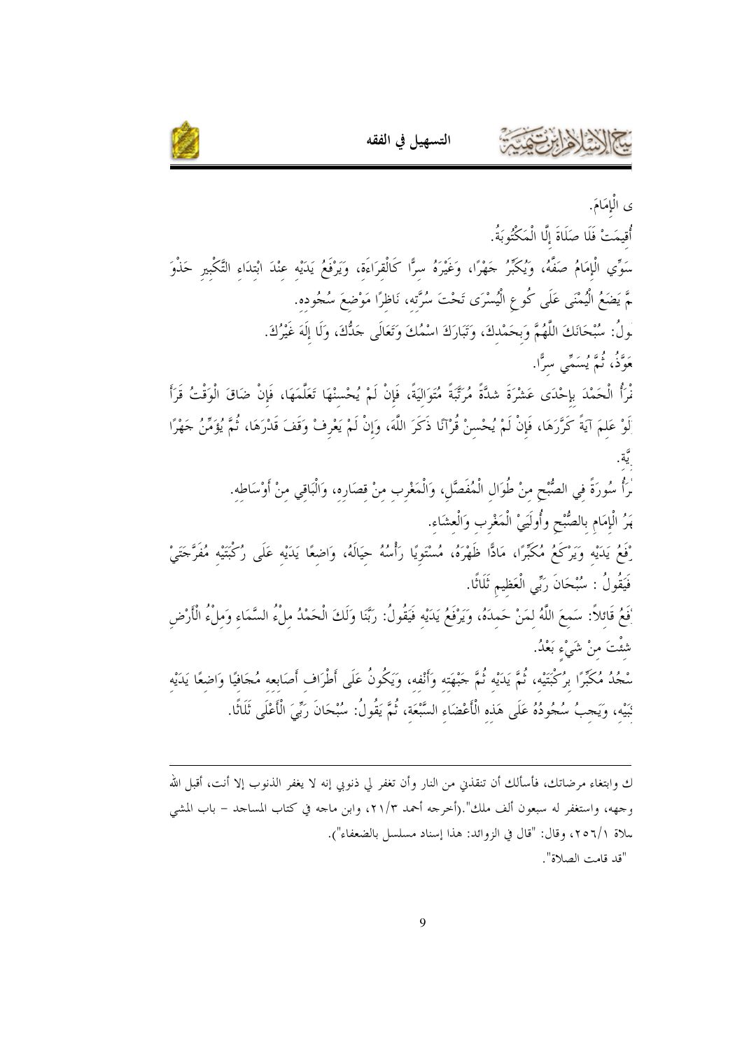ى الْإِمَامَ.

أُقِيمَتْ فَلَا صَلَاةَ إِلَّا الْمَكْتُوبَةُ.

سَوِّي الْإِمَامُ صَفَّهُ، وَيُكَبِّرُ جَهْرًا، وَغَيْرَهُ سِرًّا كَالْقِرَاءَةِ، وَيَرْفَعُ يَدَيْهِ عِنْدَ ابْتِدَاءِ التَّكْبِيرِ حَذْوَ مَّ يَضَعُ الْيُمْنَى عَلَى كُوعِ الْيُسْرَى تَحْتَ سُرَّتِهِ، نَاظِرًا مَوْضِعَ سُجُودِهِ.

ولُ: سُبْحَانَكَ اللَّهُمَّ وَبِحَمْدِكَ، وَتَبَارَكَ اسْمُكَ وَتَعَالَى جَدُّكَ، وَلَا إِلَهَ غَيْرُكَ.

عَوَّذُ، ثُمَّ يُسَمِّي سِرًّا.

رَأُ الْحَمْدَ بِإِحْدَى عَشْرَةَ شدَّةً مُرَتَّبَةً مُتَوَالِيَةً، فَإِنْ لَمْ يُحْسِنْهَا تَعَلَّمَهَا، فَإِنْ ضَاقَ الْوَقْتُ قَرَأَ لَوْ عَلِمَ آيَةً كَرَّرَهَا، فَإِنْ لَمْ يُحْسِنْ قُرْآنًا ذَكَرَ اللَّهَ، وَإِنْ لَمْ يَعْرِفْ وَقَفَ قَدْرَهَا، ثُمَّ يُؤَمِّنُ جَهْرًا يَّةِ.

رَأُ سُورَةً فِي الصُّبْحِ مِنْ طُوَالِ الْمُفَصَّلِ، وَالْمَغْرِبِ مِنْ قِصَارِهِ، وَالْبَاقِي مِنْ أَوْسَاطِهِ.

هَرُ الْإِمَامِ بِالصُّبْحِ وَأُولَيَيْ الْمَغْرِبِ وَالْعِشَاءِ.

رْفَعُ يَدَيْهِ وَيَرْكَعُ مُكَبِّرًا، مَادًّا ظَهْرَهُ، مُسْتَوِيًا رَأْسُهُ حِيَالَهُ، وَاضِعًا يَدَيْهِ عَلَى رُكْبَتَيْهِ مُفَرَّجَتَيْ فَيَقُولُ: سُبْحَانَ رَبِّيَ الْعَظِيمِ ثَلَاثًا.

رْفَعُ قَائِلاً: سَمِعَ اللَّهُ لِمَنْ حَمِدَهُ، وَيَرْفَعُ يَدَيْهِ فَيَقُولُ: رَبَّنَا وَلَكَ الْحَمْدُ مِلْءُ السَّمَاءِ وَمِلْءُ الْأَرْضِ شِئْتَ مِنْ شَيْءٍ بَعْدُ.

سْجُدُ مُكَبِّرًا بِرُكْبَتَيْهِ، ثُمَّ يَدَيْهِ ثُمَّ جَبْهَتِهِ وَأَنْفِهِ، وَيَكُونُ عَلَى أَطْرَافِ أَصَابِعِهِ مُجَافِيًا وَاضِعًا يَدَيْهِ نَبَيْهِ، وَيَجِبُ سُجُودُهُ عَلَى هَذِهِ الْأَعْضَاءِ السَّبْعَةِ، ثُمَّ يَقُولُ: سُبْحَانَ رَبِّيَ الْأَعْلَى ثَلَاثًا.

---

ك وابتغاء مرضاتك، فأسألك أن تنقذني من النار وأن تغفر لي ذنوبي إنه لا يغفر الذنوب إلا أنت، أقبل الله وجهه، واستغفر له سبعون ألف ملك".(أخرجه أحمد ٢١/٣، وابن ماجه في كتاب المساجد – باب المشي سلاة ٢٥٦/١، وقال: "قال في الزوائد: هذا إسناد مسلسل بالضعفاء").

"قد قامت الصلاة".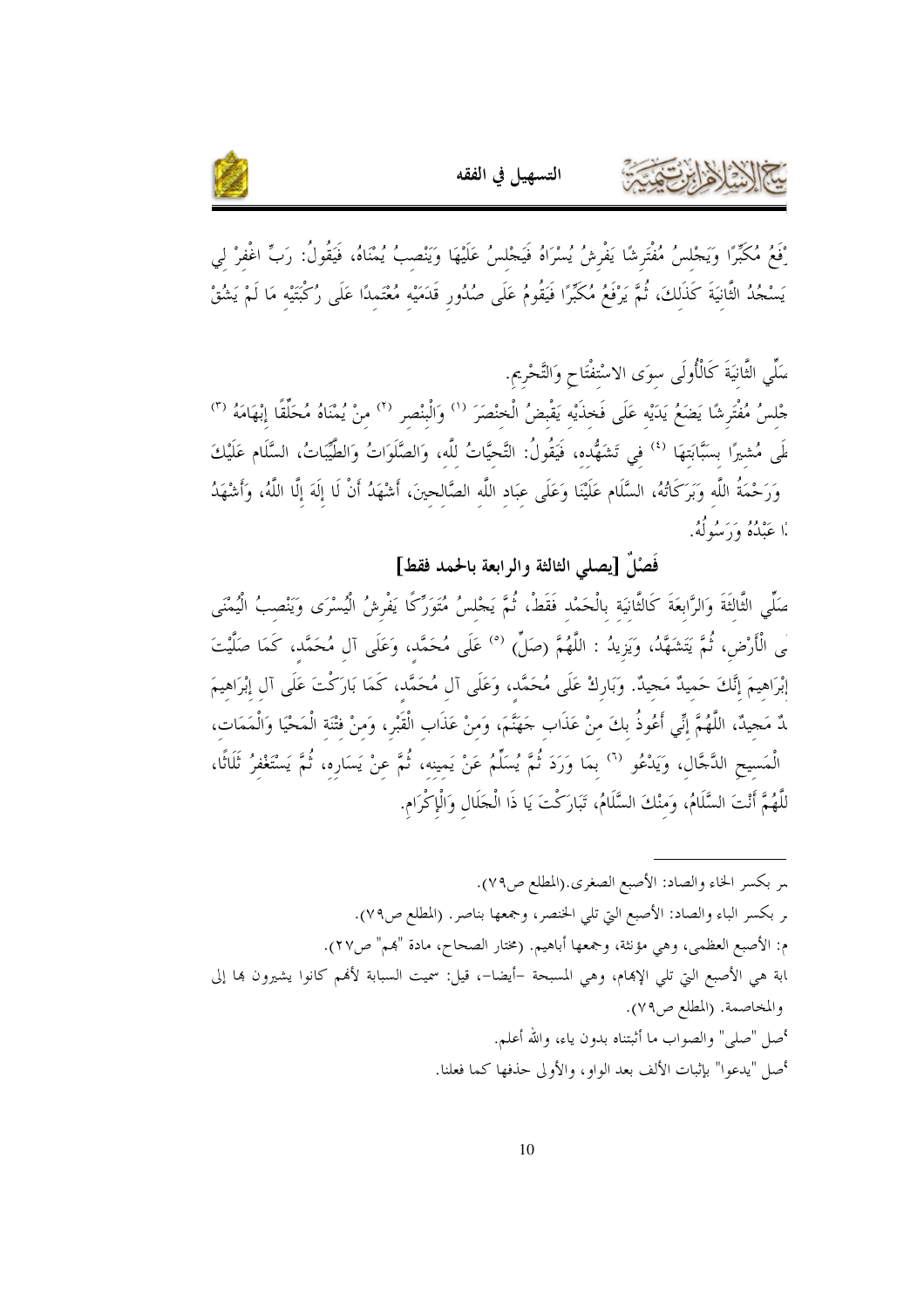ْفَعُ مُكَبِّرًا وَيَجْلسُ مُفْتَرِشًا يَفْرِشُ يُسْرَاهُ فَيَجْلسُ عَلَيْهَا وَيَنْصِبُ يُمْنَاهُ، فَيَقُولُ: رَبِّ اغْفِرْ لِي يَسْجُدُ الثَّانِيَةَ كَذَلِكَ، ثُمَّ يَرْفَعُ مُكَبِّرًا فَيَقُومُ عَلَى صُدُورِ قَدَمَيْهِ مُعْتَمِدًا عَلَى رُكْبَتَيْهِ مَا لَمْ يَشُقّ

صَلِّي الثَّانِيَةَ كَالْأُولَى سِوَى الاسْتِفْتَاحِ وَالتَّحْرِيمِ.

جْلسُ مُفْتَرِشًا يَضَعُ يَدَيْهِ عَلَى فَخِذَيْهِ يَقْبِضُ الْخِنْصَرَ [1] وَالْبِنْصِر [2] مِنْ يُمْنَاهُ مُحَلِّقًا إِبْهَامَهُ [3] طَى مُشِيرًا بِسَبَّابَتِهَا [4] فِي تَشَهُّدِه، فَيَقُولُ: التَّحِيَّاتُ للَّه، وَالصَّلَوَاتُ وَالطَّيِّبَاتُ، السَّلَام عَلَيْكَ وَرَحْمَةُ اللَّه وَبَرَكَاتُهُ، السَّلَام عَلَيْنَا وَعَلَى عبَاد اللَّه الصَّالحينَ، أَشْهَدُ أَنْ لَا إِلَهَ إِلَّا اللَّهُ، وَأَشْهَدُ ا عَبْدُهُ وَرَسُولُهُ.

## فَصْلٌ [يصلي الثالثة والرابعة بالحمد فقط]

صَلِّي الثَّالثَةَ وَالرَّابعَةَ كَالثَّانِيَة بِالْحَمْد فَقَطْ، ثُمَّ يَجْلسُ مُتَوَرِّكًا يَفْرِشُ الْيُسْرَى وَيَنْصِبُ الْيُمْنَى ى الْأَرْضِ، ثُمَّ يَتَشَهَّدُ، وَيَزِيدُ : اللَّهُمَّ (صَلِّ) [5] عَلَى مُحَمَّد، وَعَلَى آل مُحَمَّد، كَمَا صَلَّيْتَ إِبْرَاهِيمَ إِنَّكَ حَمِيدٌ مَجِيدٌ. وَبَارِكْ عَلَى مُحَمَّد، وَعَلَى آلِ مُحَمَّد، كَمَا بَارَكْتَ عَلَى آل إِبْرَاهِيمَ دٌ مَجِيدٌ، اللَّهُمَّ إِنِّي أَعُوذُ بكَ منْ عَذَاب جَهَنَّمَ، وَمنْ عَذَاب الْقَبْر، وَمنْ فتْنَة الْمَحْيَا وَالْمَمَات، الْمَسيح الدَّجَّال، وَيَدْعُو [6] بمَا وَرَدَ ثُمَّ يُسَلِّمُ عَنْ يَمينه، ثُمَّ عنْ يَسَاره، ثُمَّ يَسْتَغْفرُ ثَلَاثًا، للَّهُمَّ أَنْتَ السَّلَامُ، وَمِنْكَ السَّلَامُ، تَبَارَكْتَ يَا ذَا الْجَلَال وَالْإِكْرَام.

---

[1] ـر بكسر الخاء والصاد: الأصبع الصغرى.(المطلع ص٧٩).

[2] ـر بكسر الباء والصاد: الأصبع التي تلي الخنصر، وجمعها بناصر. (المطلع ص٧٩).

[3] م: الأصبع العظمى، وهي مؤنثة، وجمعها أباهيم. (مختار الصحاح، مادة "بهم" ص٢٧).

[4] ـابة هي الأصبع التي تلي الإبهام، وهي المسبحة -أيضا-، قيل: سميت السبابة لأنهم كانوا يشيرون بها إلى والمخاصمة. (المطلع ص٧٩).

[5] أصل "صلى" والصواب ما أثبتناه بدون ياء، والله أعلم.

[6] أصل "يدعوا" بإثبات الألف بعد الواو، والأولى حذفها كما فعلنا.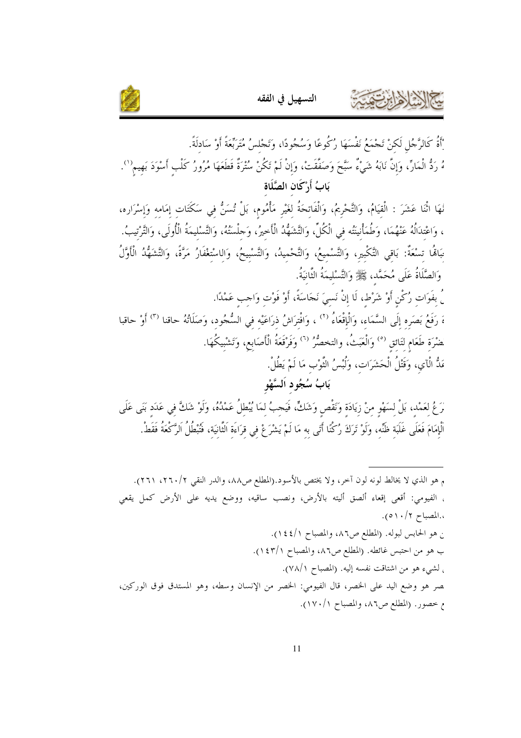ْأَةُ كَالرَّجُلِ لَكِنْ تَجْمَعُ نَفْسَهَا رُكُوعًا وَسُجُودًا، وَتَجْلِسُ مُتَرَبِّعَةً أَوْ سَادِلَةً.

هُ رَدُّ الْمَارِّ، وَإِنَّ نَابَهُ شَيْءٌ سَبَّحَ وَصَفَّقَتْ، وَإِنْ لَمْ تَكُنْ سُتْرَةٌ قَطَعَهَا مُرُورُ كَلْبٍ أَسْوَدَ بَهِيمٍ[1].

## بَابُ أَرْكَانِ الصَّلَاةِ

نُهَا اثْنَا عَشَرَ : الْقِيَامُ، وَالتَّحْرِيمُ، وَالْفَاتِحَةُ لِغَيْرِ مَأْمُومٍ، بَلْ تُسَنُّ فِي سَكَتَاتِ إِمَامِه وَإِسْرَارِه، ، وَاعْتِدَالُهُ عَنْهُمَا، وَطُمَأْنِينَتُه فِي الْكُلِّ، وَالتَّشَهُّدُ الْأَخِيرُ، وَجِلْسَتُهُ، وَالتَّسْلِيمَةُ الْأُولَى، وَالتَّرْتِيبُ.

بَاتُهَا تِسْعَةٌ: بَاقِي التَّكْبِيرِ، وَالتَّسْمِيعُ، وَالتَّحْمِيدُ، وَالتَّسْبِيحُ، وَالاسْتِغْفَارُ مَرَّةً، وَالتَّشَهُّدُ الْأَوَّلُ وَالصَّلَاةُ عَلَى مُحَمَّدٍ، ﷺ وَالتَّسْلِيمَةُ الثَّانِيَةُ.

ُ بِفَوَاتِ رُكْنٍ أَوْ شَرْطٍ، لَا إِنْ نَسِيَ نَجَاسَةً، أَوْ فَوْتِ وَاجِبٍ عَمْدًا.

ةَ رَفْعُ بَصَرِه إِلَى السَّمَاءِ، وَالْإِقْعَاءُ [2] ، وَافْتِرَاشُ ذِرَاعَيْهِ فِي السُّجُودِ، وَصَلَاتُهُ حاقنا [3] أَوْ حاقبا ضْرَةِ طَعَامٍ لِتَائِقٍ [5] وَالْعَبَثُ، والتخصُّرُ [6] وَفَرْقَعَةُ الْأَصَابِعِ، وَتَشْبِيكُهَا.

عَدُّ الْآيِ، وَقَتْلُ الْحَشَرَاتِ، وَلُبْسُ الثَّوْبِ مَا لَمْ يَطُلْ.

## بَابُ سُجُودِ السَّهْوِ

رَعُ لِعَمْدٍ، بَلْ لِسَهْوٍ مِنْ زِيَادَةٍ وَنَقْصٍ وَشَكٍّ، فَيَجِبُ لِمَا يُبْطِلُ عَمْدُهُ، وَلَوْ شَكَّ فِي عَدَدٍ بَنَى عَلَى الْإِمَامَ فَعَلَى غَلَبَةِ ظَنِّهِ، وَلَوْ تَرَكَ رُكْنًا أَتَى بِهِ مَا لَمْ يَشْرَعْ فِي قِرَاءَةِ الثَّانِيَةِ، فَتَبْطُلُ الرَّكْعَةُ فَقَطْ.

---

م هو الذي لا يخالط لونه لون آخر، ولا يختص بالأسود.(المطلع ص٨٨، والدر النقي ٢/٢٦٠، ٢٦١).

، الفيومي: أقعى إقعاء ألصق أليته بالأرض، ونصب ساقيه، ووضع يديه على الأرض كمل يقعي ،.المصباح ٢/٥١٠).

ن هو الحابس لبوله. (المطلع ص٨٦، والمصباح ١/١٤٤).

ب هو من احتبس غائطه. (المطلع ص٨٦، والمصباح ١/١٤٣).

، لشيء هو من اشتاقت نفسه إليه. (المصباح ١/٧٨).

صر هو وضع اليد على الخصر، قال الفيومي: الخصر من الإنسان وسطه، وهو المستدق فوق الوركين، م خصور. (المطلع ص٨٦، والمصباح ١/١٧٠).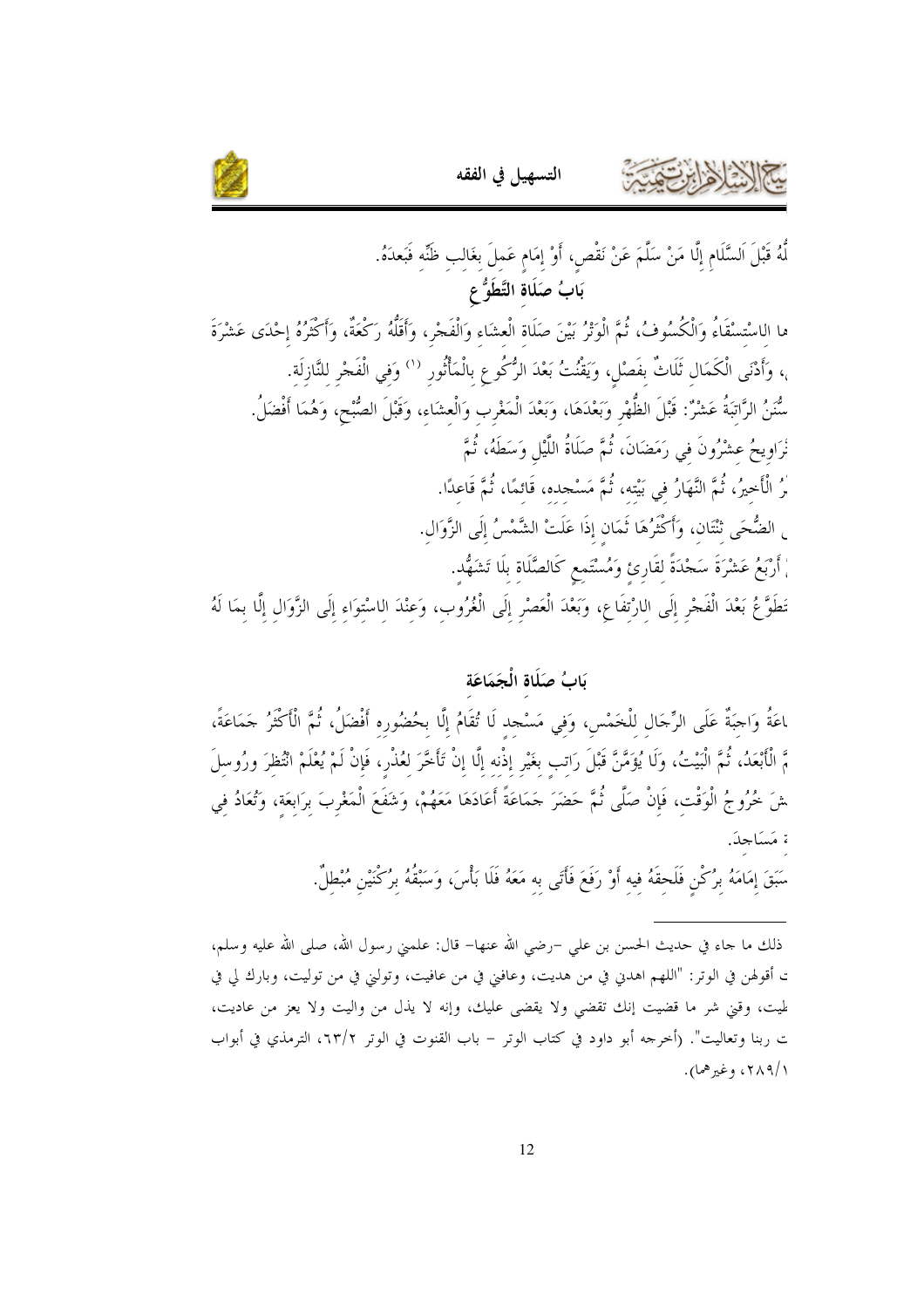لُهُ قَبْلَ اَلسَّلَامِ إِلَّا مَنْ سَلَّمَ عَنْ نَقْصٍ، أَوْ إِمَامٍ عَمِلَ بِغَالِبِ ظَنِّهِ فَبَعدَهُ.

## بَابُ صَلَاةِ التَّطَوُّعِ

ها الاسْتِسْقَاءُ وَالْكُسُوفُ، ثُمَّ الْوَتْرُ بَيْنَ صَلَاةِ الْعِشَاءِ وَالْفَجْرِ، وَأَقَلُّهُ رَكْعَةٌ، وَأَكْثَرُهُ إِحْدَى عَشْرَةَ ، وَأَدْنَى الْكَمَالِ ثَلَاثٌ بِفَصْلٍ، وَيَقْنُتُ بَعْدَ الرُّكُوعِ بِالْمَأْثُورِ [1] وَفِي الْفَجْرِ لِلنَّازِلَةِ.

سُنَنُ الرَّاتِبَةُ عَشْرٌ: قَبْلَ الظُّهْرِ وَبَعْدَهَا، وَبَعْدَ الْمَغْرِبِ وَالْعِشَاءِ، وَقَبْلَ الصُّبْحِ، وَهُمَا أَفْضَلُ.

تَرَاوِيحُ عِشْرُونَ فِي رَمَضَانَ، ثُمَّ صَلَاةُ اللَّيْلِ وَسَطَهُ، ثُمَّ

رُ الْأَخِيرُ، ثُمَّ النَّهَارُ فِي بَيْتِهِ، ثُمَّ مَسْجِدِهِ، قَائِمًا، ثُمَّ قَاعِدًا.

الضُّحَى ثِنْتَانِ، وَأَكْثَرُهَا ثَمَانٍ إِذَا عَلَتْ الشَّمْسُ إِلَى الزَّوَالِ.

أَرْبَعُ عَشْرَةَ سَجْدَةً لِقَارِئٍ وَمُسْتَمِعٍ كَالصَّلَاةِ بِلَا تَشَهُّدٍ.

تَطَوُّعُ بَعْدَ الْفَجْرِ إِلَى الارْتِفَاعِ، وَبَعْدَ الْعَصْرِ إِلَى الْغُرُوبِ، وَعِنْدَ الاسْتِوَاءِ إِلَى الزَّوَالِ إِلَّا بِمَا لَهُ

## بَابُ صَلَاةِ الْجَمَاعَةِ

اعَةُ وَاجِبَةٌ عَلَى الرِّجَالِ لِلْخَمْسِ، وَفِي مَسْجِدٍ لَا تُقَامُ إِلَّا بِحُضُورِهِ أَفْضَلُ، ثُمَّ الْأَكْثَرُ جَمَاعَةً، مَّ الْأَبْعَدُ، ثُمَّ الْبَيْتُ، وَلَا يُؤَمَّنَّ قَبْلَ رَاتِبٍ بِغَيْرِ إِذْنِهِ إِلَّا إِنْ تَأَخَّرَ لِعُذْرٍ، فَإِنْ لَمْ يُعْلَمْ انْتُظِرَ وَرُوسِلَ شَ خُرُوجُ الْوَقْتِ، فَإِنْ صَلَّى ثُمَّ حَضَرَ جَمَاعَةً أَعَادَهَا مَعَهُمْ، وَشَفَعَ الْمَغْرِبَ بِرَابِعَةٍ، وَتُعَادُ فِي ة مَسَاجِدَ.

سَبَقَ إِمَامَهُ بِرُكْنٍ فَلَحِقَهُ فِيهِ أَوْ رَفَعَ فَأَتَى بِهِ مَعَهُ فَلَا بَأْسَ، وَسَبْقُهُ بِرُكْنَيْنِ مُبْطِلٌ.

---

[1] ذلك ما جاء في حديث الحسن بن علي –رضي الله عنهما– قال: علمني رسول الله، صلى الله عليه وسلم، ت أقولهن في الوتر: "اللهم اهدني في من هديت، وعافني في من عافيت، وتولني في من توليت، وبارك لي في طيت، وقني شر ما قضيت إنك تقضي ولا يقضى عليك، وإنه لا يذل من واليت ولا يعز من عاديت، ت ربنا وتعاليت". (أخرجه أبو داود في كتاب الوتر – باب القنوت في الوتر ٦٣/٢، الترمذي في أبواب ٢٨٩/١، وغيرهما).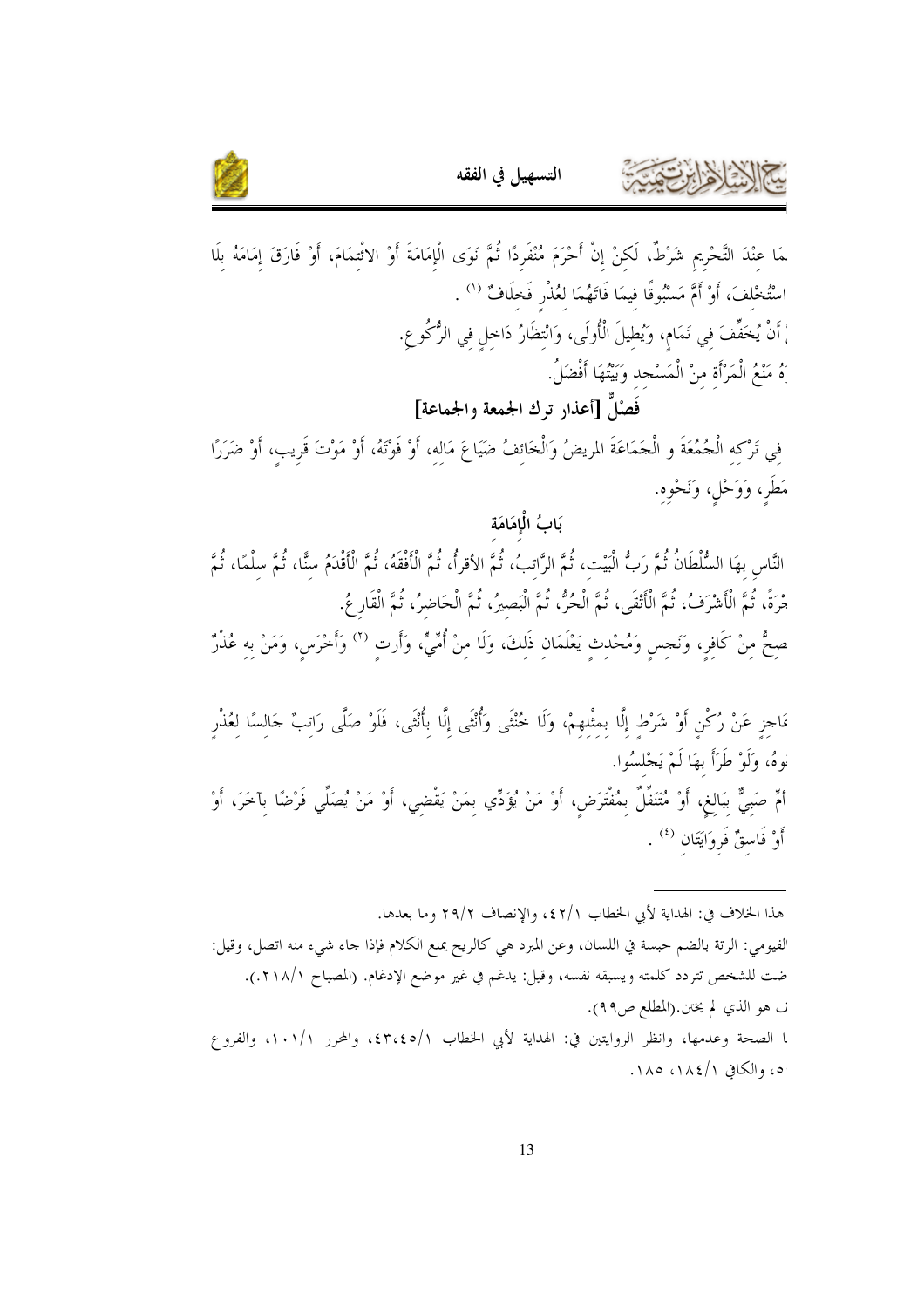ـمَا عِنْدَ التَّحْرِيمِ شَرْطٌ، لَكِنْ إِنْ أَحْرَمَ مُنْفَرِدًا ثُمَّ نَوَى الْإِمَامَةَ أَوْ الائْتِمَامَ، أَوْ فَارَقَ إِمَامَهُ بِلَا اسْتِخْلَفٍ، أَوْ أَمَّ مَسْبُوقًا فِيمَا فَاتَهُمَا لِعُذْرٍ فَخِلَافٌ [1] .

ـ أَنْ يُخَفِّفَ فِي تَمَامٍ، وَيُطِيلَ الْأُولَى، وَانْتِظَارُ دَاخِلٍ فِي الرُّكُوعِ.

ـهُ مَنْعُ الْمَرْأَةِ مِنْ الْمَسْجِدِ وَبَيْتُهَا أَفْضَلُ.

## فَصْلٌ [أعذار ترك الجمعة والجماعة]

ـ فِي تَرْكِهِ الْجُمُعَةَ و الْجَمَاعَةَ المريضُ وَالْخَائِفُ ضَيَاعَ مَالِهِ، أَوْ فَوْتَهُ، أَوْ مَوْتَ قَرِيبٍ، أَوْ ضَرَرًا مَطَرٍ، وَوَحْلٍ، وَنَحْوِهِ.

## بَابُ الْإِمَامَةِ

ـ النَّاسِ بِهَا السُّلْطَانُ ثُمَّ رَبُّ الْبَيْتِ، ثُمَّ الرَّاتِبُ، ثُمَّ الأقرأُ، ثُمَّ الْأَفْقَهُ، ثُمَّ الْأَقْدَمُ سِنًّا، ثُمَّ سِلْمًا، ثُمَّ ـجْرَةً، ثُمَّ الْأَشْرَفُ، ثُمَّ الْأَتْقَى، ثُمَّ الْحُرُّ، ثُمَّ الْبَصِيرُ، ثُمَّ الْحَاضِرُ، ثُمَّ الْقَارِعُ.

ـصِحُّ مِنْ كَافِرٍ، وَنَجِسٍ وَمُحْدِثٍ يَعْلَمَانِ ذَلِكَ، وَلَا مِنْ أُمِّيٍّ، وَأَرتٍ [2] وَأَخْرَسٍ، وَمَنْ بِهِ عُذْرٌ

ـعَاجِزٍ عَنْ رُكْنٍ أَوْ شَرْطٍ إِلَّا بِمِثْلِهِمْ، وَلَا خُنْثَى وَأُنْثَى إِلَّا بِأُنْثَى، فَلَوْ صَلَّى رَاتِبٌ جَالِسًا لِعُذْرٍ ـوهُ، وَلَوْ طَرَأَ بِهَا لَمْ يَجْلِسُوا.

ـأَمَّ صَبِيٌّ بِبَالِغٍ، أَوْ مُتَنَفِّلٌ بِمُفْتَرَضٍ، أَوْ مَنْ يُؤَدِّي بِمَنْ يَقْضِي، أَوْ مَنْ يُصَلِّي فَرْضًا بِآخَرَ، أَوْ أَوْ فَاسِقٌ فَرِوَايَتَانِ [4] .

---

[1] هذا الخلاف في: الهداية لأبي الخطاب ٤٢/١، والإنصاف ٢٩/٢ وما بعدها.

[2] الفيومي: الرتة بالضم حبسة في اللسان، وعن المبرد هي كالريح يمنع الكلام فإذا جاء شيء منه اتصل، وقيل: ـضت للشخص تتردد كلمته ويسبقه نفسه، وقيل: يدغم في غير موضع الإدغام. (المصباح ٢١٨/١.).

[3] ـ هو الذي لم يختن.(المطلع ص٩٩).

[4] ـا الصحة وعدمها، وانظر الروايتين في: الهداية لأبي الخطاب ٤٣،٤٥/١، والمحرر ١٠١/١، والفروع ـ٥، والكافي ١٨٤/١، ١٨٥.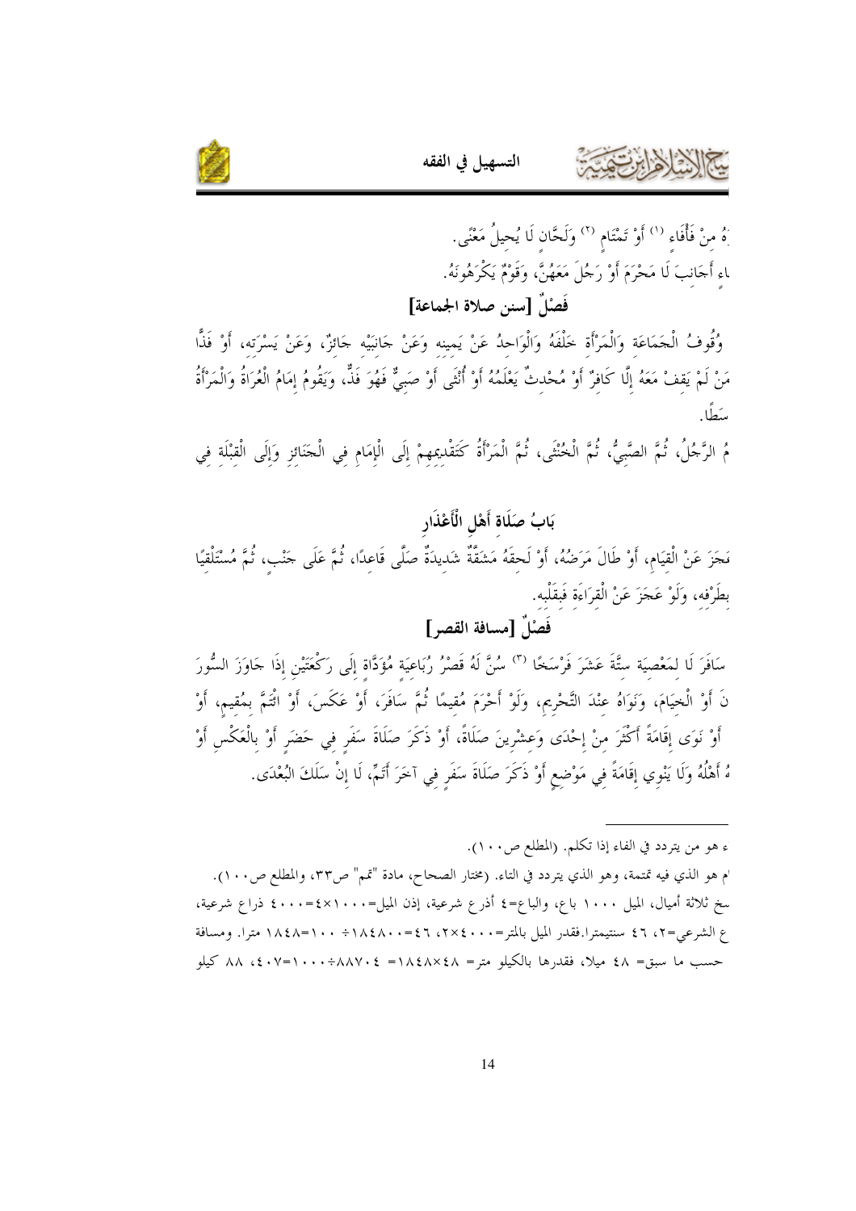ـهُ مِنْ فَأْفَاءٍ [1] أَوْ تَمْتَامٍ [2] وَلَحَّانٍ لَا يُحِيلُ مَعْنًى.

ـاءِ أَجَانِبَ لَا مَحْرَمَ أَوْ رَجُلَ مَعَهُنَّ، وَقَوْمٌ يَكْرَهُونَهُ.

## فَصْلٌ [سنن صلاة الجماعة]

وُقُوفُ الْجَمَاعَةِ وَالْمَرْأَةِ خَلْفَهُ وَالْوَاحِدُ عَنْ يَمِينِهِ وَعَنْ جَانِبَيْهِ جَائِزٌ، وَعَنْ يَسْرَتِهِ، أَوْ فَذًّا مَنْ لَمْ يَقِفْ مَعَهُ إِلَّا كَافِرٌ أَوْ مُحْدِثٌ يَعْلَمُهُ أَوْ أُنْثَى أَوْ صَبِيٌّ فَهُوَ فَذٌّ، وَيَقُومُ إِمَامُ الْعُرَاةِ وَالْمَرْأَةُ سَطًا.

ـمُ الرَّجُلُ، ثُمَّ الصَّبِيُّ، ثُمَّ الْخُنْثَى، ثُمَّ الْمَرْأَةُ كَتَقْدِيمِهِمْ إِلَى الْإِمَامِ فِي الْجَنَائِزِ وَإِلَى الْقِبْلَةِ فِي

## بَابُ صَلَاةِ أَهْلِ الْأَعْذَارِ

ـعَجَزَ عَنْ الْقِيَامِ، أَوْ طَالَ مَرَضُهُ، أَوْ لَحِقَهُ مَشَقَّةٌ شَدِيدَةٌ صَلَّى قَاعِدًا، ثُمَّ عَلَى جَنْبٍ، ثُمَّ مُسْتَلْقِيًا بِطَرْفِهِ، وَلَوْ عَجَزَ عَنْ الْقِرَاءَةِ فَبِقَلْبِهِ.

## فَصْلٌ [مسافة القصر]

سَافَرَ لَا لِمَعْصِيَةٍ سِتَّةَ عَشَرَ فَرْسَخًا [3] سُنَّ لَهُ قَصْرُ رُبَاعِيَةٍ مُؤَدَّاةٍ إِلَى رَكْعَتَيْنِ إِذَا جَاوَزَ السُّورَ ـنَ أَوْ الْخِيَامَ، وَنَوَاهُ عِنْدَ التَّحْرِيمِ، وَلَوْ أَحْرَمَ مُقِيمًا ثُمَّ سَافَرَ، أَوْ عَكَسَ، أَوْ ائْتَمَّ بِمُقِيمٍ، أَوْ أَوْ نَوَى إِقَامَةً أَكْثَرَ مِنْ إِحْدَى وَعِشْرِينَ صَلَاةً، أَوْ ذَكَرَ صَلَاةَ سَفَرٍ فِي حَضَرٍ أَوْ بِالْعَكْسِ أَوْ ـهُ أَهْلُهُ وَلَا يَنْوِي إِقَامَةً فِي مَوْضِعٍ أَوْ ذَكَرَ صَلَاةَ سَفَرٍ فِي آخَرَ أَتَمَّ، لَا إِنْ سَلَكَ الْبُعْدَى.

---

ـء هو من يتردد في الفاء إذا تكلم. (المطلع ص١٠٠).

ـام هو الذي فيه تمتمة، وهو الذي يتردد في التاء. (مختار الصحاح، مادة "تمم" ص٣٣، والمطلع ص١٠٠).

ـسخ ثلاثة أميال، الميل ١٠٠٠ باع، والباع=٤ أذرع شرعية، إذن الميل=١٠٠٠×٤=٤٠٠٠ ذراع شرعية، ـع الشرعي=٢، ٤٦ سنتيمترا.فقدر الميل بالمتر=٤٠٠٠×٢، ٤٦=١٨٤٨٠٠÷١٠٠=١٨٤٨ مترا. ومسافة حسب ما سبق= ٤٨ ميلا، فقدرها بالكيلو متر= ٤٨×١٨٤٨= ٨٨٧٠٤÷١٠٠٠=٤٠٧، ٨٨ كيلو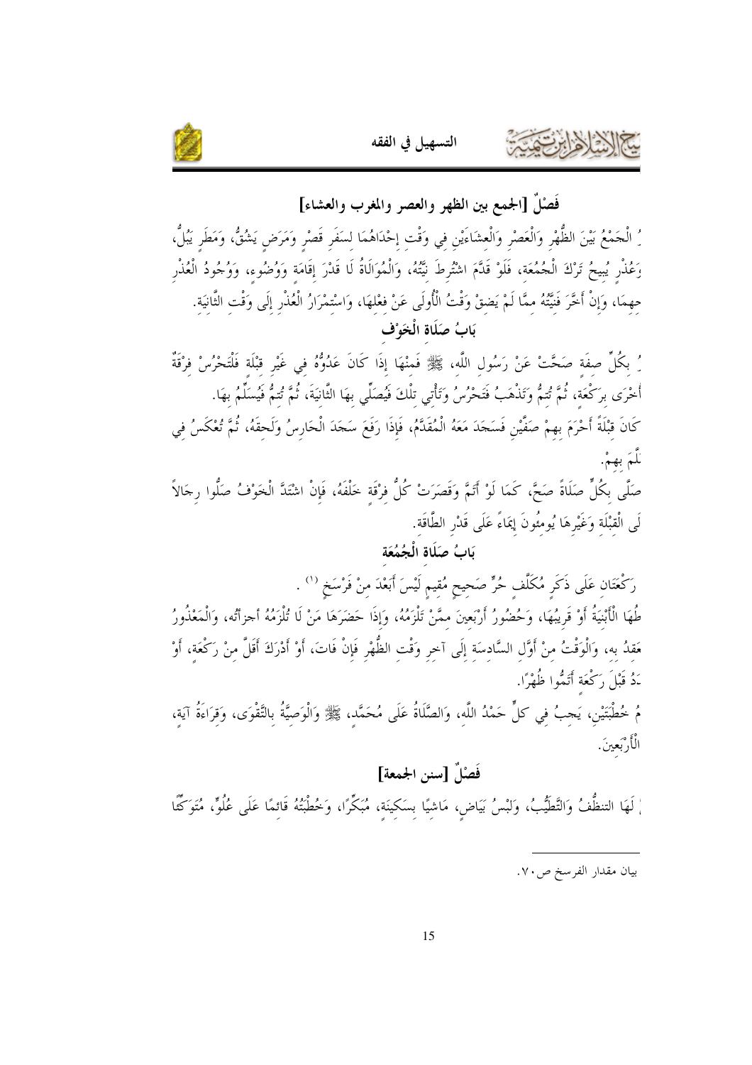## فَصْلٌ [الجمع بين الظهر والعصر والمغرب والعشاء]

ـُ الْجَمْعُ بَيْنَ الظُّهْرِ وَالْعَصْرِ وَالْعِشَاءَيْنِ فِي وَقْتِ إِحْدَاهُمَا لِسَفَرِ قَصْرٍ وَمَرَضٍ يَشُقُّ، وَمَطَرٍ يَبُلُّ، وَعُذْرٍ يُبِيحُ تَرْكَ الْجُمُعَةِ، فَلَوْ قَدَّمَ اشْتُرِطَ نِيَّتُهُ، وَالْمُوَالَاةُ لَا قَدْرَ إِقَامَةٍ وَوُضُوءٍ، وَوُجُودُ الْعُذْرِ ـحِهِمَا، وَإِنْ أَخَّرَ فَنِيَّتُهُ مِمَّا لَمْ يَضِقْ وَقْتُ الْأُولَى عَنْ فِعْلِهَا، وَاسْتِمْرَارُ الْعُذْرِ إِلَى وَقْتِ الثَّانِيَةِ.

## بَابُ صَلَاةِ الْخَوْفِ

ـُ بِكُلِّ صِفَةٍ صَحَّتْ عَنْ رَسُولِ اللَّهِ، ﷺ فَمِنْهَا إِذَا كَانَ عَدُوُّهُ فِي غَيْرِ قِبْلَةٍ فَلْتَحْرُسْ فِرْقَةٌ أُخْرَى بِرَكْعَةٍ، ثُمَّ تُتِمُّ وَتَذْهَبُ فَتَحْرُسُ وَتَأْتِي تِلْكَ فَيُصَلِّي بِهَا الثَّانِيَةَ، ثُمَّ تُتِمُّ فَيُسَلِّمُ بِهَا.

كَانَ قِبْلَةً أَحْرَمَ بِهِمْ صَفَّيْنِ فَسَجَدَ مَعَهُ الْمُقَدَّمُ، فَإِذَا رَفَعَ سَجَدَ الْحَارِسُ وَلَحِقَهُ، ثُمَّ تُعْكَسُ فِي ـلَّمَ بِهِمْ.

صَلَّى بِكُلٍّ صَلَاةً صَحَّ، كَمَا لَوْ أَتَمَّ وَقَصَرَتْ كُلُّ فِرْقَةٍ خَلْفَهُ، فَإِنِ اشْتَدَّ الْخَوْفُ صَلُّوا رِجَالاً ـلَى الْقِبْلَةِ وَغَيْرِهَا يُومِئُونَ إِيمَاءً عَلَى قَدْرِ الطَّاقَةِ.

## بَابُ صَلَاةِ الْجُمُعَةِ

ـرَكْعَتَانِ عَلَى ذَكَرٍ مُكَلَّفٍ حُرٍّ صَحِيحٍ مُقِيمٍ لَيْسَ أَبْعَدَ مِنْ فَرْسَخٍ [1].

ـطُهَا الْأَبْنِيَةُ أَوْ قَرِيبُهَا، وَحُضُورُ أَرْبَعِينَ مِمَّنْ تَلْزَمُهُ، وَإِذَا حَضَرَهَا مَنْ لَا تُلْزَمُهُ أجزأته، وَالْمَعْذُورُ ـعَقِدُ بِهِ، وَالْوَقْتُ مِنْ أَوَّلِ السَّادِسَةِ إِلَى آخِرِ وَقْتِ الظُّهْرِ فَإِنْ فَاتَ، أَوْ أَدْرَكَ أَقَلَّ مِنْ رَكْعَةٍ، أَوْ ـدُ قَبْلَ رَكْعَةٍ أَتَمُّوا ظُهْرًا.

ـمُ خُطْبَتَيْنِ، يَجِبُ فِي كُلٍّ حَمْدُ اللَّهِ، وَالصَّلَاةُ عَلَى مُحَمَّدٍ، ﷺ وَالْوَصِيَّةُ بِالتَّقْوَى، وَقِرَاءَةُ آيَةٍ، الْأَرْبَعِينَ.

## فَصْلٌ [سنن الجمعة]

ـ لَهَا التنظُّفُ وَالتَّطَيُّبُ، وَلُبْسُ بَيَاضٍ، مَاشِيًا بِسَكِينَةٍ، مُبَكِّرًا، وَخُطْبَتُهُ قَائِمًا عَلَى عُلُوٍّ، مُتَوَكِّئًا

---

[1] بيان مقدار الفرسخ ص٧٠.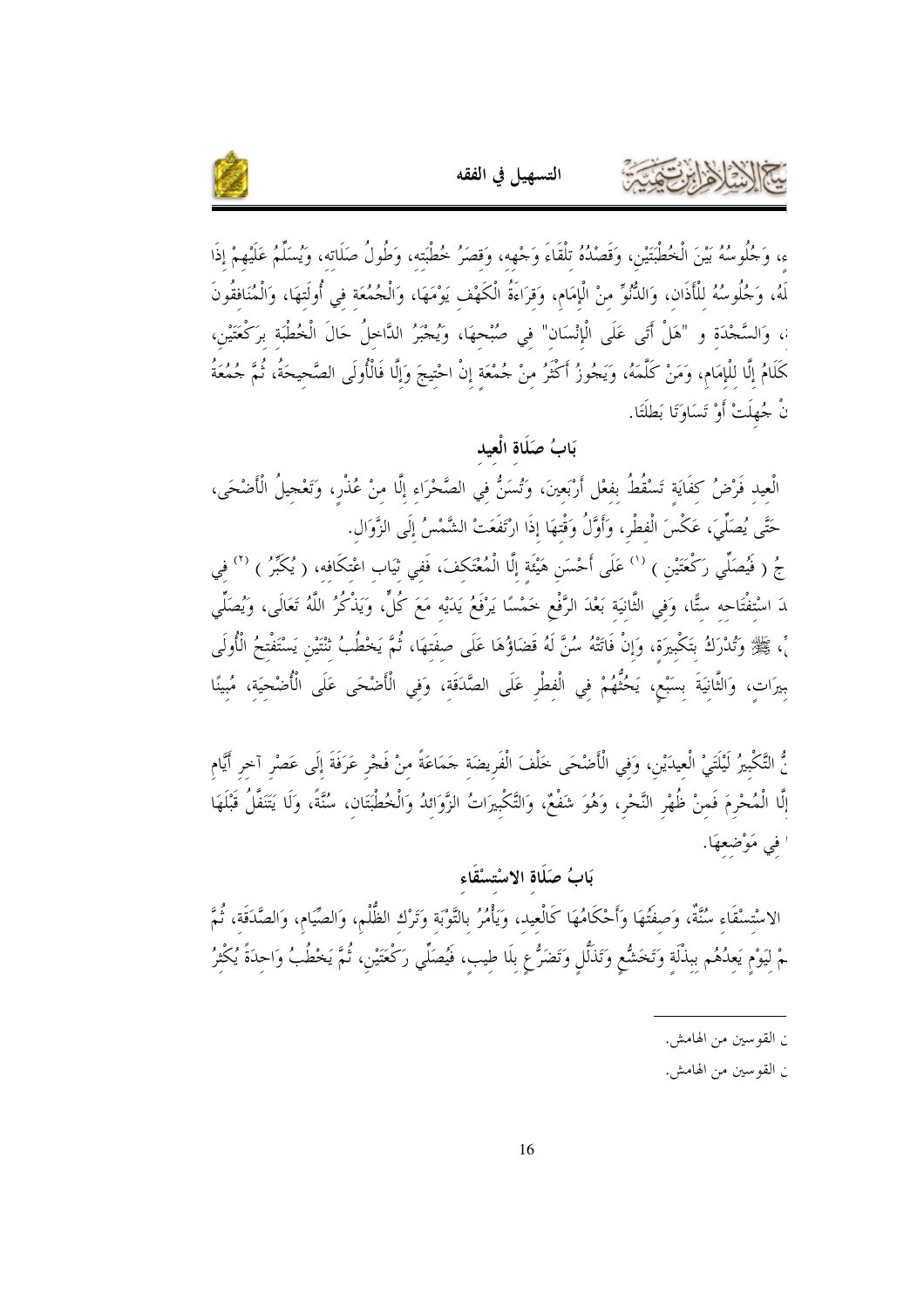ء، وَجُلُوسُهُ بَيْنَ الْخُطْبَتَيْنِ، وَقَصْدُهُ تِلْقَاءَ وَجْهِهِ، وَقِصَرُ خُطْبَتِهِ، وَطُولُ صَلَاتِهِ، وَيُسَلِّمُ عَلَيْهِمْ إِذَا لَهُ، وَجُلُوسُهُ لِلْأَذَانِ، وَالدُّنُوُّ مِنْ الْإِمَامِ، وَقِرَاءَةُ الْكَهْفِ يَوْمَهَا، وَالْجُمُعَةِ فِي أُولَتِهَا، وَالْمُنَافِقُونَ ، وَالسَّجْدَةِ و "هَلْ أَتَى عَلَى الْإِنْسَانِ" فِي صُبْحِهَا، وَيُجْبَرُ الدَّاخِلُ حَالَ الْخُطْبَةِ بِرَكْعَتَيْنِ، كَلَامُ إِلَّا لِلْإِمَامِ، وَمَنْ كَلَّمَهُ، وَيَجُوزُ أَكْثَرُ مِنْ جُمُعَةٍ إِنْ احْتِيجَ وَإِلَّا فَالْأُولَى الصَّحِيحَةُ، ثُمَّ جُمُعَةُ نْ جُهِلَتْ أَوْ تَسَاوَتَا بَطَلَتَا.

## بَابُ صَلَاةِ الْعِيدِ

الْعِيدِ فَرْضُ كِفَايَةٍ تَسْقُطُ بِفِعْلِ أَرْبَعِينَ، وَتُسَنُّ فِي الصَّحْرَاءِ إِلَّا مِنْ عُذْرٍ، وَتَعْجِيلُ الْأَضْحَى، حَتَّى يُصَلِّيَ، عَكْسَ الْفِطْرِ، وَأَوَّلُ وَقْتِهَا إِذَا ارْتَفَعَتْ الشَّمْسُ إِلَى الزَّوَالِ.

جُ ( فَيُصَلِّي رَكْعَتَيْنِ ) [1] عَلَى أَحْسَنِ هَيْئَةٍ إِلَّا الْمُعْتَكِفَ، فَفِي ثِيَابِ اعْتِكَافِهِ، ( يُكَبِّرُ ) [2] فِي دَ اسْتِفْتَاحِهِ سِتًّا، وَفِي الثَّانِيَةِ بَعْدَ الرَّفْعِ خَمْسًا يَرْفَعُ يَدَيْهِ مَعَ كُلٍّ، وَيَذْكُرُ اللَّهَ تَعَالَى، وَيُصَلِّي ، ﷺ وَتُدْرَكُ بِتَكْبِيرَةٍ، وَإِنْ فَاتَتْهُ سُنَّ لَهُ قَضَاؤُهَا عَلَى صِفَتِهَا، ثُمَّ يَخْطُبُ ثِنْتَيْنِ يَسْتَفْتِحُ الْأُولَى بِيرَاتٍ، وَالثَّانِيَةَ بِسَبْعٍ، يَحُثُّهُمْ فِي الْفِطْرِ عَلَى الصَّدَقَةِ، وَفِي الْأَضْحَى عَلَى الْأُضْحِيَةِ، مُبَيِّنًا

نُّ التَّكْبِيرُ لَيْلَتَيْ الْعِيدَيْنِ، وَفِي الْأَضْحَى خَلْفَ الْفَرِيضَةِ جَمَاعَةً مِنْ فَجْرِ عَرَفَةَ إِلَى عَصْرِ آخِرِ أَيَّامِ إِلَّا الْمُحْرِمَ فَمِنْ ظُهْرِ النَّحْرِ، وَهُوَ شَفْعٌ، وَالتَّكْبِيرَاتُ الزَّوَائِدُ وَالْخُطْبَتَانِ، سُنَّةٌ، وَلَا يَتَنَفَّلُ قَبْلَهَا فِي مَوْضِعِهَا.

## بَابُ صَلَاةِ الِاسْتِسْقَاءِ

الِاسْتِسْقَاءِ سُنَّةٌ، وَصِفَتُهَا وَأَحْكَامُهَا كَالْعِيدِ، وَيَأْمُرُ بِالتَّوْبَةِ وَتَرْكِ الظُّلْمِ، وَالصِّيَامِ، وَالصَّدَقَةِ، ثُمَّ مْ لِيَوْمٍ يَعِدُهُم بِبِذْلَةٍ وَتَخَشُّعٍ وَتَذَلُّلٍ وَتَضَرُّعٍ بِلَا طِيبٍ، فَيُصَلِّي رَكْعَتَيْنِ، ثُمَّ يَخْطُبُ وَاحِدَةً يُكْثِرُ

---

ن القوسين من الهامش.

ن القوسين من الهامش.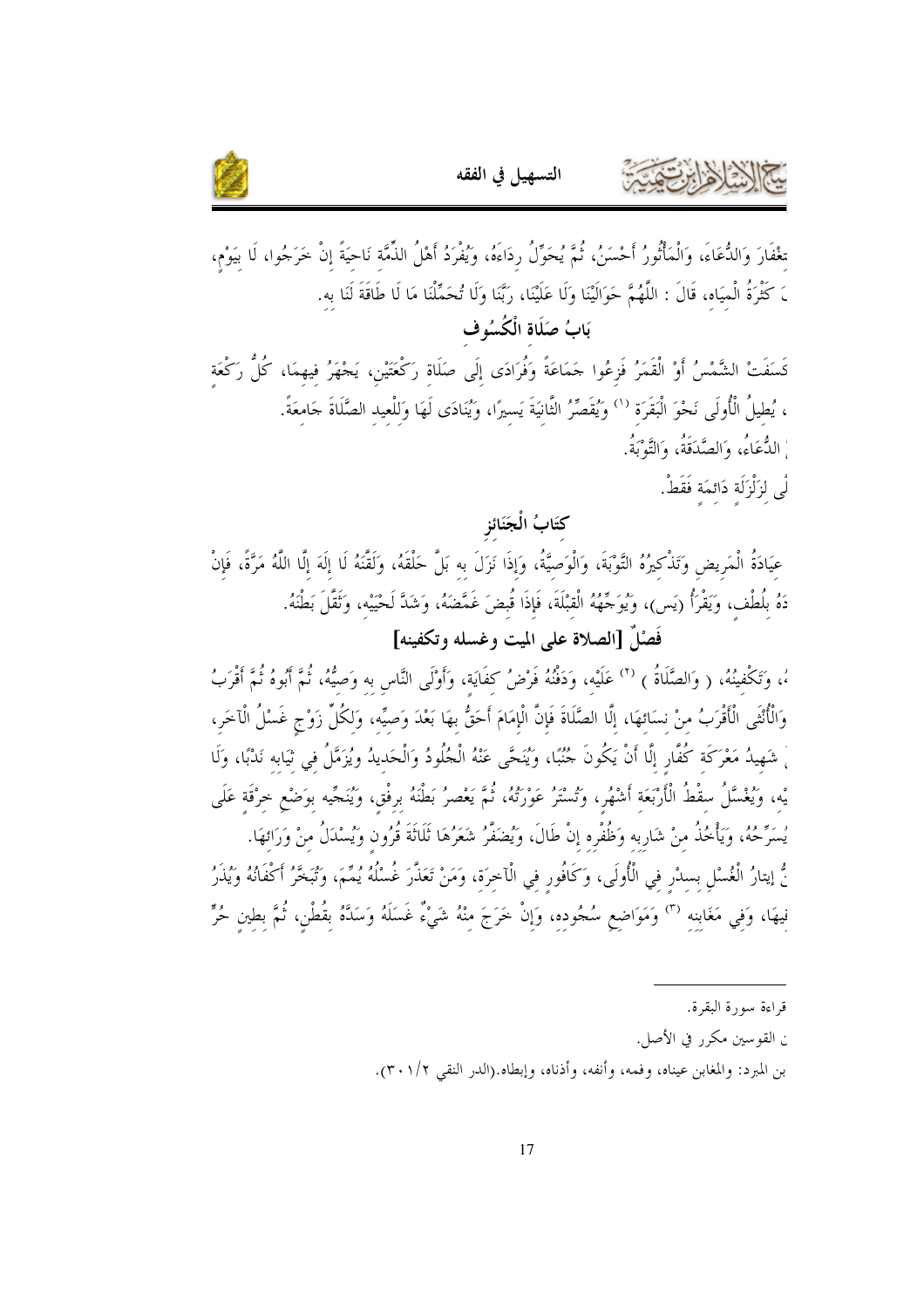تغْفَارَ وَالدُّعَاءَ، وَالْمَأْثُورُ أَحْسَنُ، ثُمَّ يُحَوِّلُ رِدَاءَهُ، وَيُفْرَدُ أَهْلُ الذِّمَّةِ نَاحِيَةً إِنْ خَرَجُوا، لَا بِيَوْمٍ، َ كَثْرَةُ الْمِيَاهِ، قَالَ : اللَّهُمَّ حَوَالَيْنَا وَلَا عَلَيْنَا، رَبَّنَا وَلَا تُحَمِّلْنَا مَا لَا طَاقَةَ لَنَا بِهِ.

## بَابُ صَلَاةِ الْكُسُوفِ

كَسَفَتْ الشَّمْسُ أَوْ الْقَمَرُ فَزِعُوا جَمَاعَةً وَفُرَادَى إِلَى صَلَاةِ رَكْعَتَيْنِ، يَجْهَرُ فِيهِمَا، كُلُّ رَكْعَةٍ ، يُطِيلُ الْأُولَى نَحْوَ الْبَقَرَةِ [1] وَيُقَصِّرُ الثَّانِيَةَ يَسِيرًا، وَيُنَادَى لَهَا وَلِلْعِيدِ الصَّلَاةَ جَامِعَةً.

ْ الدُّعَاءُ، وَالصَّدَقَةُ، وَالتَّوْبَةُ.

لِّي لِزَلْزَلَةٍ دَائِمَةٍ فَقَطْ.

## كِتَابُ الْجَنَائِزِ

عِيَادَةُ الْمَرِيضِ وَتَذْكِيرُهُ التَّوْبَةَ، وَالْوَصِيَّةُ، وَإِذَا نَزَلَ بِهِ بَلَّ حَلْقَهُ، وَلَقَّنَهُ لَا إِلَهَ إِلَّا اللَّهُ مَرَّةً، فَإِنْ دَهُ بِلُطْفٍ، وَيَقْرَأُ (يس)، وَيُوَجِّهُهُ الْقِبْلَةَ، فَإِذَا قُبِضَ غَمَّضَهُ، وَشَدَّ لَحْيَيْهِ، وَثَقَّلَ بَطْنَهُ.

### فَصْلٌ [الصلاة على الميت وغسله وتكفينه]

ُهُ، وَتَكْفِينُهُ، ( وَالصَّلَاةُ ) [2] عَلَيْهِ، وَدَفْنُهُ فَرْضُ كِفَايَةٍ، وَأَوْلَى النَّاسِ بِهِ وَصِيُّهُ، ثُمَّ أَبُوهُ ثُمَّ أَقْرَبُ وَالْأُنْثَى الْأَقْرَبُ مِنْ نِسَائِهَا، إِلَّا الصَّلَاةَ فَإِنَّ الْإِمَامَ أَحَقُّ بِهَا بَعْدَ وَصِيِّهِ، وَلِكُلِّ زَوْجٍ غَسْلُ الْآخَرِ، ْ شَهِيدُ مَعْرَكَةٍ كُفَّارٍ إِلَّا أَنْ يَكُونَ جُنُبًا، وَيُنَحَّى عَنْهُ الْجُلُودُ وَالْحَدِيدُ وَيُزَمَّلُ فِي ثِيَابِهِ نَدْبًا، وَلَا يْهِ، وَيُغَسَّلُ سِقْطُ الْأَرْبَعَةِ أَشْهُرٍ، وَتُسْتَرُ عَوْرَتُهُ، ثُمَّ يَعْصِرُ بَطْنَهُ بِرِفْقٍ، وَيُنَجِّيهِ بِوَضْعِ خِرْقَةٍ عَلَى يُسَرِّحُهُ، وَيَأْخُذُ مِنْ شَارِبِهِ وَظُفْرِهِ إِنْ طَالَ، وَيُضَفَّرُ شَعَرُهَا ثَلَاثَةَ قُرُونٍ وَيُسْدَلُ مِنْ وَرَائِهَا.

ُّ إِيتَارُ الْغُسْلِ بِسِدْرٍ فِي الْأُولَى، وَكَافُورٍ فِي الْآخِرَةِ، وَمَنْ تَعَذَّرَ غُسْلُهُ يُمِّمَ، وَتُبَخَّرُ أَكْفَانُهُ وَيُذَرُ فِيهَا، وَفِي مَغَابِنِهِ [3] وَمَوَاضِعِ سُجُودِهِ، وَإِنْ خَرَجَ مِنْهُ شَيْءٌ غَسَلَهُ وَسَدَّهُ بِقُطْنٍ، ثُمَّ بِطِينٍ حُرٍّ

---

[1] قراءة سورة البقرة.

[2] ن القوسين مكرر في الأصل.

[3] بن المبرد: والمغابن عيناه، وفمه، وأنفه، وأذناه، وإبطاه.(الدر النقي ٢/٣٠١).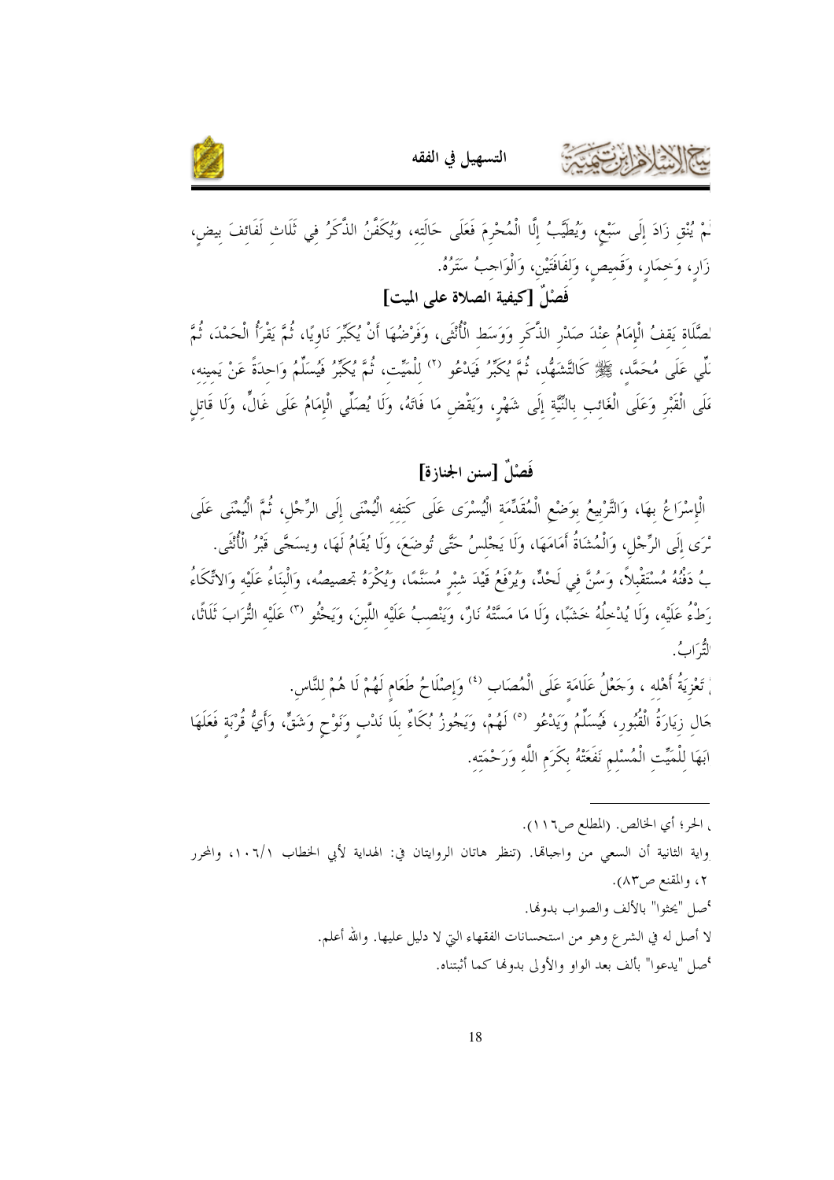ـمْ يُنْقِ زَادَ إِلَى سَبْعٍ، وَيُطَيَّبُ إِلَّا الْمُحْرِمَ فَعَلَى حَالَتِهِ، وَيُكَفَّنُ الذَّكَرُ فِي ثَلَاثِ لَفَائِفَ بِيضٍ، زَارٍ، وَخِمَارٍ، وَقَمِيصٍ، وَلِفَافَتَيْنِ، وَالْوَاجِبُ سَتْرُهُ.

## فَصْلٌ [كيفية الصلاة على الميت]

ـصَّلَاةِ يَقِفُ الْإِمَامُ عِنْدَ صَدْرِ الذَّكَرِ وَوَسَطِ الْأُنْثَى، وَفَرْضُهَا أَنْ يُكَبِّرَ نَاوِيًا، ثُمَّ يَقْرَأُ الْحَمْدَ، ثُمَّ ـلِّي عَلَى مُحَمَّدٍ، ﷺ كَالتَّشَهُّدِ، ثُمَّ يُكَبِّرُ فَيَدْعُو [2] لِلْمَيِّتِ، ثُمَّ يُكَبِّرُ فَيُسَلِّمُ وَاحِدَةً عَنْ يَمِينِهِ، ـلَى الْقَبْرِ وَعَلَى الْغَائِبِ بِالنِّيَّةِ إِلَى شَهْرٍ، وَيَقْضِ مَا فَاتَهُ، وَلَا يُصَلِّي الْإِمَامُ عَلَى غَالٍّ، وَلَا قَاتِلِ

## فَصْلٌ [سنن الجنازة]

الْإِسْرَاعُ بِهَا، وَالتَّرْبِيعُ بِوَضْعِ الْمُقَدَّمَةِ الْيُسْرَى عَلَى كَتِفِهِ الْيُمْنَى إِلَى الرِّجْلِ، ثُمَّ الْيُمْنَى عَلَى ـسْرَى إِلَى الرِّجْلِ، وَالْمُشَاةُ أَمَامَهَا، وَلَا يَجْلِسُ حَتَّى تُوضَعَ، وَلَا يُقَامُ لَهَا، وَيسَجَّى قَبْرُ الْأُنْثَى. ـبُ دَفْنُهُ مُسْتَقْبِلاً، وَسُنَّ فِي لَحْدٍ، وَيُرْفَعُ قَيْدَ شِبْرٍ مُسَنَّمًا، وَيُكْرَهُ تجصيصُه، وَالْبِنَاءُ عَلَيْهِ وَالاتِّكَاءُ ـطْءُ عَلَيْهِ، وَلَا يُدْخِلُهُ خَشَبًا، وَلَا مَا مَسَّتْهُ نَارٌ، وَيَنْصِبُ عَلَيْهِ اللَّبِنَ، وَيَحْثُو [3] عَلَيْهِ التُّرَابَ ثَلَاثًا، ـالتُّرَابُ.

ـ تَعْزِيَةُ أَهْلِهِ ، وَجَعْلُ عَلَامَةٍ عَلَى الْمُصَابِ [4] وَإِصْلَاحُ طَعَامٍ لَهُمْ لَا هُمْ لِلنَّاسِ. ـحَالِ زِيَارَةُ الْقُبُورِ، فَيُسَلِّمُ وَيَدْعُو [5] لَهُمْ، وَيَجُوزُ بُكَاءٌ بِلَا نَدْبٍ وَنَوْحٍ وَشَقٍّ، وَأَيُّ قُرْبَةٍ فَعَلَهَا ـابَهَا لِلْمَيِّتِ الْمُسْلِمِ نَفَعَتْهُ بِكَرَمِ اللَّهِ وَرَحْمَتِهِ.

---

ـ الحر؛ أي الخالص. (المطلع ص١١٦).

[2] ـواية الثانية أن السعي من واجباتها. (تنظر هاتان الروايتان في: الهداية لأبي الخطاب ١٠٦/١، والمحرر ٢، والمقنع ص٨٣).

[3] أصل "يحثوا" بالألف والصواب بدونها.

[4] لا أصل له في الشرع وهو من استحسانات الفقهاء التي لا دليل عليها. والله أعلم.

[5] أصل "يدعوا" بألف بعد الواو والأولى بدونها كما أثبتناه.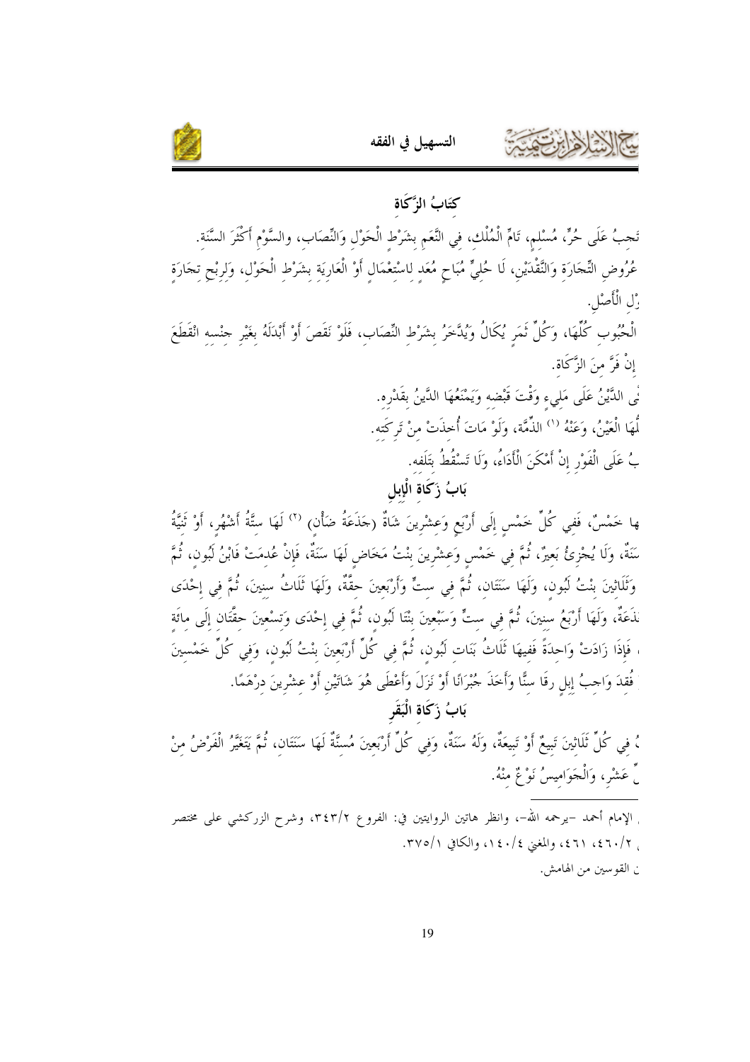## كِتَابُ الزَّكَاة

تَجِبُ عَلَى حُرٍّ، مُسْلِمٍ، تَامِّ الْمُلْك، فِي النَّعَمِ بِشَرْطِ الْحَوْلِ وَالنِّصَاب، والسَّوْمِ أَكْثَرَ السَّنَة.

عُرُوضِ التِّجَارَةِ وَالنَّقْدَيْنِ، لَا حُلِيٍّ مُبَاحٍ مُعَدٍ لِاسْتِعْمَالٍ أَوْ الْعَارِيَةِ بِشَرْطِ الْحَوْل، وَلِرِبْحِ تِجَارَةٍ ۥلِ الْأَصْل.

الْحُبُوبِ كُلِّهَا، وَكُلِّ ثَمَرٍ يُكَالُ وَيُدَّخَرُ بِشَرْطِ النِّصَاب، فَلَوْ نَقَصَ أَوْ أَبْدَلَهُ بِغَيْرِ جِنْسِهِ انْقَطَعَ إِنْ فَرَّ مِنَ الزَّكَاة.

ۥنِي الدَّيْنُ عَلَى مَلِيءٍ وَقْتَ قَبْضِهِ وَيَمْنَعُهَا الدَّيْنُ بِقَدْرِه.

ۥلُهَا الْعَيْنُ، وَعَنْهُ [1] الذِّمَّة، وَلَوْ مَاتَ أُخِذَتْ مِنْ تَرِكَتِه.

ۥبُ عَلَى الْفَوْرِ إِنْ أَمْكَنَ الْأَدَاءُ، وَلَا تَسْقُطُ بِتَلَفِه.

### بَابُ زَكَاة الْإِبِل

ۥها خَمْسٌ، فَفِي كُلِّ خَمْسٍ إِلَى أَرْبَعٍ وَعِشْرِينَ شَاةٌ (جَذَعَةُ ضَأْنٍ) [2] لَهَا سِتَّةُ أَشْهُرٍ، أَوْ ثَنِيَّةُ سَنَةٌ، وَلَا يُجْزِئُ بَعِيرٌ، ثُمَّ فِي خَمْسٍ وَعِشْرِينَ بِنْتُ مَخَاضٍ لَهَا سَنَةٌ، فَإِنْ عُدِمَتْ فَابْنُ لَبُونٍ، ثُمَّ وَثَلَاثِينَ بِنْتُ لَبُونٍ، وَلَهَا سَنَتَانِ، ثُمَّ فِي سِتٍّ وَأَرْبَعِينَ حِقَّةٌ، وَلَهَا ثَلَاثُ سِنِينَ، ثُمَّ فِي إِحْدَى ۥذَعَةٌ، وَلَهَا أَرْبَعُ سِنِينَ، ثُمَّ فِي سِتٍّ وَسَبْعِينَ بِنْتَا لَبُونٍ، ثُمَّ فِي إِحْدَى وَتِسْعِينَ حِقَّتَانِ إِلَى مِائَةٍ ، فَإِذَا زَادَتْ وَاحِدَةً فَفِيهَا ثَلَاثُ بَنَاتِ لَبُونٍ، ثُمَّ فِي كُلِّ أَرْبَعِينَ بِنْتُ لَبُونٍ، وَفِي كُلِّ خَمْسِينَ ۥ فُقِدَ وَاجِبُ إِبِلٍ رِقًا سِنًّا وَأَخَذَ جُبْرَانًا أَوْ نَزَلَ وَأَعْطَى هُوَ شَاتَيْنِ أَوْ عِشْرِينَ دِرْهَمًا.

### بَابُ زَكَاة الْبَقَر

ۥ فِي كُلِّ ثَلَاثِينَ تَبِيعٌ أَوْ تَبِيعَةٌ، وَلَهُ سَنَةٌ، وَفِي كُلِّ أَرْبَعِينَ مُسِنَّةٌ لَهَا سَنَتَانِ، ثُمَّ يَتَغَيَّرُ الْفَرْضُ مِنْ ۥٍّ عَشْرٍ، وَالْجَوَامِيسُ نَوْعٌ مِنْهُ.

---

ۥ الإمام أحمد -يرحمه الله-، وانظر هاتين الروايتين في: الفروع ٣٤٣/٢، وشرح الزركشي على مختصر ۥ ٤٦٠/٢، ٤٦١، والمغني ١٤٠/٤، والكافي ٣٧٥/١.

ۥن القوسين من الهامش.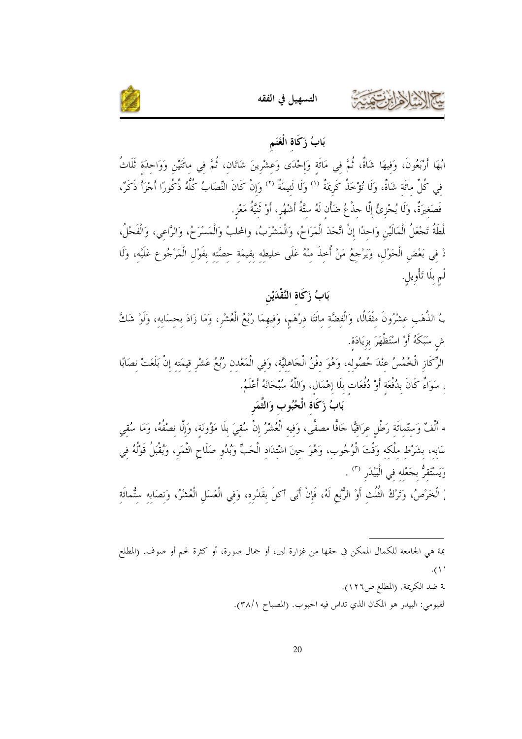## بَابُ زَكَاةِ الْغَنَمِ

ابُهَا أَرْبَعُونَ، وَفِيهَا شَاةٌ، ثُمَّ فِي مَائَةٍ وَإِحْدَى وَعِشْرِينَ شَاتَانِ، ثُمَّ فِي مِائَتَيْنِ وَوَاحِدَةٍ ثَلَاثُ فِي كُلِّ مِائَةٍ شَاةٌ، وَلَا تُؤْخَذُ كَرِيمَةٌ [1] وَلَا لَئِيمَةٌ [2] وَإِنْ كَانَ النِّصَابُ كُلُّهُ ذُكُورًا أَجْزَأَ ذَكَرٌ، فَصَغِيرَةٌ، وَلَا يُجْزِئُ إِلَّا جِذْعُ ضَأْنٍ لَهُ سِتَّةُ أَشْهُرٍ، أَوْ ثَنِيَّةُ مَعْزٍ.

لْطَةُ تَجْعَلُ الْمَالَيْنِ وَاحِدًا إِنْ اتَّحَدَ الْمَرَاحُ، وَالْمَشْرَبُ، والمحلبُ وَالْمَسْرَحُ، وَالرَّاعِي، وَالْفَحْلُ، ذْ فِي بَعْضِ الْحَوْلِ، وَيَرْجِعُ مَنْ أُخِذَ مِنْهُ عَلَى خَلِيطِهِ بِقِيمَةِ حِصَّتِهِ بِقَوْلِ الْمَرْجُوعِ عَلَيْهِ، وَلَا لْمٍ بِلَا تَأْوِيلٍ.

## بَابُ زَكَاةِ النَّقْدَيْنِ

بُ الذَّهَبِ عِشْرُونَ مِثْقَالًا، وَالْفِضَّةِ مِائَتَا دِرْهَمٍ، وَفِيهِمَا رُبْعُ الْعُشْرِ، وَمَا زَادَ بِحِسَابِهِ، وَلَوْ شَكَّ شٍ سَبَكَهُ أَوْ اسْتَظْهَرَ بِزِيَادَةٍ.

الرِّكَازِ الْخُمُسُ عِنْدَ حُصُولِهِ، وَهُوَ دِفْنُ الْجَاهِلِيَّةِ، وَفِي الْمَعْدِنِ رُبْعُ عَشْرِ قِيمَتِهِ إِنْ بَلَغَتْ نِصَابًا ، سَوَاءٌ كَانَ بِدُفْعَةٍ أَوْ دُفُعَاتٍ بِلَا إِهْمَالٍ، وَاللَّهُ سُبْحَانَهُ أَعْلَمُ.

## بَابُ زَكَاةِ الْحُبُوبِ وَالثَّمَرِ

ه أَلْفٌ وَسِتُّمِائَةِ رَطْلٍ عِرَاقِيًّا جَافًّا مصفًّى، وَفِيهِ الْعُشْرُ إِنْ سُقِيَ بِلَا مَؤُونَةٍ، وَإِلَّا نِصْفُهُ، وَمَا سُقِيَ سَابِهِ، بِشَرْطِ مِلْكِهِ وَقْتَ الْوُجُوبِ، وَهُوَ حِينَ اشْتِدَادِ الْحَبِّ وَبُدُوِّ صَلَاحِ الثَّمَرِ، وَيُقْبَلُ قَوْلُهُ فِي وَيَسْتَقِرُّ بِجَعْلِهِ فِي الْبَيْدَرِ [3] .

الْخَرْصُ، وَتَرْكُ الثُّلُثِ أَوْ الرُّبْعِ لَهُ، فَإِنْ أَبَى أَكَلَ بِقَدْرِهِ، وَفِي الْعَسَلِ الْعُشْرُ، وَنِصَابُهُ سِتُّمِائَةِ

---

[1] يمة هي الجامعة للكمال الممكن في حقها من غزارة لبن، أو جمال صورة، أو كثرة لحم أو صوف. (المطلع .(١

[2] ة ضد الكريمة. (المطلع ص١٢٦).

[3] لفيومي: البيدر هو المكان الذي تداس فيه الحبوب. (المصباح ٣٨/١).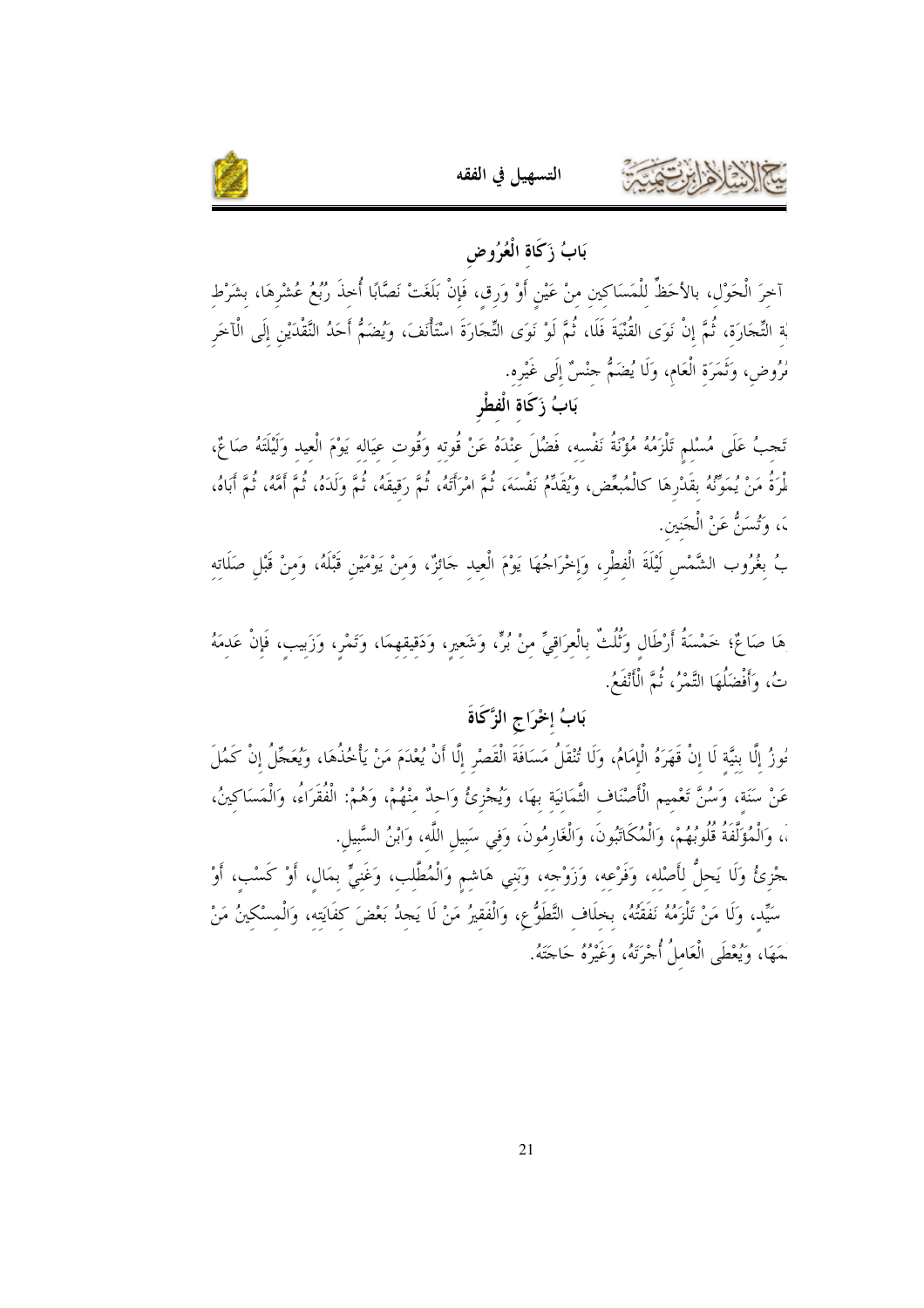## بَابُ زَكَاةِ الْعُرُوضِ

آخرَ الْحَوْلِ، بالأحَظِّ لِلْمَسَاكِينِ مِنْ عَيْنٍ أَوْ وَرِقٍ، فَإِنْ بَلَغَتْ نَصًّابًا أُخذَ رُبُعُ عُشْرِهَا، بشَرْطِ ـةِ التِّجَارَةِ، ثُمَّ إِنْ نَوَى الْقُنْيَةَ فَلَا، ثُمَّ لَوْ نَوَى التِّجَارَةَ اسْتَأْنَفَ، وَيُضَمُّ أَحَدُ النَّقْدَيْنِ إِلَى الْآخَرِ ـرُوضِ، وَثَمَرَةِ الْعَامِ، وَلَا يُضَمُّ جنْسٌ إِلَى غَيْرِه.

## بَابُ زَكَاةِ الْفِطْرِ

تَجبُ عَلَى مُسْلِمٍ تَلْزَمُهُ مُؤْنَةُ نَفْسِه، فَضُلَ عِنْدَهُ عَنْ قُوتِه وَقُوتِ عِيَالِه يَوْمَ الْعِيدِ وَلَيْلَتَهُ صَاعٌ، ـطْرَةُ مَنْ يُمَوِّنُهُ بِقَدْرِهَا كالْمُبَعَّضِ، وَيُقَدِّمُ نَفْسَهُ، ثُمَّ امْرَأَتَهُ، ثُمَّ رَقِيقَهُ، ثُمَّ وَلَدَهُ، ثُمَّ أُمَّهُ، ثُمَّ أَبَاهُ، ـ، وَتُسَنُّ عَنْ الْجَنِينِ.

ـبُ بِغُرُوبِ الشَّمْسِ لَيْلَةَ الْفِطْرِ، وَإِخْرَاجُهَا يَوْمَ الْعِيدِ جَائِزٌ، وَمِنْ يَوْمَيْنِ قَبْلَهُ، وَمِنْ قَبْلِ صَلَاتِه

ـهَا صَاعٌ؛ خَمْسَةُ أَرْطَالٍ وَثُلُثٌ بِالْعِرَاقِيِّ مِنْ بُرٍّ، وَشَعِيرٍ، وَدَقِيقِهِمَا، وَتَمْرٍ، وَزَبِيبٍ، فَإِنْ عَدِمَهُ ـتُ، وَأَفْضَلُهَا التَّمْرُ، ثُمَّ الْأَنْفَعُ.

## بَابُ إِخْرَاجِ الزَّكَاةَ

ـوزُ إِلَّا بِنِيَّةٍ لَا إِنْ قَهَرَهُ الْإِمَامُ، وَلَا تُنْقَلُ مَسَافَةَ الْقَصْرِ إِلَّا أَنْ يُعْدَمَ مَنْ يَأْخُذُهَا، وَيُعَجِّلُ إِنْ كَمُلَ عَنْ سَنَةٍ، وَسُنَّ تَعْمِيمِ الْأَصْنَافِ الثَّمَانِيَةِ بِهَا، وَيُجْزِئُ وَاحِدٌ مِنْهُمْ، وَهُمْ: الْفُقَرَاءُ، وَالْمَسَاكِينُ، ـ، وَالْمُؤَلَّفَةُ قُلُوبُهُمْ، وَالْمُكَاتَبُونَ، وَالْغَارِمُونَ، وَفِي سَبِيلِ اللَّه، وَابْنُ السَّبِيلِ.

ـجْزِئُ وَلَا يَحِلُّ لِأَصْلِه، وَفَرْعِه، وَزَوْجِه، وَبَنِي هَاشِمٍ وَالْمُطَّلِبِ، وَغَنِيٍّ بِمَالٍ، أَوْ كَسْبٍ، أَوْ سَيِّدٍ، وَلَا مَنْ تَلْزَمُهُ نَفَقَتُهُ، بِخِلَافِ التَّطَوُّعِ، وَالْفَقِيرُ مَنْ لَا يَجِدُ بَعْضَ كِفَايَتِه، وَالْمِسْكِينُ مَنْ ـمَهَا، وَيُعْطَى الْعَامِلُ أُجْرَتَهُ، وَغَيْرُهُ حَاجَتَهُ.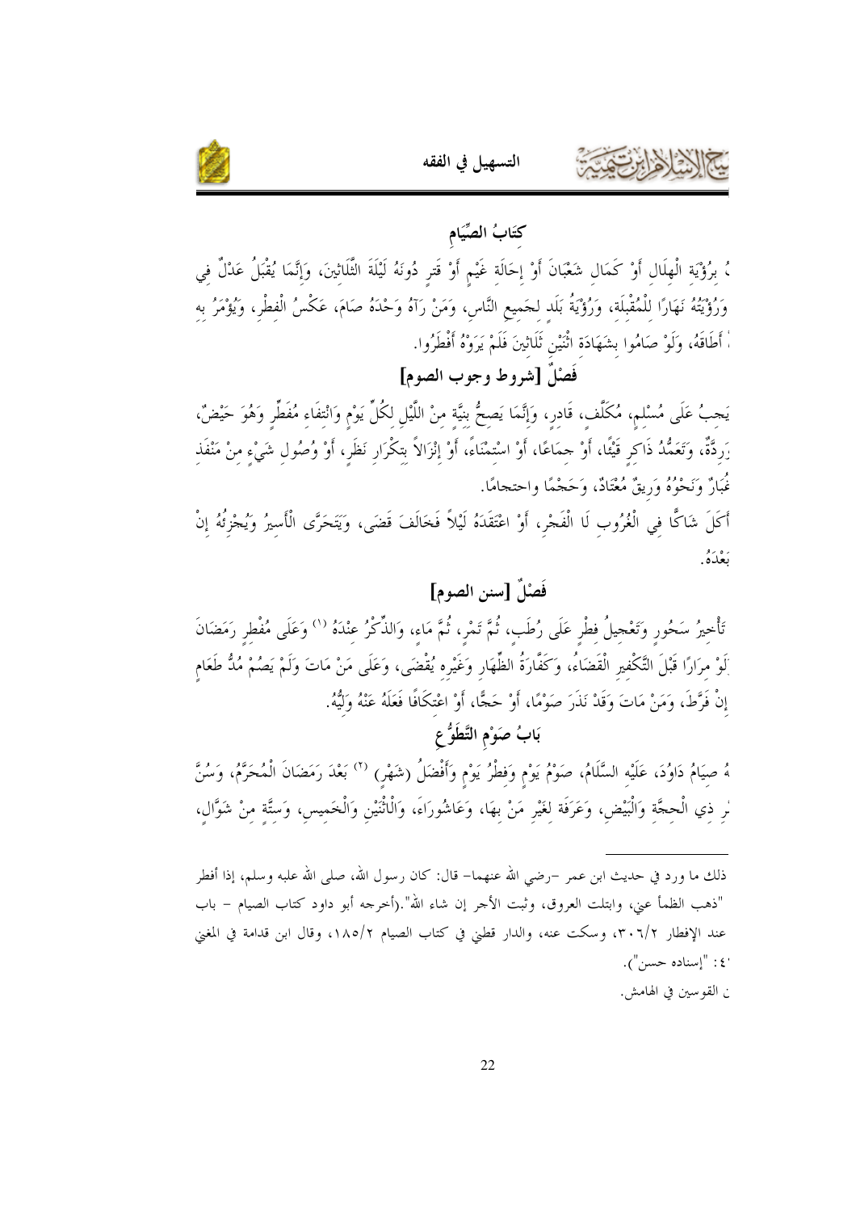## كِتَابُ الصِّيَامِ

ُ بِرُؤْيَةِ الْهِلَالِ أَوْ كَمَالِ شَعْبَانَ أَوْ إِحَالَةِ غَيْمٍ أَوْ قَتَرٍ دُونَهُ لَيْلَةَ الثَّلَاثِينَ، وَإِنَّمَا يُقْبَلُ عَدْلٌ فِي وَرُؤْيَتُهُ نَهَارًا لِلْمُقْبِلَةِ، وَرُؤْيَةُ بَلَدٍ لِجَمِيعِ النَّاسِ، وَمَنْ رَآهُ وَحْدَهُ صَامَ، عَكْسُ الْفِطْرِ، وَيُؤْمَرُ بِهِ أَطَاقَهُ، وَلَوْ صَامُوا بِشَهَادَةِ اثْنَيْنِ ثَلَاثِينَ فَلَمْ يَرَوْهُ أَفْطَرُوا.

### فَصْلٌ [شروط وجوب الصوم]

يَجِبُ عَلَى مُسْلِمٍ، مُكَلَّفٍ، قَادِرٍ، وَإِنَّمَا يَصِحُّ بِنِيَّةٍ مِنْ اللَّيْلِ لِكُلِّ يَوْمٍ وَانْتِفَاءِ مُفَطِّرٍ وَهُوَ حَيْضٌ، رِدَّةٌ، وَتَعَمُّدُ ذَاكِرٍ قَيْئًا، أَوْ جِمَاعًا، أَوْ اسْتِمْنَاءً، أَوْ إِنْزَالاً بِتَكْرَارِ نَظَرٍ، أَوْ وُصُولِ شَيْءٍ مِنْ مَنْفَذٍ غُبَارٌ وَنَحْوُهُ وَرِيقٌ مُعْتَادٌ، وَحَجْمًا واحتجامًا.

أَكَلَ شَاكًّا فِي الْغُرُوبِ لَا الْفَجْرِ، أَوْ اعْتَقَدَهُ لَيْلاً فَخَالَفَ قَضَى، وَيَتَحَرَّى الْأَسِيرُ وَيُجْزِئُهُ إِنْ بَعْدَهُ.

### فَصْلٌ [سنن الصوم]

تَأْخِيرُ سَحُورٍ وَتَعْجِيلُ فِطْرٍ عَلَى رُطَبٍ، ثُمَّ تَمْرٍ، ثُمَّ مَاءٍ، وَالذِّكْرُ عِنْدَهُ [1] وَعَلَى مُفْطِرِ رَمَضَانَ لَوْ مِرَارًا قَبْلَ التَّكْفِيرِ الْقَضَاءُ، وَكَفَّارَةُ الظِّهَارِ وَغَيْرِهِ يُقْضَى، وَعَلَى مَنْ مَاتَ وَلَمْ يَصُمْ مُدُّ طَعَامٍ إِنْ فَرَّطَ، وَمَنْ مَاتَ وَقَدْ نَذَرَ صَوْمًا، أَوْ حَجًّا، أَوْ اعْتِكَافًا فَعَلَهُ عَنْهُ وَلِيُّهُ.

## بَابُ صَوْمِ التَّطَوُّعِ

هُ صِيَامُ دَاوُدَ، عَلَيْهِ السَّلَامُ، صَوْمُ يَوْمٍ وَفِطْرُ يَوْمٍ وَأَفْضَلُ (شَهْرٍ) [2] بَعْدَ رَمَضَانَ الْمُحَرَّمُ، وَسُنَّ رِ ذِي الْحِجَّةِ وَالْبِيضِ، وَعَرَفَةَ لِغَيْرِ مَنْ بِهَا، وَعَاشُورَاءَ، وَالْاثْنَيْنِ وَالْخَمِيسِ، وَسِتَّةٍ مِنْ شَوَّالٍ،

---

ذلك ما ورد في حديث ابن عمر -رضي الله عنهما- قال: كان رسول الله، صلى الله عليه وسلم، إذا أفطر "ذهب الظمأ عني، وابتلت العروق، وثبت الأجر إن شاء الله".(أخرجه أبو داود كتاب الصيام - باب عند الإفطار ٣٠٦/٢، وسكت عنه، والدار قطني في كتاب الصيام ١٨٥/٢، وقال ابن قدامة في المغني ٤: "إسناده حسن").

ن القوسين في الهامش.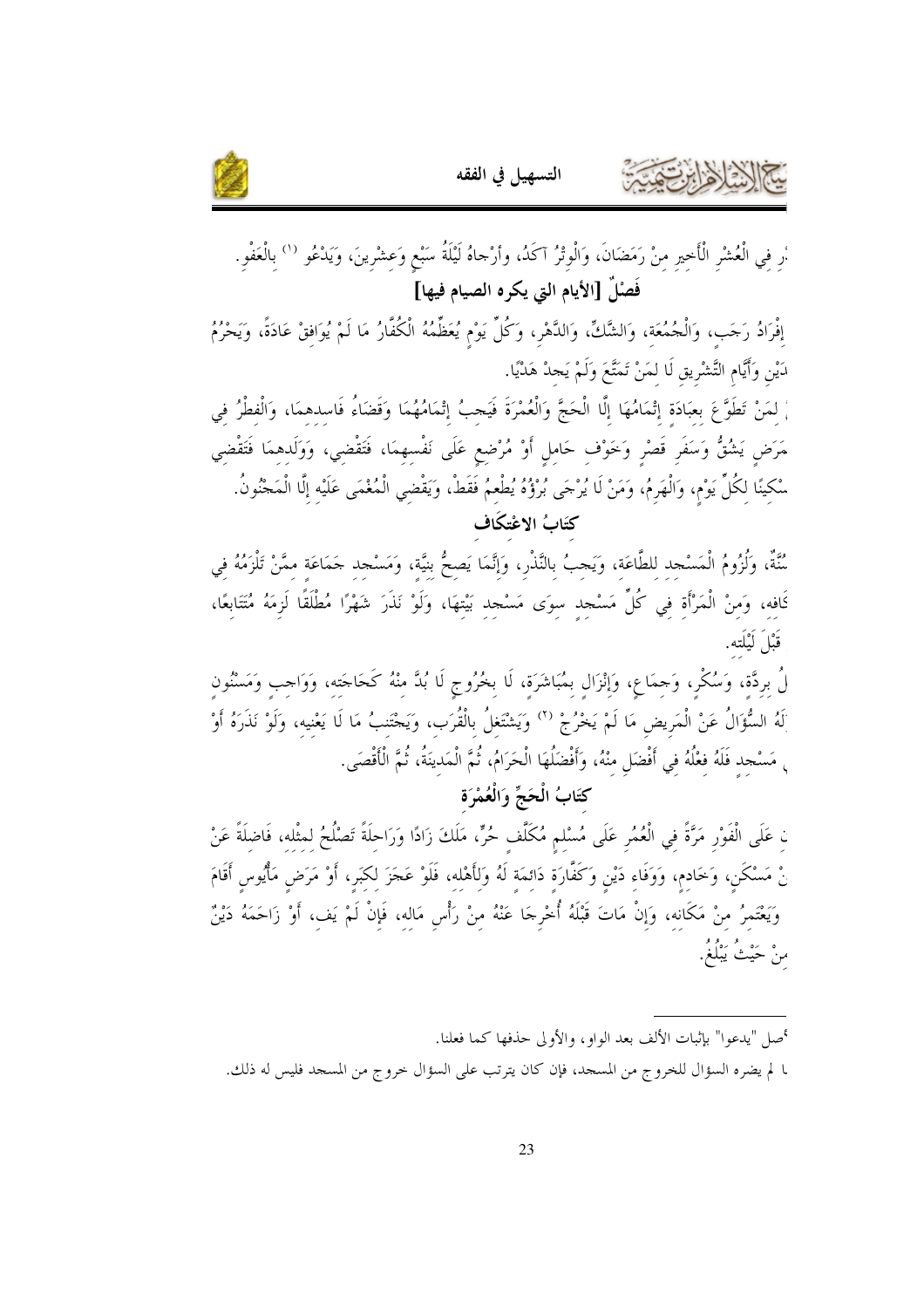..رِ فِي الْعُشْرِ الْأَخِيرِ مِنْ رَمَضَانَ، وَالْوِتْرُ آكَدُ، وأرْجاهُ لَيْلَةُ سَبْعٍ وَعِشْرِينَ، وَيَدْعُو [1] بِالْعَفْوِ.

## فَصْلٌ [الأيام التي يكره الصيام فيها]

إِفْرَادُ رَجَبٍ، وَالْجُمُعَةِ، وَالشَّكِّ، وَالدَّهْرِ، وَكُلِّ يَوْمٍ يُعَظِّمُهُ الْكُفَّارُ مَا لَمْ يُوَافِقْ عَادَةً، وَيَحْرُمُ ..دَيْنِ وَأَيَّامِ التَّشْرِيقِ لَا لِمَنْ تَمَتَّعَ وَلَمْ يَجِدْ هَدْيًا.

.. لِمَنْ تَطَوَّعَ بِعِبَادَةٍ إِتْمَامُهَا إِلَّا الْحَجَّ وَالْعُمْرَةَ فَيَجِبُ إِتْمَامُهُمَا وَقَضَاءُ فَاسِدِهِمَا، وَالْفِطْرُ فِي ..مَرَضٍ يَشُقُّ وَسَفَرِ قَصْرٍ وَخَوْفِ حَامِلٍ أَوْ مُرْضِعٍ عَلَى نَفْسِهِمَا، فَتَقْضِي، وَوَلَدِهِمَا فَتَقْضِي ..سْكِينًا لِكُلِّ يَوْمٍ، وَالْهَرِمُ، وَمَنْ لَا يُرْجَى بُرْؤُهُ يُطْعِمُ فَقَطْ، وَيَقْضِي الْمُغْمَى عَلَيْهِ إِلَّا الْمَجْنُونُ.

## كِتَابُ الاعْتِكَافِ

..سُنَّةٌ، وَلُزُومُ الْمَسْجِدِ لِلطَّاعَةِ، وَيَجِبُ بِالنَّذْرِ، وَإِنَّمَا يَصِحُّ بِنِيَّةٍ، وَمَسْجِدِ جَمَاعَةٍ مِمَّنْ تَلْزَمُهُ فِي ..كَافِهِ، وَمِنَ الْمَرْأَةِ فِي كُلِّ مَسْجِدٍ سِوَى مَسْجِدِ بَيْتِهَا، وَلَوْ نَذَرَ شَهْرًا مُطْلَقًا لَزِمَهُ مُتَتَابِعًا، .. قَبْلَ لَيْلَتِهِ.

..لُ بِرِدَّةٍ، وَسُكْرٍ، وَجِمَاعٍ، وَإِنْزَالٍ بِمُبَاشَرَةٍ، لَا بِخُرُوجٍ لَا بُدَّ مِنْهُ كَحَاجَتِهِ، وَوَاجِبٍ وَمَسْنُونٍ ..لَهُ السُّؤَالُ عَنِ الْمَرِيضِ مَا لَمْ يَخْرُجْ [2] وَيَشْتَغِلُ بِالْقُرَبِ، وَيَجْتَنِبُ مَا لَا يَعْنِيهِ، وَلَوْ نَذَرَهُ أَوْ .. مَسْجِدٍ فَلَهُ فِعْلُهُ فِي أَفْضَلَ مِنْهُ، وَأَفْضَلُهَا الْحَرَامُ، ثُمَّ الْمَدِينَةُ، ثُمَّ الْأَقْصَى.

## كِتَابُ الْحَجِّ وَالْعُمْرَةِ

..نِ عَلَى الْفَوْرِ مَرَّةً فِي الْعُمُرِ عَلَى مُسْلِمٍ مُكَلَّفٍ حُرٍّ، مَلَكَ زَادًا وَرَاحِلَةً تَصْلُحُ لِمِثْلِهِ، فَاضِلَةً عَنْ ..نْ مَسْكَنٍ، وَخَادِمٍ، وَوَفَاءِ دَيْنٍ وَكَفَّارَةٍ دَائِمَةٍ لَهُ وَلِأَهْلِهِ، فَلَوْ عَجَزَ لِكِبَرٍ، أَوْ مَرَضٍ مَأْيُوسٍ أَقَامَ .. وَيَعْتَمِرُ مِنْ مَكَانِهِ، وَإِنْ مَاتَ قَبْلَهُ أُخْرِجَا عَنْهُ مِنْ رَأْسِ مَالِهِ، فَإِنْ لَمْ يَفِ، أَوْ زَاحَمَهُ دَيْنٌ ..مِنْ حَيْثُ يَبْلُغُ.

---

[1] ..صل "يدعوا" بإثبات الألف بعد الواو، والأولى حذفها كما فعلنا.

[2] ..ا لم يضره السؤال للخروج من المسجد، فإن كان يترتب على السؤال خروج من المسجد فليس له ذلك.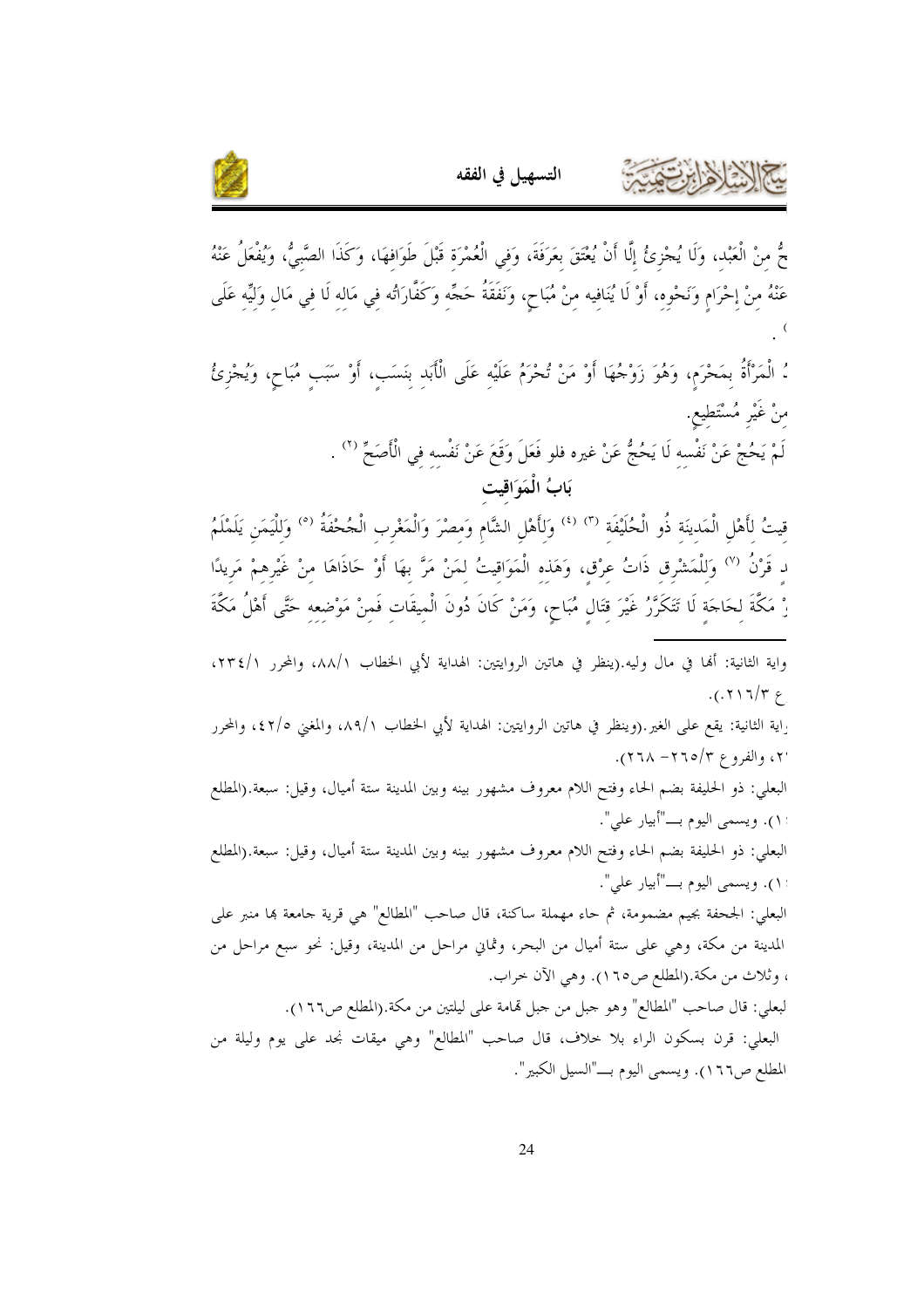حُّ مِنْ الْعَبْدِ، وَلَا يُجْزِئُ إِلَّا أَنْ يُعْتَقَ بِعَرَفَةَ، وَفِي الْعُمْرَةِ قَبْلَ طَوَافِهَا، وَكَذَا الصَّبِيُّ، وَيُفْعَلُ عَنْهُ عَنْهُ مِنْ إِحْرَامٍ وَنَحْوِهِ، أَوْ لَا يُنَافِيهِ مِنْ مُبَاحٍ، وَنَفَقَةُ حَجِّهِ وَكَفَّارَاتُه فِي مَالِهِ لَا فِي مَالِ وَلِيِّهِ عَلَى .

ـُ الْمَرْأَةُ بِمَحْرَمٍ، وَهُوَ زَوْجُهَا أَوْ مَنْ تُحْرَمُ عَلَيْهِ عَلَى الْأَبَدِ بِنَسَبٍ، أَوْ سَبَبٍ مُبَاحٍ، وَيُجْزِئُ مِنْ غَيْرِ مُسْتَطِيعٍ.

لَمْ يَحُجَّ عَنْ نَفْسِهِ لَا يَحُجُّ عَنْ غيره فلو فَعَلَ وَقَعَ عَنْ نَفْسِهِ فِي الْأَصَحِّ [2] .

## بَابُ الْمَوَاقِيتِ

قِيتُ لِأَهْلِ الْمَدِينَةِ ذُو الْحُلَيْفَةِ [3] [4] وَلِأَهْلِ الشَّامِ وَمِصْرَ وَالْمَغْرِبِ الْجُحْفَةُ [5] وَلِلْيَمَنِ يَلَمْلَمُ دِ قَرْنٌ [7] وَلِلْمَشْرِقِ ذَاتُ عِرْقٍ، وَهَذِهِ الْمَوَاقِيتُ لِمَنْ مَرَّ بِهَا أَوْ حَاذَاهَا مِنْ غَيْرِهِمْ مَرِيدًا ـْ مَكَّةَ لِحَاجَةٍ لَا تَتَكَرَّرُ غَيْرَ قِتَالٍ مُبَاحٍ، وَمَنْ كَانَ دُونَ الْمِيقَاتِ فَمِنْ مَوْضِعِهِ حَتَّى أَهْلُ مَكَّةَ

---

واية الثانية: أنها في مال وليه.(ينظر في هاتين الروايتين: الهداية لأبي الخطاب ٨٨/١، والمحرر ٢٣٤/١، ع ٢١٦/٣).

راية الثانية: يقع على الغير.(وينظر في هاتين الروايتين: الهداية لأبي الخطاب ٨٩/١، والمغني ٤٢/٥، والمحرر ٢'، والفروع ٢٦٥/٣– ٢٦٨).

البعلي: ذو الحليفة بضم الحاء وفتح اللام معروف مشهور بينه وبين المدينة ستة أميال، وقيل: سبعة.(المطلع ١). ويسمى اليوم بـــ"أبيار علي".

البعلي: ذو الحليفة بضم الحاء وفتح اللام معروف مشهور بينه وبين المدينة ستة أميال، وقيل: سبعة.(المطلع ١). ويسمى اليوم بـــ"أبيار علي".

البعلي: الجحفة بجيم مضمومة، ثم حاء مهملة ساكنة، قال صاحب "المطالع" هي قرية جامعة بها منبر على المدينة من مكة، وهي على ستة أميال من البحر، وثماني مراحل من المدينة، وقيل: نحو سبع مراحل من ، وثلاث من مكة.(المطلع ص١٦٥). وهي الآن خراب.

لبعلي: قال صاحب "المطالع" وهو جبل من جبل تهامة على ليلتين من مكة.(المطلع ص١٦٦).

البعلي: قرن بسكون الراء بلا خلاف، قال صاحب "المطالع" وهي ميقات نجد على يوم وليلة من المطلع ص١٦٦). ويسمى اليوم بـــ"السيل الكبير".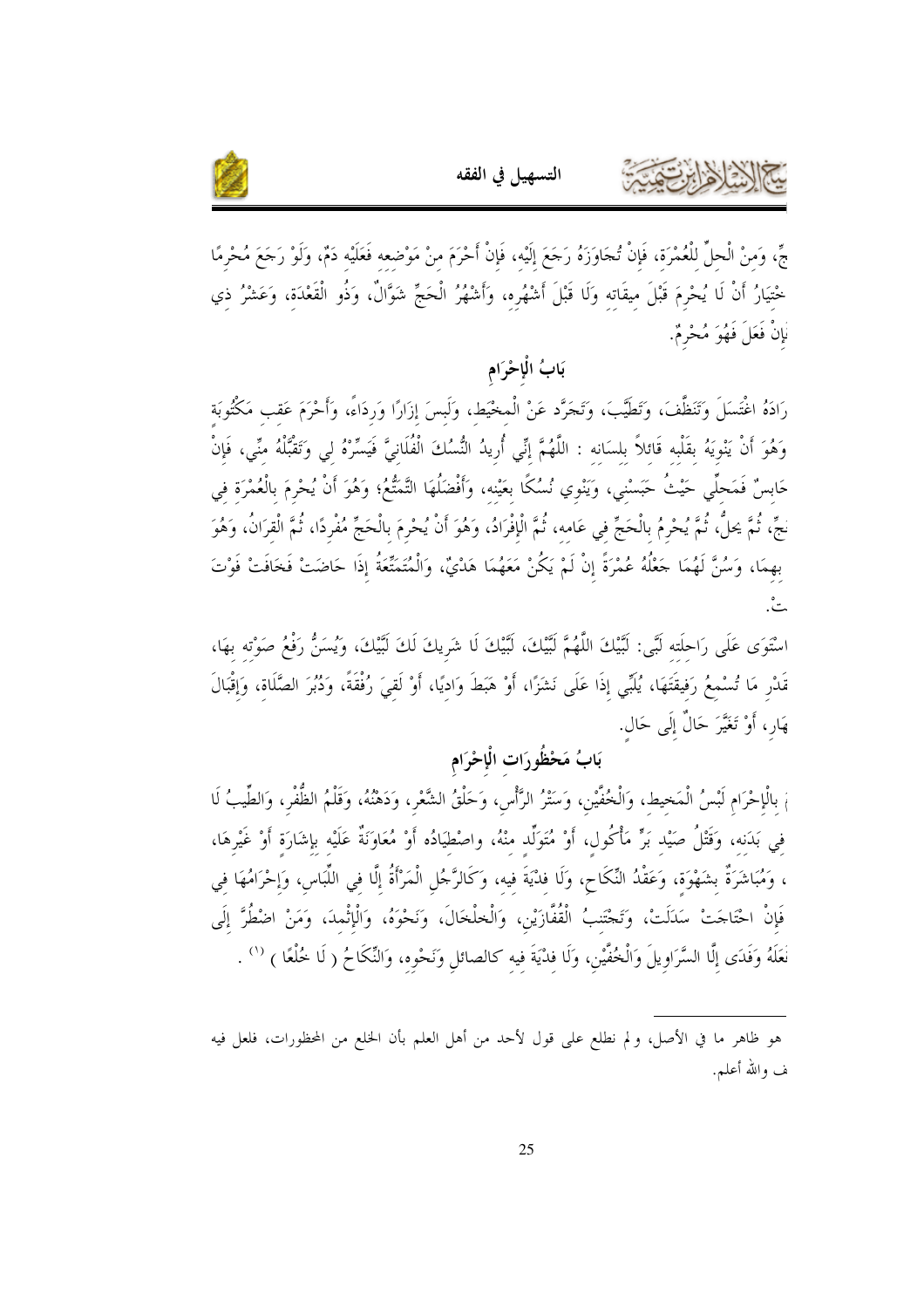جٍّ، وَمنْ الْحلِّ لِلْعُمْرَة، فَإِنْ تُجَاوَزَهُ رَجَعَ إِلَيْه، فَإِنْ أَحْرَمَ منْ مَوْضعه فَعَلَيْه دَمٌ، وَلَوْ رَجَعَ مُحْرِمًا

خْتيَارُ أَنْ لَا يُحْرِمَ قَبْلَ ميقَاته وَلَا قَبْلَ أَشْهُره، وَأَشْهُرُ الْحَجِّ شَوَّالٌ، وَذُو الْقَعْدَة، وَعَشْرُ ذي

إِنْ فَعَلَ فَهُوَ مُحْرِمٌ.

## بَابُ الْإِحْرَام

رَادَهُ اغْتَسَلَ وَتَنَظَّفَ، وَتَطَيَّبَ، وَتَجَرَّدَ عَنْ الْمخيط، وَلَبِسَ إِزَارًا وَرِدَاءً، وَأَحْرَمَ عَقب مَكْتُوبَة

وَهُوَ أَنْ يَنْوِيَهُ بِقَلْبِه قَائلاً بلسَانه : اللَّهُمَّ إِنِّي أُرِيدُ النُّسُكَ الْفُلَانِيَّ فَيَسِّرْهُ لي وَتَقَبَّلْهُ منِّي، فَإِنْ

حَابِسٌ فَمَحلِّي حَيْثُ حَبَسْتني، وَيَنْوِي نُسُكًا بِعَيْنه، وَأَفْضَلُهَا التَّمَتُّعُ؛ وَهُوَ أَنْ يُحْرِمَ بِالْعُمْرَة في

حَجّ، ثُمَّ يحلُّ، ثُمَّ يُحْرِمُ بِالْحَجِّ في عَامه، ثُمَّ الْإِفْرَادُ، وَهُوَ أَنْ يُحْرِمَ بِالْحَجِّ مُفْردًا، ثُمَّ الْقرَانُ، وَهُوَ

بِهِمَا، وَسُنَّ لَهُمَا جَعْلُهُ عُمْرَةً إِنْ لَمْ يَكُنْ مَعَهُمَا هَدْيٌ، وَالْمُتَمَتِّعَةُ إِذَا حَاضَتْ فَخَافَتْ فَوْتَ

تْ.

اسْتَوَى عَلَى رَاحلَته لَبَّى: لَبَّيْكَ اللَّهُمَّ لَبَّيْكَ، لَبَّيْكَ لَا شَرِيكَ لَكَ لَبَّيْكَ، وَيُسَنُّ رَفْعُ صَوْته بهَا،

قَدْرِ مَا تُسْمعُ رَفِيقَتَهَا، يُلَبِّي إِذَا عَلَى نَشَزًا، أَوْ هَبَطَ وَاديًا، أَوْ لَقيَ رُفْقَةً، وَدُبُرَ الصَّلَاة، وَإِقْبَالَ

نَهَار، أَوْ تَغَيَّرَ حَالٌ إِلَى حَال.

## بَابُ مَحْظُورَات الْإِحْرَام

بِالْإِحْرَامِ لَبْسُ الْمَخيط، وَالْخُفَّيْنِ، وَسَتْرُ الرَّأْسِ، وَحَلْقُ الشَّعْر، وَدَهْنُهُ، وَقَلْمُ الظُّفْر، وَالطِّيبُ لَا

في بَدَنه، وَقَتْلُ صَيْد بَرٍّ مَأْكُول، أَوْ مُتَوَلِّد منْهُ، واصْطيَادُه أَوْ مُعَاوَنَةٌ عَلَيْه بإِشَارَة أَوْ غَيْرِهَا،

، وَمُبَاشَرَةٌ بشَهْوَة، وَعَقْدُ النِّكَاحِ، وَلَا فدْيَةَ فيه، وَكَالرَّجُلِ الْمَرْأَةُ إِلَّا في اللِّبَاس، وَإِحْرَامُهَا في

فَإِنْ احْتَاجَتْ سَدَلَتْ، وَتَجْتَنبُ الْقُفَّازَيْن، وَالْخلْخَالَ، وَنَحْوَهُ، وَالْإِثْمدَ، وَمَنْ اضْطُرَّ إِلَى

نَعَلَهُ وَفَدَى إِلَّا السَّرَاوِيلَ وَالْخُفَّيْن، وَلَا فدْيَةَ فيه كالصائل وَنَحْوِه، وَالنِّكَاحُ ( لَا خُلْعًا ) [1] .

---

[1] هو ظاهر ما في الأصل، ولم نطلع على قول لأحد من أهل العلم بأن الخلع من المحظورات، فلعل فيه ف والله أعلم.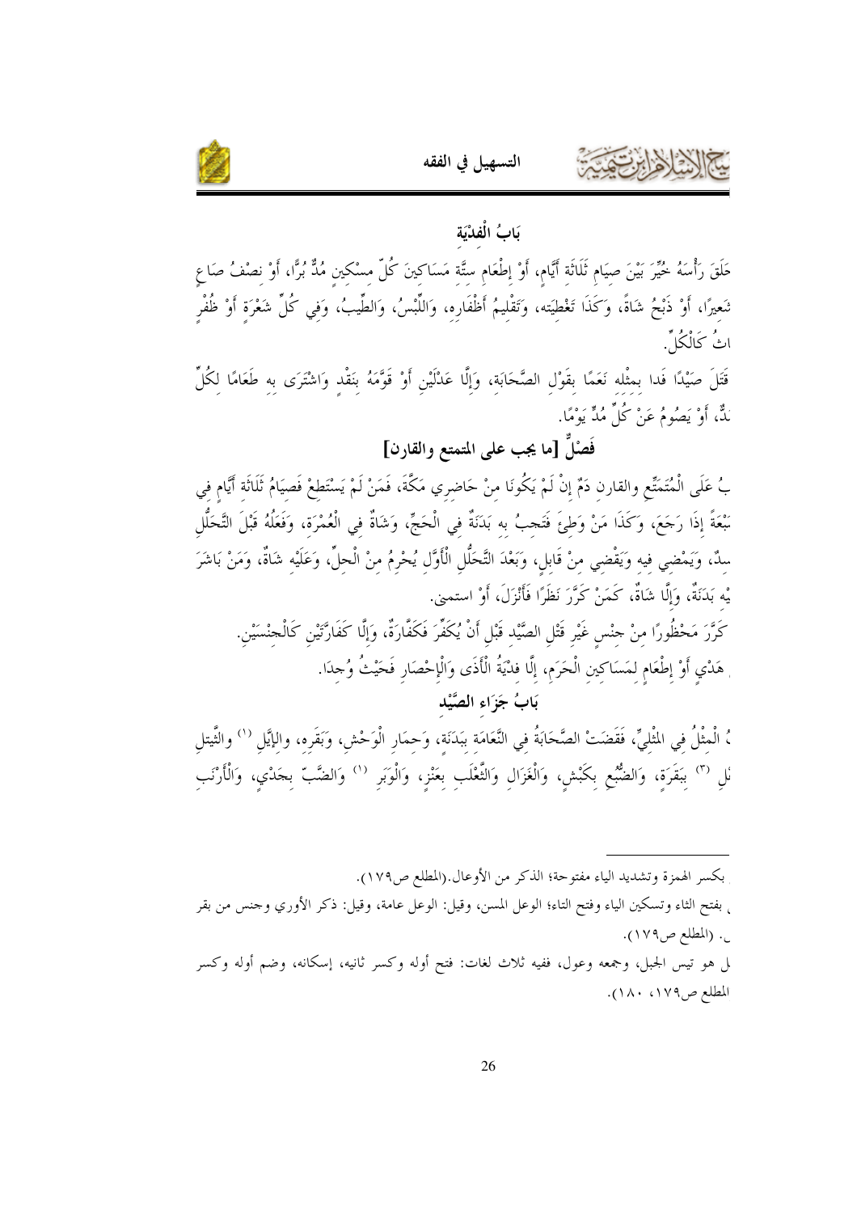## بَابُ الْفِدْيَة

حَلَقَ رَأْسَهُ خُيِّرَ بَيْنَ صِيَامِ ثَلَاثَةِ أَيَّامٍ، أَوْ إِطْعَامِ سِتَّةِ مَسَاكِينَ كُلِّ مِسْكِينٍ مُدٌّ بُرًّا، أَوْ نِصْفُ صَاعٍ شَعِيرًا، أَوْ ذَبْحُ شَاةٍ، وَكَذَا تَغْطِيَته، وَتَقْلِيمُ أَظْفَارِه، وَاللِّبْسُ، وَالطِّيبُ، وَفِي كُلِّ شَعْرَةٍ أَوْ ظُفْرٍ اثُ كَالْكُلِّ.

قَتَلَ صَيْدًا فَدا بِمِثْلِه نَعَمًا بِقَوْلِ الصَّحَابَةِ، وَإِلَّا عَدْلَيْنِ أَوْ قَوَّمَهُ بِنَقْدٍ وَاشْتَرَى بِه طَعَامًا لِكُلِّ دٌّ، أَوْ يَصُومُ عَنْ كُلِّ مُدٍّ يَوْمًا.

### فَصْلٌ [ما يجب على المتمتع والقارن]

ـبُ عَلَى الْمُتَمَتِّعِ والقارن دَمٌ إِنْ لَمْ يَكُونَا مِنْ حَاضِرِي مَكَّةَ، فَمَنْ لَمْ يَسْتَطِعْ فَصِيَامُ ثَلَاثَةِ أَيَّامٍ فِي سَبْعَةً إِذَا رَجَعَ، وَكَذَا مَنْ وَطِئَ فَتَجِبُ بِه بَدَنَةٌ فِي الْحَجِّ، وَشَاةٌ فِي الْعُمْرَة، وَفَعَلُهُ قَبْلَ التَّحَلُّلِ سِدٌ، وَيَمْضِي فِيهِ وَيَقْضِي مِنْ قَابِلٍ، وَبَعْدَ التَّحَلُّلِ الْأَوَّلِ يُحْرِمُ مِنَ الْحِلِّ، وَعَلَيْهِ شَاةٌ، وَمَنْ بَاشَرَ يْهِ بَدَنَةٌ، وَإِلَّا شَاةٌ، كَمَنْ كَرَّرَ نَظَرًا فَأَنْزَلَ، أَوْ استمنى.

كَرَّرَ مَحْظُورًا مِنْ جِنْسٍ غَيْرِ قَتْلِ الصَّيْدِ قَبْلَ أَنْ يُكَفِّرَ فَكَفَّارَةٌ، وَإِلَّا كَفَارَتَيْنِ كَالْجِنْسَيْنِ.

هَدْيٍ أَوْ إِطْعَامٍ لِمَسَاكِينِ الْحَرَمِ، إِلَّا فِدْيَةُ الْأَذَى وَالْإِحْصَارِ فَحَيْثُ وُجِدَا.

## بَابُ جَزَاءِ الصَّيْد

ـُ الْمِثْلُ فِي الْمِثْلِيِّ، فَقَضَتْ الصَّحَابَةُ فِي النَّعَامَةِ بِبَدَنَةٍ، وَحِمَارِ الْوَحْشِ، وَبَقَرِه، وَالإِيَّلِ [1] والثَّيتلِ ـلِ [3] بِبَقَرَةٍ، وَالضُّبْعِ بِكَبْشٍ، وَالْغَزَالِ وَالثَّعْلَبِ بِعَنْزٍ، وَالْوَبَرِ [1] وَالضَّبِّ بِجَدْيٍ، وَالْأَرْنَبِ

---

بكسر الهمزة وتشديد الياء مفتوحة؛ الذكر من الأوعال.(المطلع ص١٧٩).

بفتح الثاء وتسكين الياء وفتح التاء؛ الوعل المسن، وقيل: الوعل عامة، وقيل: ذكر الأوري وجنس من بقر . (المطلع ص١٧٩).

ل هو تيس الجبل، وجمعه وعول، ففيه ثلاث لغات: فتح أوله وكسر ثانيه، إسكانه، وضم أوله وكسر المطلع ص١٧٩، ١٨٠).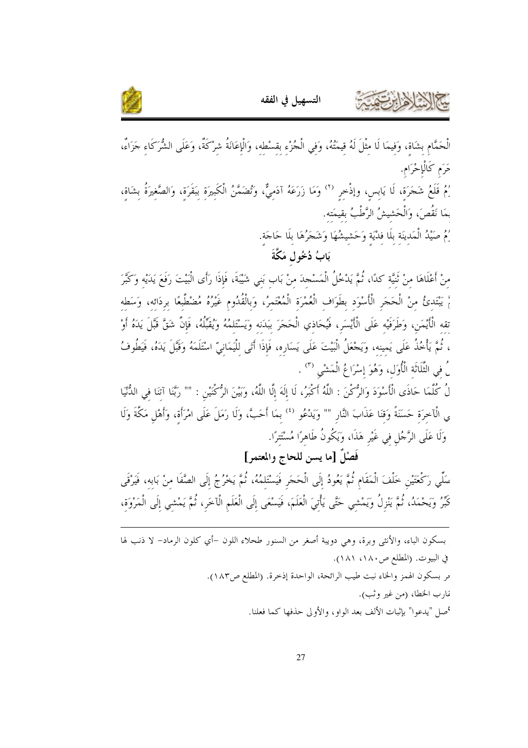الْحَمَّامِ بِشَاةٍ، وَفِيمَا لَا مِثْلَ لَهُ قِيمَتُهُ، وَفِي الْجُزْءِ بِقِسْطِهِ، وَالْإِعَانَةُ شِرْكَةٌ، وَعَلَى الشُّرَكَاءِ جَزَاءٌ، حَرَمِ كَالْإِحْرَامِ.

ـُمُ قَلْعُ شَجَرَةٍ، لَا يَابِسٍ، وإِذْخِرٍ [2] وَمَا زَرَعَهُ آدَمِيٌّ، وَتُضَمَّنُ الْكَبِيرَةُ بِبَقَرَةٍ، وَالصَّغِيرَةُ بِشَاةٍ، ـبِمَا نَقُصَ، وَالْحَشِيشُ الرَّطْبُ بِقِيمَتِهِ.

ـُمُ صَيْدُ الْمَدِينَةِ بِلَا فِدْيَةٍ وَحَشِيشُهَا وَشَجَرُهَا بِلَا حَاجَةٍ.

## بَابُ دُخُولِ مَكَّةَ

مِنْ أَعْلَاهَا مِنْ ثَنِيَّةِ كَدًا، ثُمَّ يَدْخُلُ الْمَسْجِدَ مِنْ بَابِ بَنِي شَيْبَةَ، فَإِذَا رَأَى الْبَيْتَ رَفَعَ يَدَيْهِ وَكَبَّرَ ـمَّ يَبْتَدِئُ مِنَ الْحَجَرِ الْأَسْوَدِ بِطَوَافِ الْعُمْرَةِ الْمُعْتَمِرُ، وَبِالْقُدُومِ غَيْرُهُ مُضْطَبِعًا بِرِدَائِهِ، وَسَطِهِ ـتِقِهِ الْأَيْمَنِ، وَطَرَفَيْهِ عَلَى الْأَيْسَرِ، فَيُحَاذِي الْحَجَرَ بِبَدَنِهِ وَيَسْتَلِمُهُ وَيُقَبِّلُهُ، فَإِنْ شَقَّ قَبَّلَ يَدَهُ أَوْ ، ثُمَّ يَأْخُذُ عَلَى يَمِينِهِ، وَيَجْعَلُ الْبَيْتَ عَلَى يَسَارِهِ، فَإِذَا أَتَى لِلْيَمَانِيِّ اسْتَلَمَهُ وَقَبَّلَ يَدَهُ، فَيَطُوفُ ـلُ فِي الثَّلَاثَةِ الْأُوَلِ، وَهُوَ إِسْرَاعُ الْمَشْيِ [3].

ـلُ كُلَّمَا حَاذَى الْأَسْوَدَ وَالرُّكْنَ: اللَّهُ أَكْبَرُ، لَا إِلَهَ إِلَّا اللَّهُ، وَبَيْنَ الرُّكْنَيْنِ: "" رَبَّنَا آتِنَا فِي الدُّنْيَا ـي الْآخِرَةِ حَسَنَةً وَقِنَا عَذَابَ النَّارِ "" وَيَدْعُو [4] بِمَا أَحَبَّ، وَلَا رَمَلَ عَلَى امْرَأَةٍ، وَأَهْلِ مَكَّةَ وَلَا وَلَا عَلَى الرَّجُلِ فِي غَيْرِ هَذَا، وَيَكُونُ طَاهِرًا مُسْتَتِرًا.

### فَصْلٌ [ما يسن للحاج والمعتمر]

ـصَلِّي رَكْعَتَيْنِ خَلْفَ الْمَقَامِ ثُمَّ يَعُودُ إِلَى الْحَجَرِ فَيَسْتَلِمُهُ، ثُمَّ يَخْرُجُ إِلَى الصَّفَا مِنْ بَابِهِ، فَيَرْقَى ـكَبِّرُ وَيَحْمَدُ، ثُمَّ يَنْزِلُ وَيَمْشِي حَتَّى يَأْتِيَ الْعَلَمَ، فَيَسْعَى إِلَى الْعَلَمِ الْآخَرِ، ثُمَّ يَمْشِي إِلَى الْمَرْوَةِ،

---

بسكون الباء، والأنثى وبرة، وهي دويبة أصغر من السنور طحلاء اللون -أي كلون الرماد- لا ذنب لها في البيوت. (المطلع ص١٨٠، ١٨١).

ـر بسكون الهمز والخاء نبت طيب الرائحة، الواحدة إذخرة. (المطلع ص١٨٣).

ـقارب الخطا، (من غير وثب).

ـأصل "يدعوا" بإثبات الألف بعد الواو، والأولى حذفها كما فعلنا.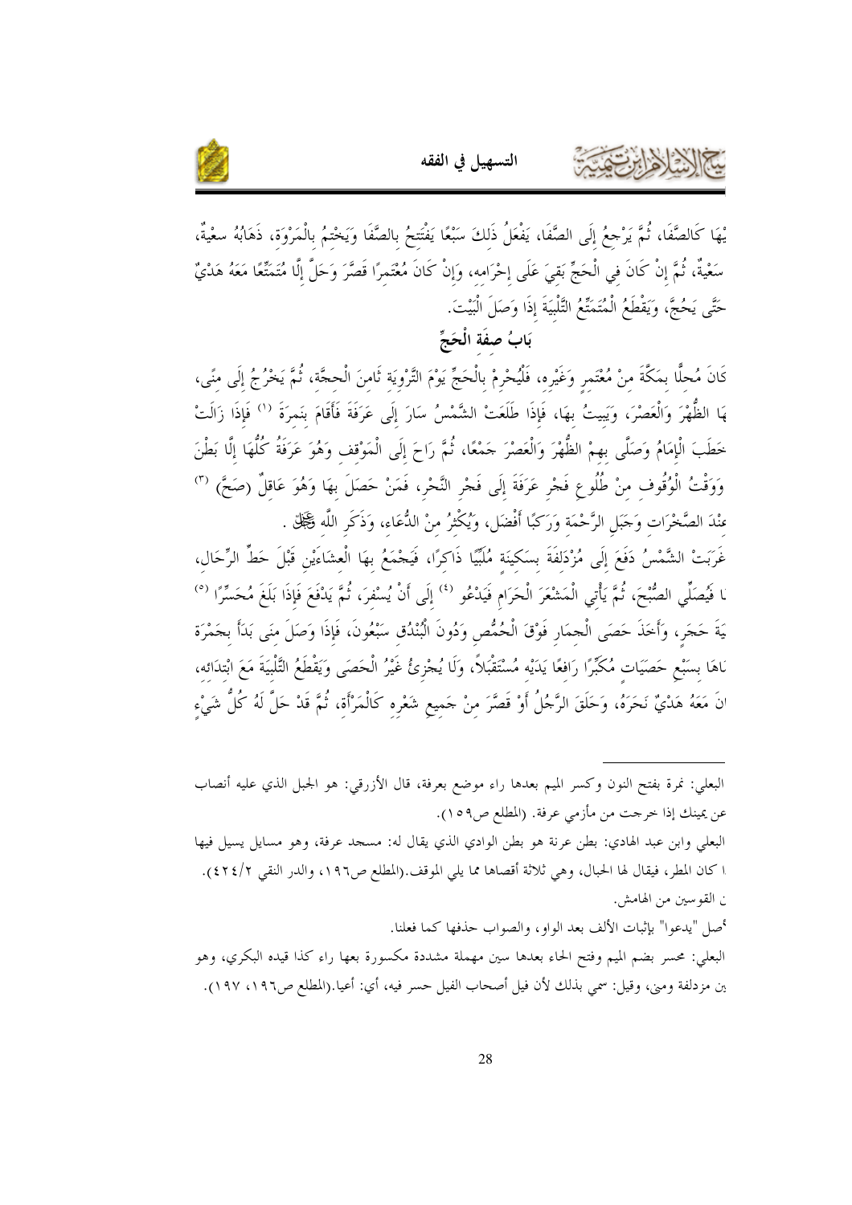يْهَا كَالصَّفَا، ثُمَّ يَرْجِعُ إِلَى الصَّفَا، يَفْعَلُ ذَلِكَ سَبْعًا يَفْتَتِحُ بالصَّفَا وَيَخْتِمُ بالْمَرْوَة، ذَهَابُهُ سعْيَةٌ، سَعْيَةٌ، ثُمَّ إنْ كَانَ في الْحَجِّ بَقِيَ عَلَى إحْرَامه، وَإنْ كَانَ مُعْتَمرًا قَصَّرَ وَحَلَّ إلَّا مُتَمَتِّعًا مَعَهُ هَدْيٌ حَتَّى يَحُجَّ، وَيَقْطَعُ الْمُتَمَتِّعُ التَّلْبِيَةَ إذَا وَصَلَ الْبَيْتَ.

## بَابُ صفَة الْحَجِّ

كَانَ مُحلًّا بمَكَّةَ منْ مُعْتَمرٍ وَغَيْره، فَلْيُحْرِمْ بالْحَجِّ يَوْمَ التَّرْوِيَة ثَامنَ الْحجَّة، ثُمَّ يَخْرُجُ إلَى منًى، بهَا الظُّهْرَ وَالْعَصْرَ، وَيَبِيتُ بهَا، فَإذَا طَلَعَت الشَّمْسُ سَارَ إلَى عَرَفَةَ فَأَقَامَ بنَمرَةَ [1] فَإذَا زَالَتْ خَطَبَ الْإمَامُ وَصَلَّى بهِمْ الظُّهْرَ وَالْعَصْرَ جَمْعًا، ثُمَّ رَاحَ إلَى الْمَوْقف وَهُوَ عَرَفَةُ كُلُّهَا إلَّا بَطْنَ وَوَقْتُ الْوُقُوف منْ طُلُوعِ فَجْرِ عَرَفَةَ إلَى فَجْرِ النَّحْرِ، فَمَنْ حَصَلَ بهَا وَهُوَ عَاقلٌ (صَحَّ) [3] عنْدَ الصَّخَرَات وَجَبَل الرَّحْمَة وَرَاكبًا أَفْضَل، وَيُكْثرُ منْ الدُّعَاء، وَذكْرِ اللَّه ﷻ.

غَرَبَتْ الشَّمْسُ دَفَعَ إلَى مُزْدَلفَةَ بسَكينَة مُلَبِّيًا ذَاكرًا، فَيَجْمَعُ بهَا الْعشَاءَيْن قَبْلَ حَطِّ الرِّحَال، ا فَيُصَلِّي الصُّبْحَ، ثُمَّ يَأْتي الْمَشْعَرَ الْحَرَام فَيَدْعُو [4] إلَى أَنْ يُسفرَ، ثُمَّ يَدْفَعَ فَإذَا بَلَغَ مُحَسِّرًا [5] يَةَ حَجَرٍ، وَأَخَذَ حَصَى الْجمَار فَوْقَ الْحُمُّص وَدُونَ الْبُنْدُق سَبْعُونَ، فَإذَا وَصَلَ منَى بَدَأَ بجَمْرَة اهَا بسَبْع حَصَيَات مُكَبِّرًا رَافعًا يَدَيْه مُسْتَقْبلًا، وَلَا يُجْزئُ غَيْرُ الْحَصَى وَيَقْطَعُ التَّلْبِيَةَ مَعَ ابْتدَائه، انَ مَعَهُ هَدْيٌ نَحَرَهُ، وَحَلَقَ الرَّجُلُ أَوْ قَصَّرَ منْ جَميع شَعْره كَالْمَرْأَة، ثُمَّ قَدْ حَلَّ لَهُ كُلُّ شَيْءٍ

---

البعلي: نمرة بفتح النون وكسر الميم بعدها راء موضع بعرفة، قال الأزرقي: هو الجبل الذي عليه أنصاب عن يمينك إذا خرجت من مأزمي عرفة. (المطلع ص١٥٩).

البعلي وابن عبد الهادي: بطن عرنة هو بطن الوادي الذي يقال له: مسجد عرفة، وهو مسايل يسيل فيها ا كان المطر، فيقال لها الحبال، وهي ثلاثة أقصاها مما يلي الموقف.(المطلع ص١٩٦، والدر النقي ٢/٤٢٤).

ن القوسين من الهامش.

أصل "يدعوا" بإثبات الألف بعد الواو، والصواب حذفها كما فعلنا.

البعلي: محسر بضم الميم وفتح الحاء بعدها سين مهملة مشددة مكسورة بعها راء كذا قيده البكري، وهو ين مزدلفة ومنى، وقيل: سمي بذلك لأن فيل أصحاب الفيل حسر فيه، أي: أعيا.(المطلع ص١٩٦، ١٩٧).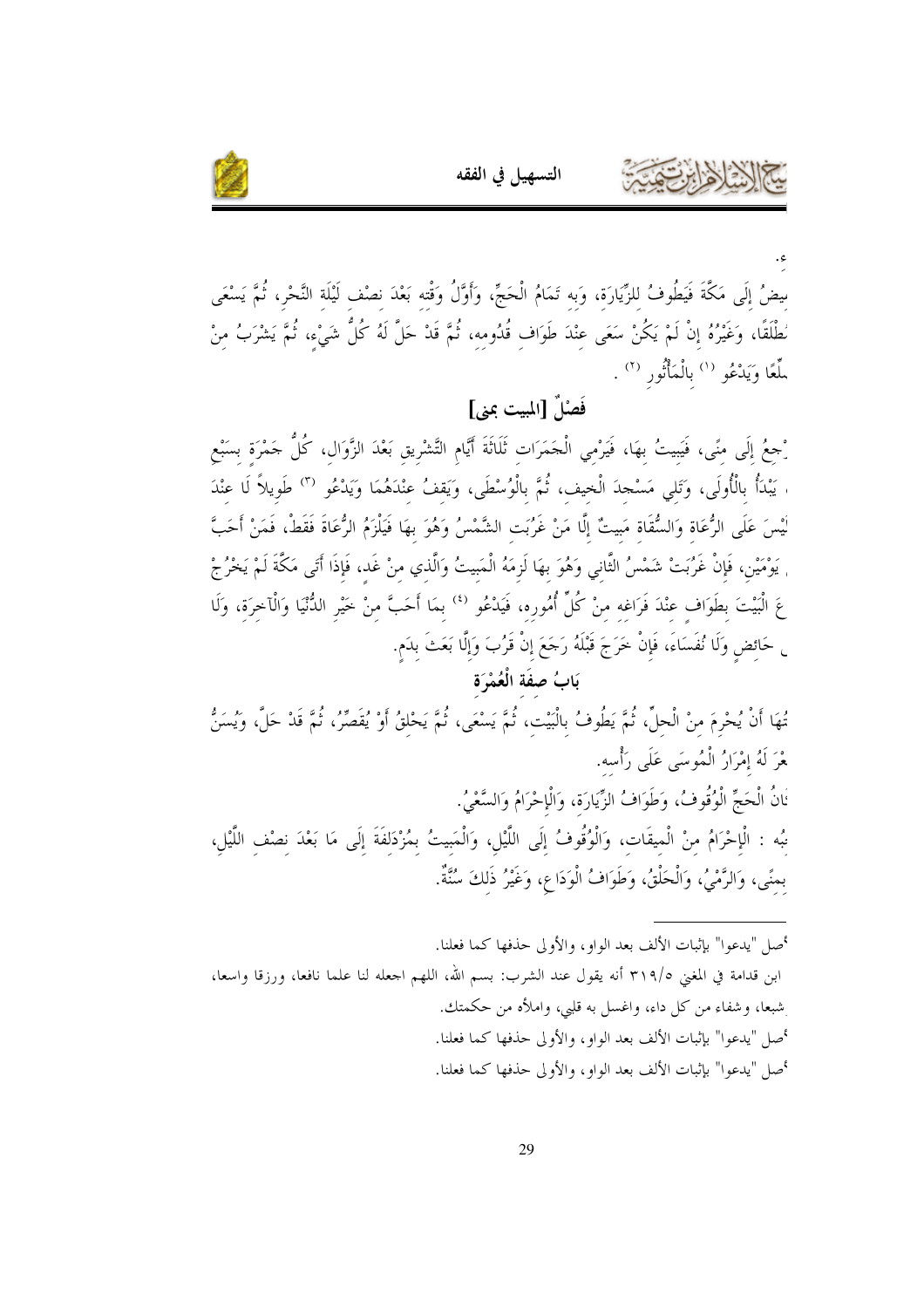ء.

يضُ إِلَى مَكَّةَ فَيَطُوفُ لِلزِّيَارَةِ، وَبِهِ تَمَامُ الْحَجِّ، وَأَوَّلُ وَقْتِهِ بَعْدَ نِصْفِ لَيْلَةِ النَّحْرِ، ثُمَّ يَسْعَى طْلَقًا، وَغَيْرُهُ إِنْ لَمْ يَكُنْ سَعَى عِنْدَ طَوَافِ قُدُومِهِ، ثُمَّ قَدْ حَلَّ لَهُ كُلُّ شَيْءٍ، ثُمَّ يَشْرَبُ مِنْ لِعًا ويَدْعُو [1] بِالْمَأْثُورِ [2].

## فَصْلٌ [المبيت بمنى]

جِعُ إِلَى مِنًى، فَيَبِيتُ بِهَا، فَيَرْمِي الْجَمَرَاتِ ثَلَاثَةَ أَيَّامِ التَّشْرِيقِ بَعْدَ الزَّوَالِ، كُلُّ جَمْرَةٍ بِسَبْعِ يَبْدَأُ بِالْأُولَى، وَتَلِي مَسْجِدَ الْخَيْفِ، ثُمَّ بِالْوُسْطَى، وَيَقِفُ عِنْدَهُمَا وَيَدْعُو [3] طَوِيلاً لَا عِنْدَ يْسَ عَلَى الرُّعَاةِ وَالسُّقَاةِ مَبِيتٌ إِلَّا مَنْ غَرُبَتِ الشَّمْسُ وَهُوَ بِهَا فَيَلْزَمُ الرُّعَاةَ فَقَطْ، فَمَنْ أَحَبَّ يَوْمَيْنِ، فَإِنْ غَرُبَتْ شَمْسُ الثَّانِي وَهُوَ بِهَا لَزِمَهُ الْمَبِيتُ وَالَّذِي مِنْ غَدٍ، فَإِذَا أَتَى مَكَّةَ لَمْ يَخْرُجْ عَ الْبَيْتَ بِطَوَافٍ عِنْدَ فَرَاغِهِ مِنْ كُلِّ أُمُورِهِ، فَيَدْعُو [4] بِمَا أَحَبَّ مِنْ خَيْرِ الدُّنْيَا وَالْآخِرَةِ، وَلَا حَائِضٍ وَلَا نُفَسَاءَ، فَإِنْ خَرَجَ قَبْلَهُ رَجَعَ إِنْ قَرُبَ وَإِلَّا بَعَثَ بِدَمٍ.

## بَابُ صِفَةِ الْعُمْرَةِ

تُهَا أَنْ يُحْرِمَ مِنْ الْحِلِّ، ثُمَّ يَطُوفُ بِالْبَيْتِ، ثُمَّ يَسْعَى، ثُمَّ يَحْلِقُ أَوْ يُقَصِّرُ، ثُمَّ قَدْ حَلَّ، وَيُسَنُّ عْرَ لَهُ إِمْرَارُ الْمُوسَى عَلَى رَأْسِهِ.

انُ الْحَجِّ الْوُقُوفُ، وَطَوَافُ الزِّيَارَةِ، وَالْإِحْرَامُ وَالسَّعْيُ.

بُهُ : الْإِحْرَامُ مِنْ الْمِيقَاتِ، وَالْوُقُوفُ إِلَى اللَّيْلِ، وَالْمَبِيتُ بِمُزْدَلِفَةَ إِلَى مَا بَعْدَ نِصْفِ اللَّيْلِ، بِمِنًى، وَالرَّمْيُ، وَالْحَلْقُ، وَطَوَافُ الْوَدَاعِ، وَغَيْرُ ذَلِكَ سُنَّةٌ.

---

[1] صل "يدعوا" بإثبات الألف بعد الواو، والأولى حذفها كما فعلنا.

[2] ابن قدامة في المغني ٥/٣١٩ أنه يقول عند الشرب: بسم الله، اللهم اجعله لنا علما نافعا، ورزقا واسعا، شبعا، وشفاء من كل داء، واغسل به قلبي، واملأه من حكمتك.

[3] صل "يدعوا" بإثبات الألف بعد الواو، والأولى حذفها كما فعلنا.

[4] صل "يدعوا" بإثبات الألف بعد الواو، والأولى حذفها كما فعلنا.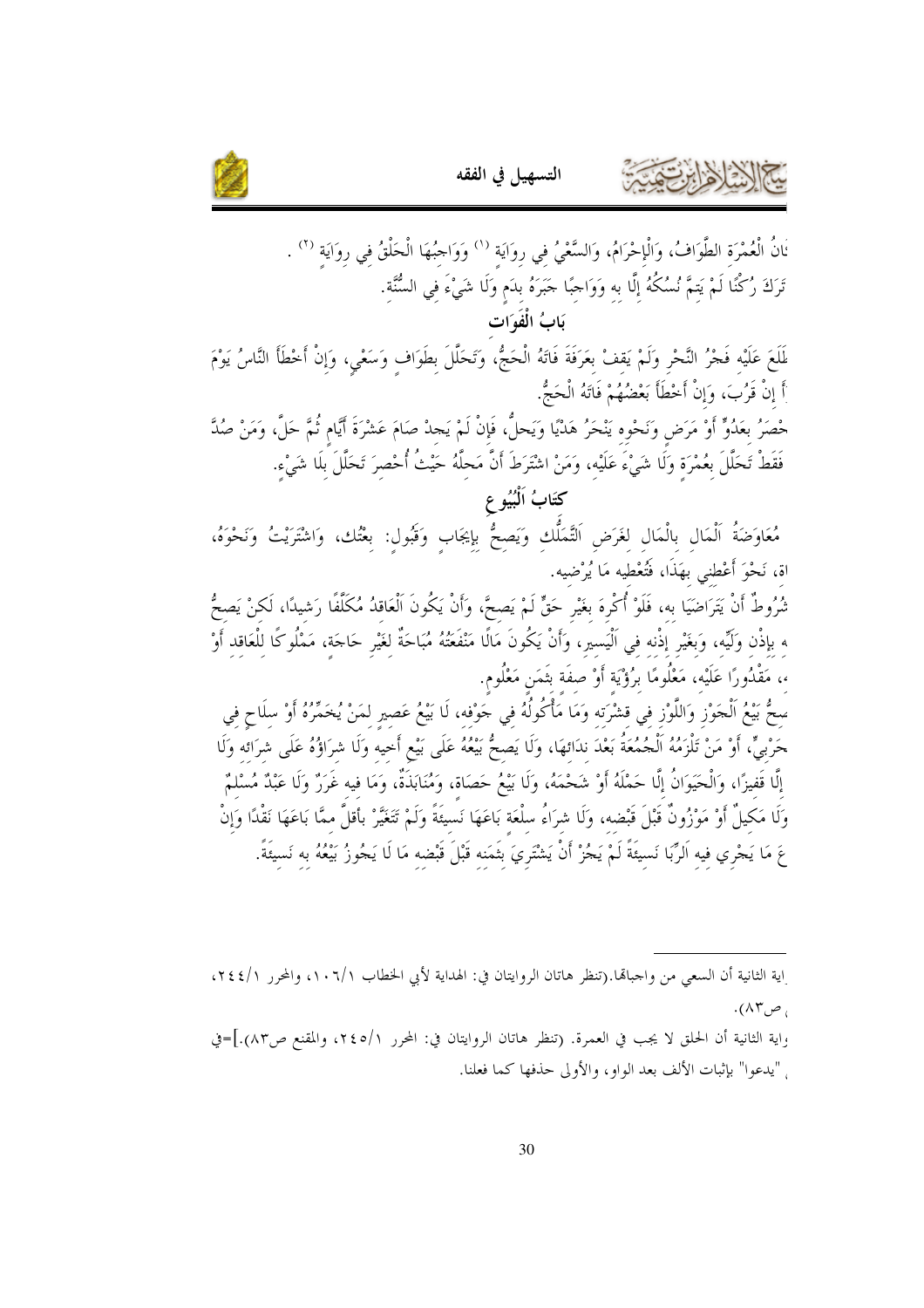ـانُ الْعُمْرَةِ الطَّوَافُ، وَالْإِحْرَامُ، وَالسَّعْيُ فِي رِوَايَةٍ [1] وَوَاجِبُهَا الْحَلْقُ فِي رِوَايَةٍ [2] .
تَرَكَ رُكْنًا لَمْ يَتِمَّ نُسُكُهُ إِلَّا بِهِ وَوَاجِبًا جَبَرَهُ بِدَمٍ وَلَا شَيْءَ فِي السُّنَّةِ.

## بَابُ الْفَوَاتِ

طَلَعَ عَلَيْهِ فَجْرُ النَّحْرِ وَلَمْ يَقِفْ بِعَرَفَةَ فَاتَهُ الْحَجُّ، وَتَحَلَّلَ بِطَوَافٍ وَسَعْيٍ، وَإِنْ أَخْطَأَ النَّاسُ يَوْمَ ـأَ إِنْ قَرُبَ، وَإِنْ أَخْطَأَ بَعْضُهُمْ فَاتَهُ الْحَجُّ.
حْصَرَ بِعَدُوٍّ أَوْ مَرَضٍ وَنَحْوِهِ يَنْحَرُ هَدْيًا وَيَحِلُّ، فَإِنْ لَمْ يَجِدْ صَامَ عَشْرَةَ أَيَّامٍ ثُمَّ حَلَّ، وَمَنْ صُدَّ فَقَطْ تَحَلَّلَ بِعُمْرَةٍ وَلَا شَيْءَ عَلَيْهِ، وَمَنْ اشْتَرَطَ أَنَّ مَحِلَّهُ حَيْثُ أُحْصِرَ تَحَلَّلَ بِلَا شَيْءٍ.

# كِتَابُ اَلْبُيُوعِ

مُعَاوَضَةُ اَلْمَالِ بِالْمَالِ لِغَرَضِ اَلتَّمَلُّكِ وَيَصِحُّ بِإِيجَابٍ وَقَبُولٍ: بِعْتُكَ، وَاشْتَرَيْتُ وَنَحْوَهُ، ـاةٍ، نَحْوَ أَعْطِنِي بِهَذَا، فَتُعْطِيهِ مَا يُرْضِيهِ.
ـشُرُوطٌ أَنْ يَتَرَاضَيَا بِهِ، فَلَوْ أُكْرِهَ بِغَيْرِ حَقٍّ لَمْ يَصِحَّ، وَأَنْ يَكُونَ اَلْعَاقِدُ مُكَلَّفًا رَشِيدًا، لَكِنْ يَصِحُّ ـهِ بِإِذْنِ وَلِيِّهِ، وَبِغَيْرِ إِذْنِهِ فِي اَلْيَسِيرِ، وَأَنْ يَكُونَ مَالًا مَنْفَعَتُهُ مُبَاحَةٌ لِغَيْرِ حَاجَةٍ، مَمْلُوكًا لِلْعَاقِدِ أَوْ ـهِ، مَقْدُورًا عَلَيْهِ، مَعْلُومًا بِرُؤْيَةٍ أَوْ صِفَةٍ بِثَمَنٍ مَعْلُومٍ.
ـصِحُّ بَيْعُ اَلْجَوْزِ وَاللَّوْزِ فِي قِشْرَتِهِ وَمَا مَأْكُولُهُ فِي جَوْفِهِ، لَا بَيْعُ عَصِيرٍ لِمَنْ يُخَمِّرُهُ أَوْ سِلَاحٍ فِي ـحَرْبِيٍّ، أَوْ مَنْ تَلْزَمُهُ اَلْجُمُعَةُ بَعْدَ نِدَائِهَا، وَلَا يَصِحُّ بَيْعُهُ عَلَى بَيْعِ أَخِيهِ وَلَا شِرَاؤُهُ عَلَى شِرَائِهِ وَلَا إِلَّا قَفِيزًا، وَالْحَيَوَانُ إِلَّا حَمْلَهُ أَوْ شَحْمَهُ، وَلَا بَيْعُ حَصَاةٍ، وَمُنَابَذَةٌ، وَمَا فِيهِ غَرَرٌ وَلَا عَبْدٌ مُسْلِمٌ وَلَا مَكِيلٌ أَوْ مَوْزُونٌ قَبْلَ قَبْضِهِ، وَلَا شِرَاءُ سِلْعَةٍ بَاعَهَا نَسِيئَةً وَلَمْ تَتَغَيَّرْ بِأَقَلَّ مِمَّا بَاعَهَا نَقْدًا وَإِنْ ـعَ مَا يَجْرِي فِيهِ اَلرِّبَا نَسِيئَةً لَمْ يَجُزْ أَنْ يَشْتَرِيَ بِثَمَنِهِ قَبْلَ قَبْضِهِ مَا لَا يَجُوزُ بَيْعُهُ بِهِ نَسِيئَةً.

---

ـاية الثانية أن السعي من واجباتها.(تنظر هاتان الروايتان في: الهداية لأبي الخطاب ١/١٠٦، والمحرر ١/٢٤٤، ـ ص٨٣).

ـواية الثانية أن الحلق لا يجب في العمرة. (تنظر هاتان الروايتان في: المحرر ١/٢٤٥، والمقنع ص٨٣).]=في ـ "يدعوا" بإثبات الألف بعد الواو، والأولى حذفها كما فعلنا.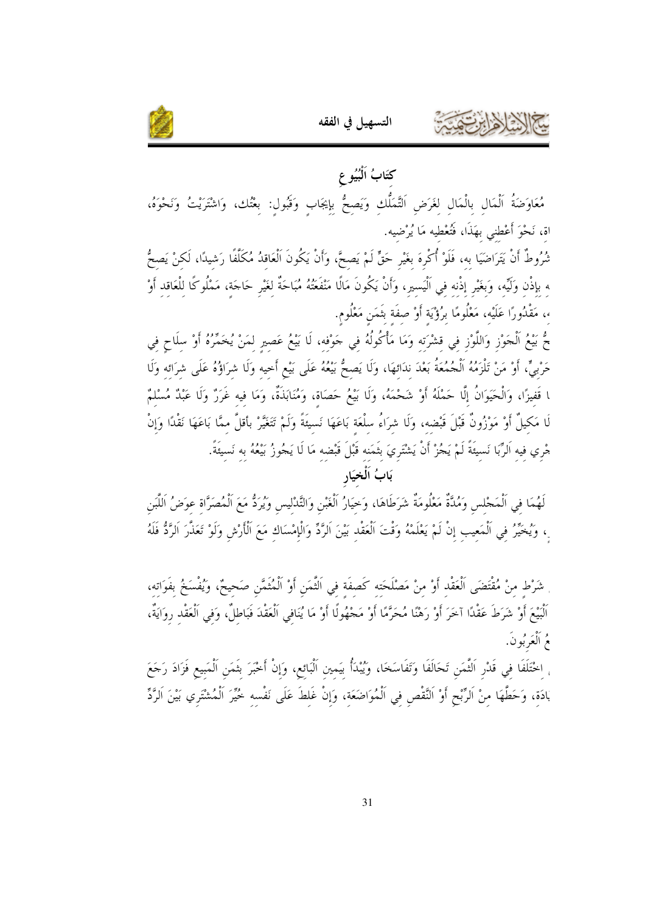## كِتَابُ اَلْبُيُوعِ

مُعَاوَضَةُ اَلْمَالِ بِالْمَالِ لِغَرَضِ اَلتَّمَلُّكِ وَيَصِحُّ بِإِيجَابٍ وَقَبُولٍ: بِعْتُك، وَاشْتَرَيْتُ وَنَحْوَهُ،
اة، نَحْوَ أَعْطِنِي بِهَذَا، فَتُعْطِيه مَا يُرْضِيه.

شُرُوطٌ أَنْ يَتَرَاضَيَا بِه، فَلَوْ أُكْرِهَ بِغَيْرِ حَقٍّ لَمْ يَصِحَّ، وَأَنْ يَكُونَ اَلْعَاقِدُ مُكَلَّفًا رَشِيدًا، لَكِنْ يَصِحُّ
ه بِإِذْنِ وَلِيِّه، وَبِغَيْرِ إِذْنِه فِي اَلْيَسِيرِ، وَأَنْ يَكُونَ مَالًا مَنْفَعَتُهُ مُبَاحَةٌ لِغَيْرِ حَاجَةٍ، مَمْلُوكًا لِلْعَاقِدِ أَوْ
،، مَقْدُورًا عَلَيْه، مَعْلُومًا بِرُؤْيَةٍ أَوْ صِفَةٍ بِثَمَنٍ مَعْلُومٍ.

حُّ بَيْعُ اَلْجَوْزِ وَاللَّوْزِ فِي قِشْرَتِه وَمَا مَأْكُولُهُ فِي جَوْفِه، لَا بَيْعُ عَصِيرٍ لِمَنْ يُخَمِّرُهُ أَوْ سِلَاحٍ فِي
حَرْبِيٍّ، أَوْ مَنْ تَلْزَمُهُ اَلْجُمُعَةُ بَعْدَ نِدَائِهَا، وَلَا يَصِحُّ بَيْعُهُ عَلَى بَيْعِ أَخِيه وَلَا شِرَاؤُهُ عَلَى شِرَائِه وَلَا
ا قَفِيزًا، وَالْحَيَوَانُ إِلَّا حَمْلَهُ أَوْ شَحْمَهُ، وَلَا بَيْعُ حَصَاةٍ، وَمُنَابَذَةٌ، وَمَا فِيه غَرَرٌ وَلَا عَبْدٌ مُسْلِمٌ
لَا مَكِيلٌ أَوْ مَوْزُونٌ قَبْلَ قَبْضِه، وَلَا شِرَاءُ سِلْعَةٍ بَاعَهَا نَسِيئَةً وَلَمْ تَتَغَيَّرْ بِأَقَلَّ مِمَّا بَاعَهَا نَقْدًا وَإِنْ
جْرِي فِيه اَلرِّبَا نَسِيئَةً لَمْ يَجُزْ أَنْ يَشْتَرِيَ بِثَمَنِه قَبْلَ قَبْضِه مَا لَا يَجُوزُ بَيْعُهُ بِه نَسِيئَةً.

### بَابُ اَلْخِيَارِ

لَهُمَا فِي اَلْمَجْلِسِ وَمُدَّةٌ مَعْلُومَةٌ شَرَطَاهَا، وَخِيَارُ اَلْغَبْنِ وَالتَّدْلِيسِ وَيُرَدُّ مَعَ اَلْمُصَرَّاةِ عِوَضُ اَللَّبَنِ
، وَيُخَيَّرُ فِي اَلْمَعِيبِ إِنْ لَمْ يَعْلَمْهُ وَقْتَ اَلْعَقْدِ بَيْنَ اَلرَّدِّ وَالْإِمْسَاكِ مَعَ اَلْأَرْشِ وَلَوْ تَعَذَّرَ اَلرَّدُّ فَلَهُ

شَرْطٍ مِنْ مُقْتَضَى اَلْعَقْدِ أَوْ مِنْ مَصْلَحَتِه كَصِفَةٍ فِي اَلثَّمَنِ أَوْ اَلْمُثَمَّنِ صَحِيحٌ، وَيُفْسَخُ بِفَوَاتِه،
اَلْبَيْعَ أَوْ شَرَطَ عَقْدًا آخَرَ أَوْ رَهْنًا مُحَرَّمًا أَوْ مَجْهُولًا أَوْ مَا يُنَافِي اَلْعَقْدَ فَبَاطِلٌ، وَفِي اَلْعَقْدِ رِوَايَةٌ،
عُ اَلْعَرَبُونَ.

اخْتَلَفَا فِي قَدْرِ اَلثَّمَنِ تَحَالَفَا وَتَفَاسَخَا، وَيُبْدَأُ بِيَمِينِ اَلْبَائِعِ، وَإِنْ أَخْبَرَ بِثَمَنِ اَلْمَبِيعِ فَزَادَ رَجَعَ
ادَةِ، وَحَطِّهَا مِنْ اَلرِّبْحِ أَوْ اَلنَّقْصِ فِي اَلْمُوَاضَعَةِ، وَإِنْ غَلِطَ عَلَى نَفْسِه خُيِّرَ اَلْمُشْتَرِي بَيْنَ اَلرَّدِّ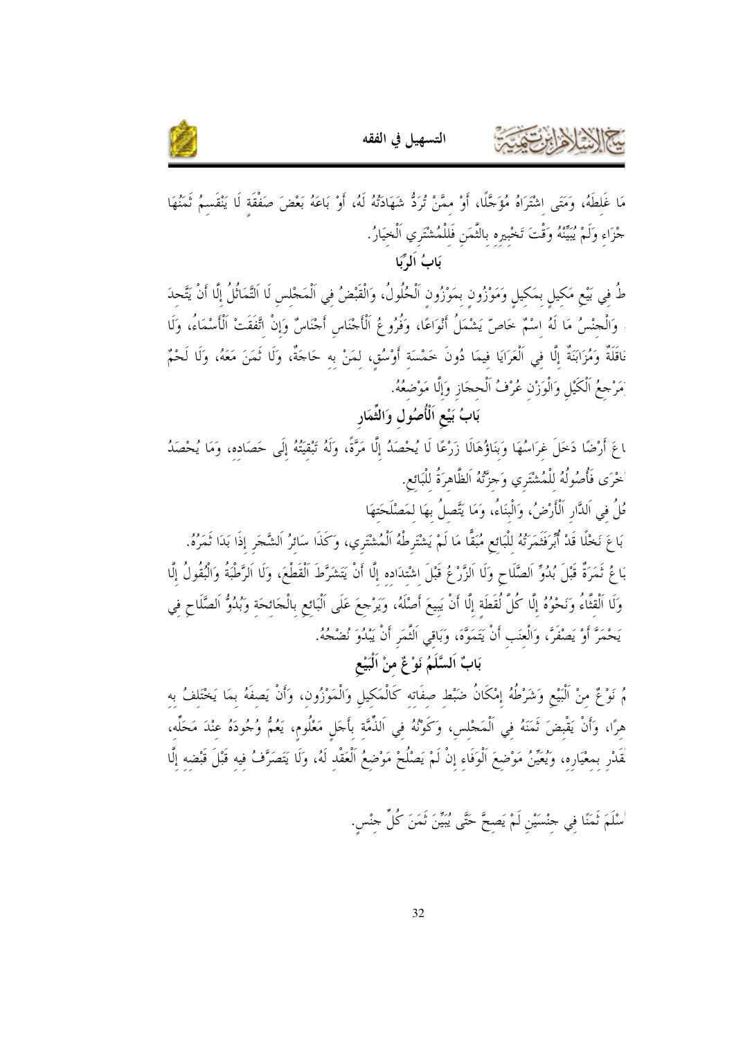مَا غَلِطَهُ، وَمَتَى اشْتَرَاهُ مُؤَجَّلًا، أَوْ مِمَّنْ تُرَدُّ شَهَادَتُهُ لَهُ، أَوْ بَاعَهُ بَعْضَ صَفْقَةٍ لَا يَنْقَسِمُ ثَمَنُهَا
جْزَاءِ وَلَمْ يُبَيِّنْهُ وَقْتَ تَخْيِيرِهِ بِالثَّمَنِ فَلِلْمُشْتَرِي اَلْخِيَارُ.

## بَابُ اَلرِّبَا

طُ فِي بَيْعِ مَكِيلٍ بِمَكِيلٍ وَمَوْزُونٍ بِمَوْزُونٍ اَلْحُلُولُ، وَالْقَبْضُ فِي اَلْمَجْلِسِ لَا اَلتَّمَاثُلُ إِلَّا أَنْ يَتَّحِدَ
، وَالْجِنْسُ مَا لَهُ اسْمٌ خَاصٌّ يَشْمَلُ أَنْوَاعًا، وَفُرُوعُ اَلْأَجْنَاسِ أَجْنَاسٌ وَإِنْ اتَّفَقَتْ اَلْأَسْمَاءُ، وَلَا
اقَلَةٌ وَمُزَابَنَةٌ إِلَّا فِي اَلْعَرَايَا فِيمَا دُونَ خَمْسَةِ أَوْسُقٍ، لِمَنْ بِهِ حَاجَةٌ، وَلَا ثَمَنَ مَعَهُ، وَلَا لَحْمٌ
مَرْجِعُ اَلْكَيْلِ وَالْوَزْنِ عُرْفُ اَلْحِجَازِ وَإِلَّا مَوْضِعُهُ.

## بَابُ بَيْعِ اَلْأُصُولِ وَالثِّمَارِ

اعَ أَرْضًا دَخَلَ غِرَاسُهَا وَبِنَاؤُهَا لَا زَرْعًا لَا يُحْصَدُ إِلَّا مَرَّةً، وَلَهُ تَبْقِيَتُهُ إِلَى حَصَادِهِ، وَمَا يُحْصَدُ
خْرَى فَأُصُولُهُ لِلْمُشْتَرِي وَجِزَّتُهُ اَلظَّاهِرَةُ لِلْبَائِعِ.
لُ فِي اَلدَّارِ اَلْأَرْضُ، وَالْبِنَاءُ، وَمَا يَتَّصِلُ بِهَا لِمَصْلَحَتِهَا
بَاعَ نَخْلًا قَدْ أُبِّرَ فَثَمَرَتُهُ لِلْبَائِعِ مُبَقًّا مَا لَمْ يَشْتَرِطْهُ اَلْمُشْتَرِي، وَكَذَا سَائِرُ اَلشَّجَرِ إِذَا بَدَا ثَمَرُهُ.
بَاعُ ثَمَرَةٌ قَبْلَ بُدُوِّ اَلصَّلَاحِ وَلَا اَلزَّرْعُ قَبْلَ اشْتِدَادِهِ إِلَّا أَنْ يَتَشَرَّطَ اَلْقَطْعَ، وَلَا اَلرَّطْبَةُ وَالْبُقُولُ إِلَّا
وَلَا اَلْقِثَّاءُ وَنَحْوُهُ إِلَّا كُلَّ لُقَطَةٍ إِلَّا أَنْ يَبِيعَ أَصْلَهُ، وَيَرْجِعَ عَلَى اَلْبَائِعِ بِالْجَائِحَةِ وَبُدُوُّ اَلصَّلَاحِ فِي
يَحْمَرَّ أَوْ يَصْفَرَّ، وَالْعِنَبِ أَنْ يَتَمَوَّهَ، وَبَاقِي اَلثَّمَرِ أَنْ يَبْدُوَ نُضْجُهُ.

## بَابٌ اَلسَّلَمُ نَوْعٌ مِنْ اَلْبَيْعِ

مُ نَوْعٌ مِنْ اَلْبَيْعِ وَشَرْطُهُ إِمْكَانُ ضَبْطِ صِفَاتِهِ كَالْمَكِيلِ وَالْمَوْزُونِ، وَأَنْ يَصِفَهُ بِمَا يَخْتَلِفُ بِهِ
هِرًا، وَأَنْ يَقْبِضَ ثَمَنَهُ فِي اَلْمَجْلِسِ، وَكَوْنُهُ فِي اَلذِّمَّةِ بِأَجَلٍ مَعْلُومٍ، يَعُمُّ وُجُودَهُ عِنْدَ مَحِلِّهِ،
قَدْرٍ بِمِعْيَارِهِ، وَيُعَيِّنُ مَوْضِعَ اَلْوَفَاءِ إِنْ لَمْ يَصْلُحْ مَوْضِعُ اَلْعَقْدِ لَهُ، وَلَا يَتَصَرَّفُ فِيهِ قَبْلَ قَبْضِهِ إِلَّا

سْلَمَ ثَمَنًا فِي جِنْسَيْنِ لَمْ يَصِحَّ حَتَّى يُبَيِّنَ ثَمَنَ كُلِّ جِنْسٍ.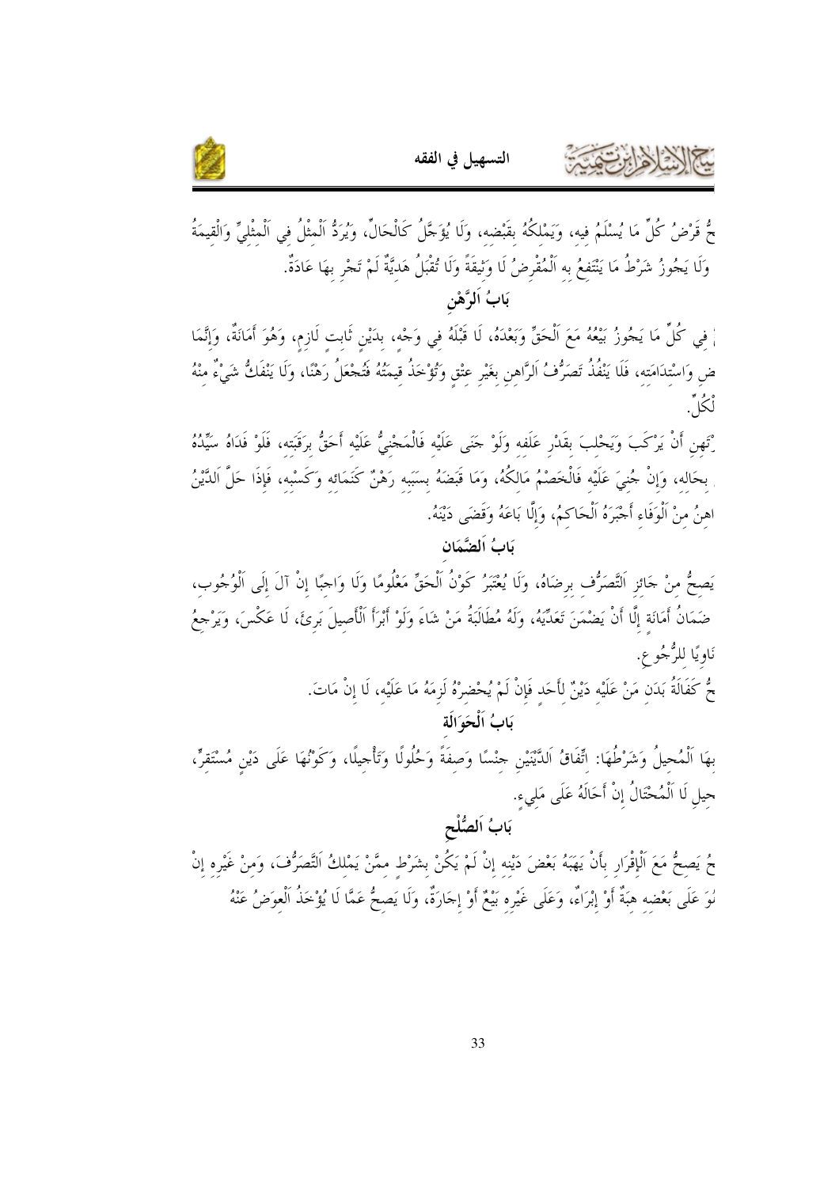حُ قَرْضُ كُلِّ مَا يُسْلَمُ فِيهِ، وَيَمْلِكُهُ بِقَبْضِهِ، وَلَا يُؤَجَّلُ كَالْحَالِّ، وَيُرَدُّ اَلْمِثْلُ فِي اَلْمِثْلِيِّ وَالْقِيمَةُ وَلَا يَجُوزُ شَرْطُ مَا يَنْتَفِعُ بِهِ اَلْمُقْرِضُ لَا وَثِيقَةً وَلَا تُقْبَلُ هَدِيَّةٌ لَمْ تَجْرِ بِهَا عَادَةٌ.

## بَابُ اَلرَّهْنِ

ُ فِي كُلِّ مَا يَجُوزُ بَيْعُهُ مَعَ اَلْحَقِّ وَبَعْدَهُ، لَا قَبْلَهُ فِي وَجْهٍ، بِدَيْنٍ ثَابِتٍ لَازِمٍ، وَهُوَ أَمَانَةٌ، وَإِنَّمَا ضِ وَاسْتِدَامَتِهِ، فَلَا يَنْفُذُ تَصَرُّفُ اَلرَّاهِنِ بِغَيْرِ عِتْقٍ وَتُؤْخَذُ قِيمَتُهُ فَتُجْعَلُ رَهْنًا، وَلَا يَنْفَكُّ شَيْءٌ مِنْهُ لْكُلِّ.

رْتَهِنِ أَنْ يَرْكَبَ وَيَحْلِبَ بِقَدْرِ عَلَفِهِ وَلَوْ جَنَى عَلَيْهِ فَالْمَجْنِيُّ عَلَيْهِ أَحَقُّ بِرَقَبَتِهِ، فَلَوْ فَدَاهُ سَيِّدُهُ بِحَالِهِ، وَإِنْ جُنِيَ عَلَيْهِ فَالْخَصْمُ مَالِكُهُ، وَمَا قَبَضَهُ بِسَبَبِهِ رَهْنٌ كَنَمَائِهِ وَكَسْبِهِ، فَإِذَا حَلَّ اَلدَّيْنُ اهِنُ مِنْ اَلْوَفَاءِ أَجْبَرَهُ اَلْحَاكِمُ، وَإِلَّا بَاعَهُ وَقَضَى دَيْنَهُ.

## بَابُ اَلضَّمَانِ

يَصِحُّ مِنْ جَائِزِ اَلتَّصَرُّفِ بِرِضَاهُ، وَلَا يُعْتَبَرُ كَوْنُ اَلْحَقِّ مَعْلُومًا وَلَا وَاجِبًا إِنْ آلَ إِلَى اَلْوُجُوبِ، ضَمَانُ أَمَانَةٍ إِلَّا أَنْ يَضْمَنَ تَعَدِّيَهُ، وَلَهُ مُطَالَبَةُ مَنْ شَاءَ وَلَوْ أَبْرَأَ اَلْأَصِيلَ بَرِئَ، لَا عَكْسَ، وَيَرْجِعُ نَاوِيًا لِلرُّجُوعِ.

حُّ كَفَالَةُ بَدَنِ مَنْ عَلَيْهِ دَيْنٌ لِأَحَدٍ فَإِنْ لَمْ يُحْضِرْهُ لَزِمَهُ مَا عَلَيْهِ، لَا إِنْ مَاتَ.

## بَابُ اَلْحَوَالَةِ

بِهَا اَلْمُحِيلُ وَشَرْطُهَا: اتِّفَاقُ اَلدَّيْنَيْنِ جِنْسًا وَصِفَةً وَحُلُولًا وَتَأْجِيلًا، وَكَوْنُهَا عَلَى دَيْنٍ مُسْتَقِرٍّ، حِيلِ لَا اَلْمُحْتَالُ إِنْ أَحَالَهُ عَلَى مَلِيءٍ.

## بَابُ اَلصُّلْحِ

حُ يَصِحُّ مَعَ اَلْإِقْرَارِ بِأَنْ يَهَبَهُ بَعْضَ دَيْنِهِ إِنْ لَمْ يَكُنْ بِشَرْطٍ مِمَّنْ يَمْلِكُ اَلتَّصَرُّفَ، وَمِنْ غَيْرِهِ إِنْ لُوَ عَلَى بَعْضِهِ هِبَةٌ أَوْ إِبْرَاءٌ، وَعَلَى غَيْرِهِ بَيْعٌ أَوْ إِجَارَةٌ، وَلَا يَصِحُّ عَمَّا لَا يُؤْخَذُ اَلْعِوَضُ عَنْهُ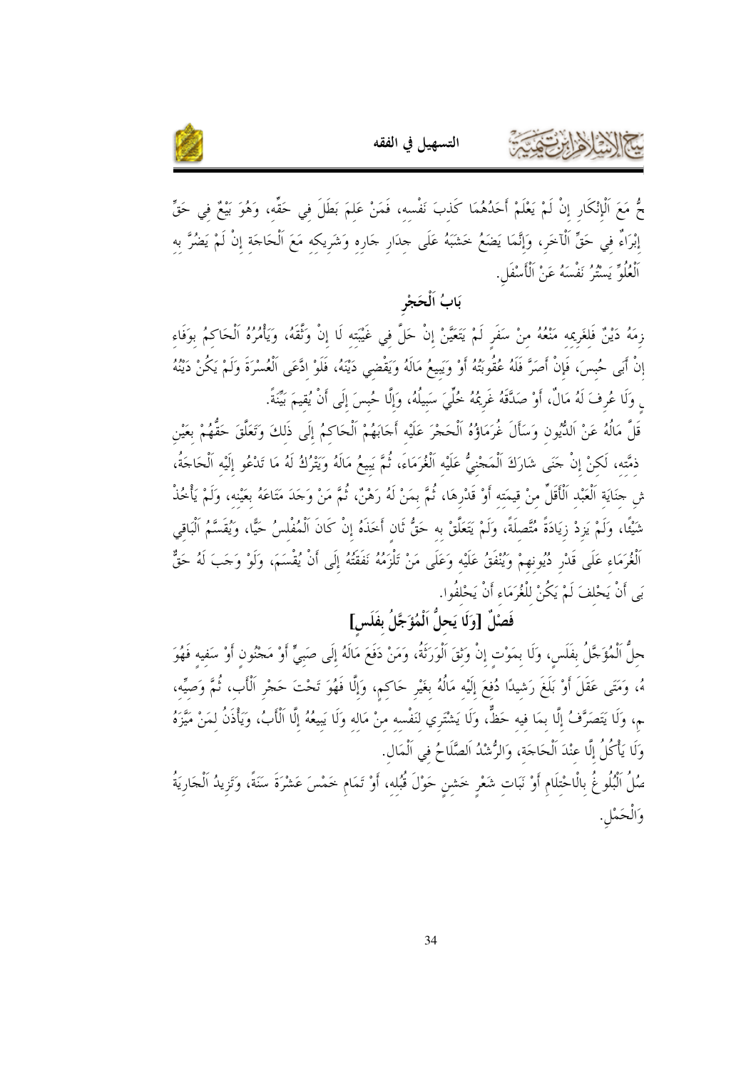حُ مَعَ اَلْإِنْكَارِ إِنْ لَمْ يَعْلَمْ أَحَدُهُمَا كَذِبَ نَفْسِهِ، فَمَنْ عَلِمَ بَطَلَ فِي حَقِّهِ، وَهُوَ بَيْعٌ فِي حَقٍّ إِبْرَاءٌ فِي حَقِّ اَلْآخَرِ، وَإِنَّمَا يَضَعُ خَشَبَهُ عَلَى جِدَارِ جَارِهِ وَشَرِيكِهِ مَعَ اَلْحَاجَةِ إِنْ لَمْ يَضُرَّ بِهِ اَلْعُلُوِّ يَسْتُرُ نَفْسَهُ عَنْ اَلْأَسْفَلِ.

## بَابُ اَلْحَجْرِ

زِمَهُ دَيْنٌ فَلِغَرِيمِهِ مَنْعُهُ مِنْ سَفَرٍ لَمْ يَتَعَيَّنْ إِنْ حَلَّ فِي غَيْبَتِهِ لَا إِنْ وَثَّقَهُ، وَيَأْمُرُهُ اَلْحَاكِمُ بِوَفَاءٍ إِنْ أَبَى حُبِسَ، فَإِنْ أَصَرَّ فَلَهُ عُقُوبَتُهُ أَوْ وَيَبِيعُ مَالَهُ وَيَقْضِي دَيْنَهُ، فَلَوْ ادَّعَى اَلْعُسْرَةَ وَلَمْ يَكُنْ دَيْنُهُ ـِ وَلَا عُرِفَ لَهُ مَالٌ، أَوْ صَدَّقَهُ غَرِيمُهُ خُلِّيَ سَبِيلُهُ، وَإِلَّا حُبِسَ إِلَى أَنْ يُقِيمَ بَيِّنَةً.

قَلَّ مَالُهُ عَنْ اَلدُّيُونِ وَسَأَلَ غُرَمَاؤُهُ اَلْحَجْرَ عَلَيْهِ أَجَابَهُمْ اَلْحَاكِمُ إِلَى ذَلِكَ وَتَعَلَّقَ حَقُّهُمْ بِعَيْنِ ذِمَّتِهِ، لَكِنْ إِنْ جَنَى شَارَكَ اَلْمَجْنِيُّ عَلَيْهِ اَلْغُرَمَاءَ، ثُمَّ يَبِيعُ مَالَهُ وَيَتْرُكُ لَهُ مَا تَدْعُو إِلَيْهِ اَلْحَاجَةُ، ـشِ جِنَايَةِ اَلْعَبْدِ اَلْأَقَلُّ مِنْ قِيمَتِهِ أَوْ قَدْرِهَا، ثُمَّ بِمَنْ لَهُ رَهْنٌ، ثُمَّ مَنْ وَجَدَ مَتَاعَهُ بِعَيْنِهِ، وَلَمْ يَأْخُذْ شَيْئًا، وَلَمْ يَزِدْ زِيَادَةً مُتَّصِلَةً، وَلَمْ يَتَعَلَّقْ بِهِ حَقُّ ثَانٍ أَخَذَهُ إِنْ كَانَ اَلْمُفْلِسُ حَيًّا، وَيُقَسَّمُ اَلْبَاقِي اَلْغُرَمَاءِ عَلَى قَدْرِ دُيُونِهِمْ وَيُنْفِقُ عَلَيْهِ وَعَلَى مَنْ تَلْزَمُهُ نَفَقَتُهُ إِلَى أَنْ يُقْسَمَ، وَلَوْ وَجَبَ لَهُ حَقٌّ ـبَى أَنْ يَحْلِفَ لَمْ يَكُنْ لِلْغُرَمَاءِ أَنْ يَحْلِفُوا.

### فَصْلٌ [وَلَا يَحِلُّ اَلْمُؤَجَّلُ بِفَلَسٍ]

ـحِلُّ اَلْمُؤَجَّلُ بِفَلَسٍ، وَلَا بِمَوْتٍ إِنْ وَثَقَ اَلْوَرَثَةُ، وَمَنْ دَفَعَ مَالَهُ إِلَى صَبِيٍّ أَوْ مَجْنُونٍ أَوْ سَفِيهٍ فَهُوَ ـهُ، وَمَتَى عَقَلَ أَوْ بَلَغَ رَشِيدًا دُفِعَ إِلَيْهِ مَالُهُ بِغَيْرِ حَاكِمٍ، وَإِلَّا فَهُوَ تَحْتَ حَجْرِ اَلْأَبِ، ثُمَّ وَصِيِّهِ، ـمٍ، وَلَا يَتَصَرَّفُ إِلَّا بِمَا فِيهِ حَظٌّ، وَلَا يَشْتَرِي لِنَفْسِهِ مِنْ مَالِهِ وَلَا يَبِيعُهُ إِلَّا اَلْأَبُ، وَيَأْذَنُ لِمَنْ مَيَّزَهُ وَلَا يَأْكُلُ إِلَّا عِنْدَ اَلْحَاجَةِ، وَالرُّشْدُ اَلصَّلَاحُ فِي اَلْمَالِ.

ـصُلُ اَلْبُلُوغُ بِالْاحْتِلَامِ أَوْ نَبَاتِ شَعْرٍ خَشِنٍ حَوْلَ قُبُلِهِ، أَوْ تَمَامِ خَمْسَ عَشْرَةَ سَنَةً، وَتَزِيدُ اَلْجَارِيَةُ وَالْحَمْلِ.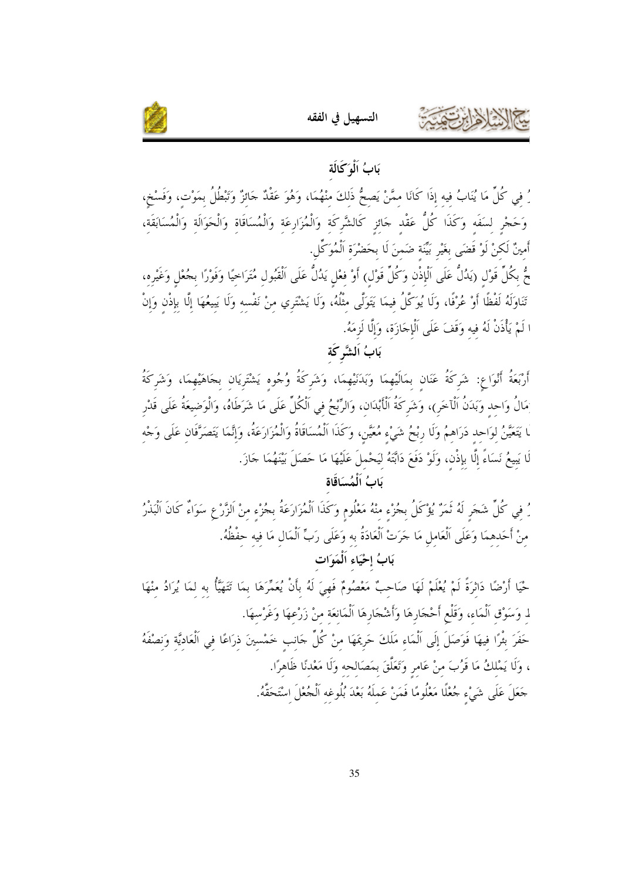## بَابُ اَلْوَكَالَةِ

ـُ فِي كُلِّ مَا يُنَابُ فِيهِ إِذَا كَانَا مِمَّنْ يَصِحُّ ذَلِكَ مِنْهُمَا، وَهُوَ عَقْدٌ جَائِزٌ وَتَبْطُلُ بِمَوْتٍ، وَفَسْخٍ، وَحَجْرٍ لِسَفَهٍ وَكَذَا كُلُّ عَقْدٍ جَائِزٍ كَالشَّرِكَةِ وَالْمُزَارِعَةِ وَالْمُسَاقَاةِ وَالْحَوَالَةِ وَالْمُسَابَقَةِ، أَمِينٌ لَكِنْ لَوْ قَضَى بِغَيْرِ بَيِّنَةٍ ضَمِنَ لَا بِحَضْرَةِ اَلْمُوَكِّلِ.

حُ بِكُلِّ قَوْلٍ (يَدُلُّ عَلَى اَلْإِذْنِ وَكُلُّ قَوْلٍ) أَوْ فِعْلٍ يَدُلُّ عَلَى اَلْقَبُولِ مُتَرَاخِيًا وَفَوْرًا بِجُعْلٍ وَغَيْرِهِ، تَنَاوَلَهُ لَفْظًا أَوْ عُرْفًا، وَلَا يُوَكِّلُ فِيمَا يَتَوَلَّى مِثْلُهُ، وَلَا يَشْتَرِي مِنْ نَفْسِهِ وَلَا يَبِيعُهَا إِلَّا بِإِذْنٍ وَإِنْ ا لَمْ يَأْذَنْ لَهُ فِيهِ وَقَفَ عَلَى اَلْإِجَازَةِ، وَإِلَّا لَزِمَهُ.

## بَابُ اَلشَّرِكَةِ

أَرْبَعَةُ أَنْوَاعٍ: شَرِكَةُ عَنَانٍ بِمَالَيْهِمَا وَبَدَنَيْهِمَا، وَشَرِكَةُ وُجُوهٍ يَشْتَرِيَانِ بِجَاهَيْهِمَا، وَشَرِكَةُ بِمَالُ وَاحِدٍ وَبَدَنُ اَلْآخَرِ)، وَشَرِكَةُ اَلْأَبْدَانِ، وَالرِّبْحُ فِي اَلْكُلِّ عَلَى مَا شَرَطَاهُ، وَالْوَضِيعَةُ عَلَى قَدْرِ ا يَتَعَيَّنُ لِوَاحِدٍ دَرَاهِمُ وَلَا رِبْحُ شَيْءٍ مُعَيَّنٍ، وَكَذَا اَلْمُسَاقَاةُ وَالْمُزَارَعَةُ، وَإِنَّمَا يَتَصَرَّفَانِ عَلَى وَجْهِ لَا يَبِيعُ نَسَاءً إِلَّا بِإِذْنٍ، وَلَوْ دَفَعَ دَابَّتَهُ لِيَحْمِلَ عَلَيْهَا مَا حَصَلَ بَيْنَهُمَا جَازَ.

## بَابُ اَلْمُسَاقَاةِ

ـُ فِي كُلِّ شَجَرٍ لَهُ ثَمَرٌ يُؤْكَلُ بِجُزْءٍ مِنْهُ مَعْلُومٍ وَكَذَا اَلْمُزَارَعَةُ بِجُزْءٍ مِنْ اَلزَّرْعِ سَوَاءٌ كَانَ اَلْبَذْرُ مِنْ أَحَدِهِمَا وَعَلَى اَلْعَامِلِ مَا جَرَتْ اَلْعَادَةُ بِهِ وَعَلَى رَبِّ اَلْمَالِ مَا فِيهِ حِفْظُهُ.

## بَابُ إِحْيَاءِ اَلْمَوَاتِ

حْيَا أَرْضًا دَاثِرَةً لَمْ يُعْلَمْ لَهَا صَاحِبٌ مَعْصُومٌ فَهِيَ لَهُ بِأَنْ يُعَمِّرَهَا بِمَا تَتَهَيَّأُ بِهِ لِمَا يُرَادُ مِنْهَا ـِ وَسَوْقِ اَلْمَاءِ، وَقَلْعِ أَحْجَارِهَا وَأَشْجَارِهَا اَلْمَانِعَةِ مِنْ زَرْعِهَا وَغَرْسِهَا.

حَفَرَ بِئْرًا فِيهَا فَوَصَلَ إِلَى اَلْمَاءِ مَلَكَ حَرِيمَهَا مِنْ كُلِّ جَانِبٍ خَمْسِينَ ذِرَاعًا فِي اَلْعَادِيَّةِ وَنِصْفَهُ ، وَلَا يَمْلِكُ مَا قَرُبَ مِنْ عَامِرٍ وَتَعَلَّقَ بِمَصَالِحِهِ وَلَا مَعْدِنًا ظَاهِرًا.

جَعَلَ عَلَى شَيْءٍ جُعْلًا مَعْلُومًا فَمَنْ عَمِلَهُ بَعْدَ بُلُوغِهِ اَلْجُعْلَ اِسْتَحَقَّهُ.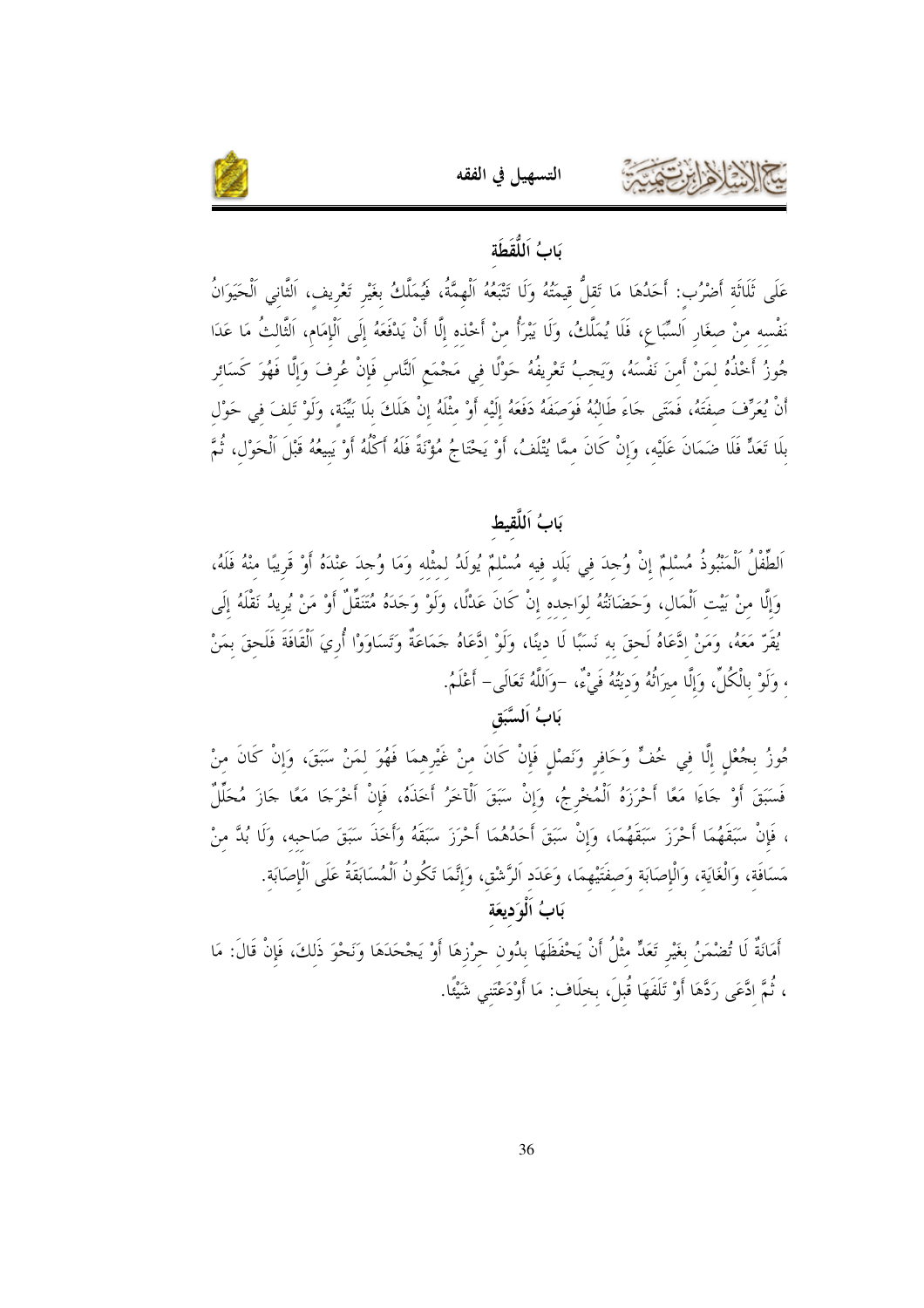## بَابُ اَللُّقَطَة

عَلَى ثَلَاثَة أَضْرُب: أَحَدُهَا مَا تَقلُّ قيمَتُهُ وَلَا تَتْبَعُهُ اَلْهِمَّةُ، فَيُمَلَّكُ بِغَيْر تَعْرِيف، اَلثَّاني اَلْحَيَوَانُ نَفْسه منْ صغَار اَلسِّبَاع، فَلَا يُمَلَّكُ، وَلَا يَبْرَأُ منْ أَخْذه إلَّا أَنْ يَدْفَعَهُ إِلَى اَلْإِمَام، اَلثَّالثُ مَا عَدَا جُوزُ أَخْذُهُ لمَنْ أَمنَ نَفْسَهُ، وَيَجبُ تَعْرِيفُهُ حَوْلًا في مَجْمَع اَلنَّاس فَإِنْ عُرِفَ وَإِلَّا فَهُوَ كَسَائر أَنْ يُعَرِّفَ صفَتَهُ، فَمَتَى جَاءَ طَالبُهُ فَوَصَفَهُ دَفَعَهُ إِلَيْه أَوْ مثْلَهُ إِنْ هَلَكَ بلَا بَيِّنَة، وَلَوْ تَلفَ في حَوْل بلَا تَعَدٍّ فَلَا ضَمَانَ عَلَيْه، وَإِنْ كَانَ ممَّا يُتْلَفُ، أَوْ يَحْتَاجُ مُؤْنَةً فَلَهُ أَكْلُهُ أَوْ يَبِيعُهُ قَبْلَ اَلْحَوْل، ثُمَّ

## بَابُ اَللَّقيط

اَلطِّفْلُ اَلْمَنْبُوذُ مُسْلمٌ إنْ وُجدَ في بَلَد فيه مُسْلمٌ يُولَدُ لمثْله وَمَا وُجدَ عنْدَهُ أَوْ قَريبًا منْهُ فَلَهُ، وَإِلَّا منْ بَيْت اَلْمَال، وَحَضَانَتُهُ لوَاجده إنْ كَانَ عَدْلًا، وَلَوْ وَجَدَهُ مُتَنَقِّلٌ أَوْ مَنْ يُرِيدُ نَقْلَهُ إلَى يُقَرّ مَعَهُ، وَمَنْ ادَّعَاهُ لَحقَ به نَسَبًا لَا دينًا، وَلَوْ ادَّعَاهُ جَمَاعَةٌ وَتَسَاوَوْا أُرِيَ اَلْقَافَةَ فَلَحقَ بمَنْ ، وَلَوْ بالْكُلِّ، وَإِلَّا ميرَاثُهُ وَديَتُهُ فَيْءٌ، -وَاَللَّهُ تَعَالَى- أَعْلَمُ.

## بَابُ اَلسَّبَق

جُوزُ بجُعْلٍ إلَّا في خُفٍّ وَحَافرٍ وَنَصْلٍ فَإِنْ كَانَ منْ غَيْرهمَا فَهُوَ لمَنْ سَبَقَ، وَإِنْ كَانَ منْ فَسَبَقَ أَوْ جَاءَا مَعًا أَحْرَزَهُ اَلْمُخْرجُ، وَإِنْ سَبَقَ اَلْآخَرُ أَخَذَهُ، فَإِنْ أَخْرَجَا مَعًا جَازَ مُحَلِّلٌ ، فَإِنْ سَبَقَهُمَا أَحْرَزَ سَبَقَهُمَا، وَإِنْ سَبَقَ أَحَدُهُمَا أَحْرَزَ سَبَقَهُ وَأَخَذَ سَبَقَ صَاحبه، وَلَا بُدَّ منْ مَسَافَة، وَالْغَايَة، وَالْإصَابَة وَصفَتَيْهمَا، وَعَدَد اَلرَّشْق، وَإِنَّمَا تَكُونُ اَلْمُسَابَقَةُ عَلَى اَلْإصَابَة.

## بَابُ اَلْوَديعَة

أَمَانَةٌ لَا تُضْمَنُ بغَيْر تَعَدٍّ مثْلُ أَنْ يَحْفَظَهَا بدُون حرْزهَا أَوْ يَجْحَدَهَا وَنَحْوَ ذَلكَ، فَإِنْ قَالَ: مَا ، ثُمَّ ادَّعَى رَدَّهَا أَوْ تَلَفَهَا قُبلَ، بخلَاف: مَا أَوْدَعْتَني شَيْئًا.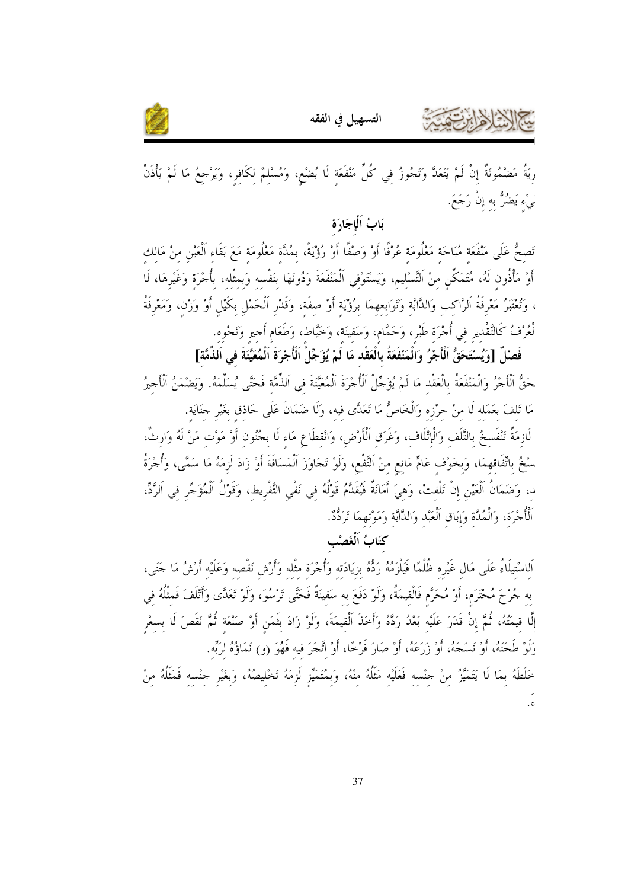رِيَةُ مَضْمُونَةٌ إِنْ لَمْ يَتَعَدَّ وَتَجُوزُ فِي كُلِّ مَنْفَعَةٍ لَا بُضْعٍ، وَمُسْلِمٌ لِكَافِرٍ، وَيَرْجِعُ مَا لَمْ يَأْذَنْ
ئٍ يَضُرُّ بِهِ إِنْ رَجَعَ.

## بَابُ اَلْإِجَارَةِ

تَصِحُّ عَلَى مَنْفَعَةٍ مُبَاحَةٍ مَعْلُومَةٍ عُرْفًا أَوْ وَصْفًا أَوْ رُؤْيَةً، بِمُدَّةٍ مَعْلُومَةٍ مَعَ بَقَاءِ اَلْعَيْنِ مِنْ مَالِكٍ أَوْ مَأْذُونٍ لَهُ، مُتَمَكِّنٍ مِنْ اَلتَّسْلِيمِ، وَيَسْتَوْفِي اَلْمَنْفَعَةَ وَدُونَهَا بِنَفْسِهِ وَبِمِثْلِهِ، بِأُجْرَةٍ وَغَيْرِهَا، لَا ، وَتُعْتَبَرُ مَعْرِفَةُ اَلرَّاكِبِ وَالدَّابَّةِ وَتَوَابِعِهِمَا بِرُؤْيَةٍ أَوْ صِفَةٍ، وَقَدْرِ اَلْحَمْلِ بِكَيْلٍ أَوْ وَزْنٍ، وَمَعْرِفَةُ لْعُرْفُ كَالتَّقْدِيرِ فِي أُجْرَةِ طَيْرٍ، وَحَمَّامٍ، وَسَفِينَةٍ، وَخَيَّاطٍ، وَطَعَامِ أَجِيرٍ وَنَحْوِهِ.

### فَصْلٌ [وَيُسْتَحَقُّ اَلْأَجْرُ وَالْمَنْفَعَةُ بِالْعَقْدِ مَا لَمْ يُؤَجِّلْ اَلْأُجْرَةَ اَلْمُعَيَّنَةَ فِي اَلذِّمَّةِ]

حَقُّ اَلْأَجْرُ وَالْمَنْفَعَةُ بِالْعَقْدِ مَا لَمْ يُؤَجِّلْ اَلْأُجْرَةَ اَلْمُعَيَّنَةَ فِي اَلذِّمَّةِ فَحَتَّى يُسَلِّمَهُ. وَيَضْمَنُ اَلْأَجِيرُ مَا تَلِفَ بِعَمَلِهِ لَا مِنْ حِرْزِهِ وَالْخَاصُّ مَا تَعَدَّى فِيهِ، وَلَا ضَمَانَ عَلَى حَاذِقٍ بِغَيْرِ جِنَايَةٍ.

لَازِمَةٌ تَنْفَسِخُ بِالتَّلَفِ وَالْإِتْلَافِ، وَغَرَقِ اَلْأَرْضِ، وَانْقِطَاعِ مَاءٍ لَا بِجُنُونٍ أَوْ مَوْتِ مَنْ لَهُ وَارِثٌ، سْخُ بِاتِّفَاقِهِمَا، وَبِخَوْفٍ عَامٍّ مَانِعٍ مِنْ اَلنَّفْعِ، وَلَوْ تَجَاوَزَ اَلْمَسَافَةَ أَوْ زَادَ لَزِمَهُ مَا سَمَّى، وَأُجْرَةُ د، وَضَمَانُ اَلْعَيْنِ إِنْ تَلِفَتْ، وَهِيَ أَمَانَةٌ فَيُقَدَّمُ قَوْلُهُ فِي نَفْيِ التَّفْرِيطِ، وَقَوْلُ اَلْمُؤَجِّرِ فِي اَلرَّدِّ، اَلْأُجْرَةِ، وَالْمُدَّةِ وَإِبَاقِ اَلْعَبْدِ وَالدَّابَّةِ وَمَوْتِهِمَا تَرَدُّدٌ.

## كِتَابُ اَلْغَصْبِ

اَلِاسْتِيلَاءُ عَلَى مَالِ غَيْرِهِ ظُلْمًا فَيَلْزَمُهُ رَدُّهُ بِزِيَادَتِهِ وَأُجْرَةِ مِثْلِهِ وَأَرْشِ نَقْصِهِ وَعَلَيْهِ أَرْشُ مَا جَنَى، بِهِ جُرْحَ مُحْتَرَمٍ، أَوْ مُحَرَّمٍ فَالْقِيمَةُ، وَلَوْ دَفَعَ بِهِ سَفِينَةً فَحَتَّى تَرْسُوَ، وَلَوْ تَعَدَّى وَأَتْلَفَ فَمِثْلُهُ فِي إِلَّا قِيمَتُهُ، ثُمَّ إِنْ قَدَرَ عَلَيْهِ بَعْدُ رَدَّهُ وَأَخَذَ اَلْقِيمَةَ، وَلَوْ زَادَ بِثَمَنٍ أَوْ صَنْعَةٍ ثُمَّ نَقَصَ لَا بِسِعْرٍ وَلَوْ طَحَنَهُ، أَوْ نَسَجَهُ، أَوْ زَرَعَهُ، أَوْ صَارَ فَرْخًا، أَوْ اتَّجَرَ فِيهِ فَهُوَ (و) نَمَاؤُهُ لِرَبِّهِ.

خَلَطَهُ بِمَا لَا يَتَمَيَّزُ مِنْ جِنْسِهِ فَعَلَيْهِ مِثْلُهُ مِنْهُ، وَبِمُتَمَيِّزٍ لَزِمَهُ تَخْلِيصُهُ، وَبِغَيْرِ جِنْسِهِ فَمِثْلُهُ مِنْ ءٍ.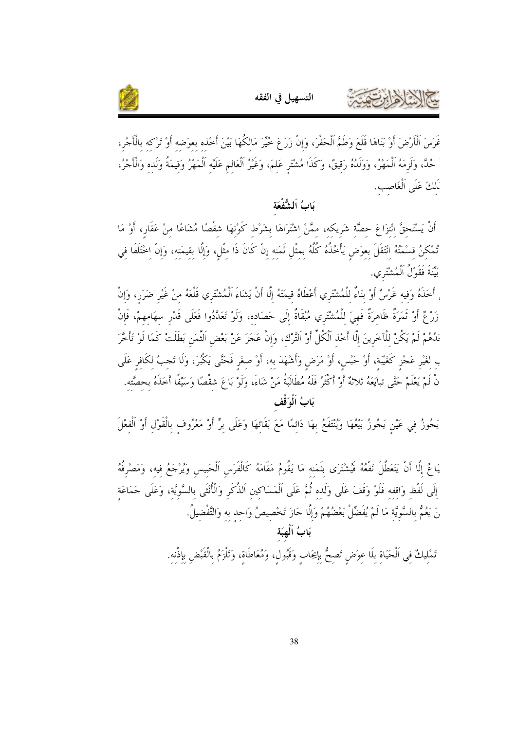غَرَسَ اَلْأَرْضَ أَوْ بَنَاهَا قَلَعَ وَطَمَّ اَلْحَفْرَ، وَإِنْ زَرَعَ خُيِّرَ مَالِكُهَا بَيْنَ أَخْذِه بعوَضِه أَوْ تَرْكِه بالْأَجْرِ، حُدَّ، وَلَزِمَهُ اَلْمَهْرُ، وَوَلَدُهُ رَقِيقٌ، وَكَذَا مُشْتَرٍ عَلِمَ، وَغَيْرُ اَلْعَالِمِ عَلَيْه اَلْمَهْرُ وَقِيمَةُ وَلَدِه وَالْأَجْرُ، ذَلِكَ عَلَى اَلْغَاصِبِ.

## بَابُ اَلشُّفْعَة

أَنْ يَسْتَحِقَّ انْتِزَاعَ حِصَّة شَرِيكِه، مِمَّنْ اشْتَرَاهَا بشَرْط كَوْنهَا شقْصًا مُشَاعًا منْ عَقَارٍ، أَوْ مَا تُمْكِنُ قِسْمَتُهُ انْتَقَلَ بعوَضٍ يَأْخُذُهُ كُلَّهُ بمثْلِ ثَمَنه إنْ كَانَ ذَا مثْلٍ، وَإِلَّا بقيمَته، وَإِنْ اخْتَلَفَا في بَيِّنَةَ فَقَوْلُ اَلْمُشْتَرِي.

أَخَذَهُ وَفيه غَرْسٌ أَوْ بنَاءٌ للْمُشْتَرِي أَعْطَاهُ قيمَتَهُ إلَّا أَنْ يَشَاءَ اَلْمُشْتَرِي قَلْعَهُ منْ غَيْر ضَرَرٍ، وَإِنْ زَرْعٌ أَوْ ثَمَرَةٌ ظَاهرَةٌ فَهِيَ للْمُشْتَرِي مُبْقَاةٌ إلَى حَصَاده، وَلَوْ تَعَدَّدُوا فَعَلَى قَدْرِ سهَامهمْ، فَإِنْ حَدُهُمْ لَمْ يَكُنْ للْآخَرينَ إلَّا أَخْذ اَلْكُلِّ أَوْ اَلتَّرْك، وَإِنْ عَجَزَ عَنْ بَعْضِ اَلثَّمَنِ بَطَلَتْ كَمَا لَوْ تَأَخَّرَ بِ لغَيْر عَجْزٍ كَغَيْبَة، أَوْ حَبْسٍ، أَوْ مَرَضٍ وَأَشْهَدَ به، أَوْ صغَرٍ فَحَتَّى يَكْبُرَ، وَلَا تَجبُ لكَافرٍ عَلَى نْ لَمْ يَعْلَمْ حَتَّى تبايَعَهُ ثلاثةٌ أَوْ أَكْثَرُ فَلَهُ مُطَالَبَةُ مَنْ شَاءَ، وَلَوْ بَاعَ شقْصًا وَسَيْفًا أَخَذَهُ بحصَّته.

## بَابُ اَلْوَقْف

يَجُوزُ في عَيْنٍ يَجُوزُ بَيْعُهَا وَيُنْتَفَعُ بهَا دَائمًا مَعَ بَقَائهَا وَعَلَى برٍّ أَوْ مَعْرُوفٍ بالْقَوْلِ أَوْ اَلْفِعْلِ

بَاعُ إلَّا أَنْ يَتَعَطَّلَ نَفْعُهُ فَيُشْتَرَى بثَمَنه مَا يَقُومُ مَقَامَهُ كَالْفَرَسِ اَلْحَبِيسِ وَيُرْجَعُ فيه، وَمَصْرِفُهُ إلَى لَفْظِ وَاقفه فَلَوْ وَقَفَ عَلَى وَلَده ثُمَّ عَلَى اَلْمَسَاكين اَلذَّكَر وَالْأُنْثَى بالسَّوِيَّة، وَعَلَى جَمَاعَةٍ نَ يَعُمُّ بالسَّوِيَّة مَا لَمْ يُفَضِّلْ بَعْضُهُمْ وَإِلَّا جازَ تَخْصيصُ وَاحدٍ به وَالتَّفْضيلُ.

## بَابُ اَلْهِبَة

تَمْليكٌ في اَلْحَيَاة بلَا عوَضٍ تَصحُّ بإيجَابٍ وَقَبُولٍ، وَمُعَاطَاة، وَتَلْزَمُ بالْقَبْض بإذْنه.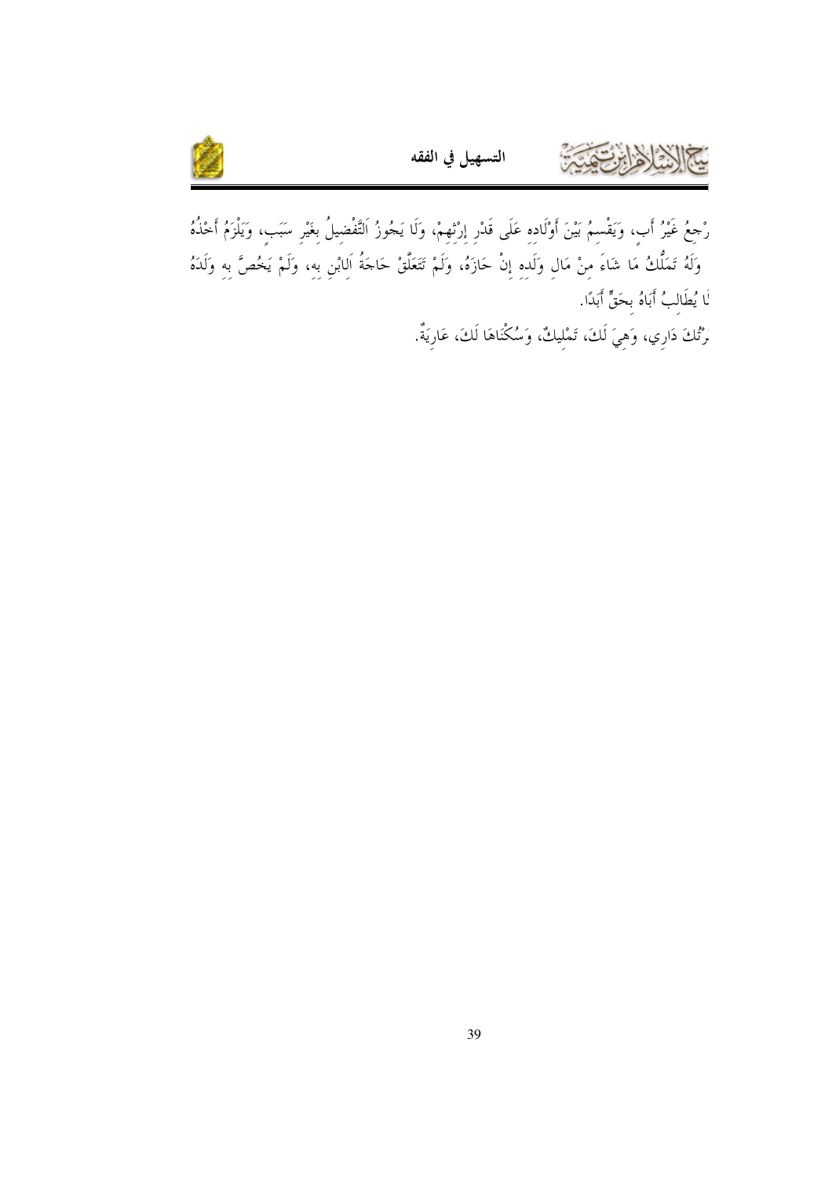رْجعُ غَيْرُ أَبٍ، وَيَقْسِمُ بَيْنَ أَوْلَادِهِ عَلَى قَدْرِ إِرْثِهِمْ، وَلَا يَجُوزُ اَلتَّفْضِيلُ بِغَيْرِ سَبَبٍ، وَيَلْزَمُ أَخْذُهُ
وَلَهُ تَمَلُّكُ مَا شَاءَ مِنْ مَالِ وَلَدِهِ إِنْ حَازَهُ، وَلَمْ تَتَعَلَّقْ حَاجَةُ اَلِابْنِ بِهِ، وَلَمْ يَخُصَّ بِهِ وَلَدَهُ
لَا يُطَالِبُ أَبَاهُ بِحَقٍّ أَبَدًا.

رْثُكَ دَارِي، وَهِيَ لَكَ، تَمْلِيكٌ، وَسُكْنَاهَا لَكَ، عَارِيَةٌ.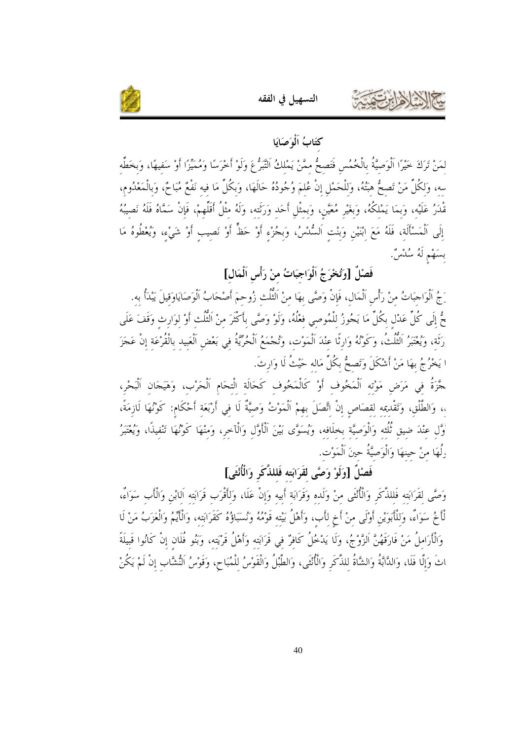## كِتَابُ اَلْوَصَايَا

لِمَنْ تَرَكَ خَيْرًا اَلْوَصِيَّةُ بِالْخُمُسِ فَتَصِحُّ مِمَّنْ يَمْلِكُ اَلتَّبَرُّعَ وَلَوْ أَخْرَسًا وَمُمَيِّزًا أَوْ سَفِيهًا، وَبِخَطِّهِ سه، وَلِكُلٍّ مَنْ تَصِحُّ هِبَتُهُ، وَلِلْحَمْلِ إِنْ عُلِمَ وُجُودُهُ حَالَهَا، وَبِكُلٍّ مَا فِيهِ نَفْعٌ مُبَاحٌ، وَبِالْمَعْدُومِ، قْدَرُ عَلَيْهِ، وَبِمَا يَمْلِكُهُ، وَبِغَيْرِ مُعَيَّنٍ، وَبِمِثْلِ أَحَدِ وَرَثَتِهِ، وَلَهُ مِثْلُ أَقَلِّهِمْ، فَإِنْ سَمَّاهُ فَلَهُ نَصِيبُهُ إِلَى اَلْمَسْأَلَةِ، فَلَهُ مَعَ ابْنَيْنِ وَبِنْتٍ اَلسُّدُسُ، وَبِجُزْءٍ أَوْ حَظٍّ أَوْ نَصِيبٍ أَوْ شَيْءٍ، وَيُعْطُوهُ مَا بِسَهْمٍ لَهُ سُدُسٌ.

### فَصْلٌ [وَتُخْرَجُ اَلْوَاجِبَاتُ مِنْ رَأْسِ اَلْمَالِ]

رَجُ اَلْوَاجِبَاتُ مِنْ رَأْسِ اَلْمَالِ، فَإِنْ وَصَّى بِهَا مِنْ اَلثُّلُثِ زُوحِمَ أَصْحَابُ اَلْوَصَايَاوَقِيلَ يَبْدَأُ بِهِ. حُ إِلَى كُلِّ عَدْلٍ بِكُلِّ مَا يَجُوزُ لِلْمُوصِي فِعْلُهُ، وَلَوْ وَصَّى بِأَكْثَرَ مِنْ اَلثُّلُثِ أَوْ لِوَارِثٍ وَقَفَ عَلَى رَثَتِهِ، وَيُعْتَبَرُ اَلثُّلُثُ، وَكَوْنُهُ وَارِثًا عِنْدَ اَلْمَوْتِ، وَتُجْمَعُ اَلْحُرِّيَّةُ فِي بَعْضِ اَلْعَبِيدِ بِالْقُرْعَةِ إِنْ عَجَزَ ا يَخْرُجُ بِهَا مَنْ أَشْكَلَ وَتَصِحُّ بِكُلِّ مَالِهِ حَيْثُ لَا وَارِثَ.

جَّزَةُ فِي مَرَضِ مَوْتِهِ اَلْمَخُوفِ أَوْ كَالْمَخُوفِ كَحَالَةِ الْتِحَامِ اَلْحَرْبِ، وَهَيَجَانِ اَلْبَحْرِ، ،، وَالطَّلْقِ، وَتَقْدِيمِهِ لِقِصَاصٍ إِنْ اتَّصَلَ بِهِمْ اَلْمَوْتُ وَصِيَّةٌ لَا فِي أَرْبَعَةِ أَحْكَامٍ: كَوْنُهَا لَازِمَةً، وَّلِ عِنْدَ ضِيقِ ثُلُثِهِ وَالْوَصِيَّةِ بِخِلَافِهِ، وَيُسَوَّى بَيْنَ اَلْأَوَّلِ وَالْآخِرِ، وَمِنْهَا كَوْنُهَا تَنْفِيذًا، وَيُعْتَبَرُ رِلُهَا مِنْ حِينِهَا وَالْوَصِيَّةُ حِينَ اَلْمَوْتِ.

### فَصْلٌ [وَلَوْ وَصَّى لِقَرَابَتِهِ فَلِلذَّكَرِ وَالْأُنْثَى]

وَصَّى لِقَرَابَتِهِ فَلِلذَّكَرِ وَالْأُنْثَى مِنْ وَلَدِهِ وَقَرَابَةِ أَبِيهِ وَإِنْ عَلَا، وَالْأَقْرَبُ قَرَابَتُهُ اَلابْنُ وَالْأَبُ سَوَاءٌ، لْأَخُ سَوَاءٌ، وَلِلْأَبَوَيْنِ أَوْلَى مِنْ أَخٍ لِأَبٍ، وَأَهْلُ بَيْتِهِ قَوْمُهُ وَنُسَبَاؤُهُ كَقَرَابَتِهِ، وَالْأَيِّمُ وَالْعَزَبُ مَنْ لَا وَالْأَرَامِلُ مَنْ فَارَقَهُنَّ اَلزَّوْجُ، وَلَا يَدْخُلُ كَافِرٌ فِي قَرَابَتِهِ وَأَهْلُ قَرْيَتِهِ، وَبَنُو فُلَانٍ إِنْ كَانُوا قَبِيلَةً اتَ وَإِلَّا فَلَا، وَالدَّابَّةُ وَالشَّاةُ لِلذَّكَرِ وَالْأُنْثَى، وَالطَّبْلُ وَالْقَوْسُ لِلْمُبَاحِ، وَقَوْسُ اَلنُّشَّابِ إِنْ لَمْ يَكُنْ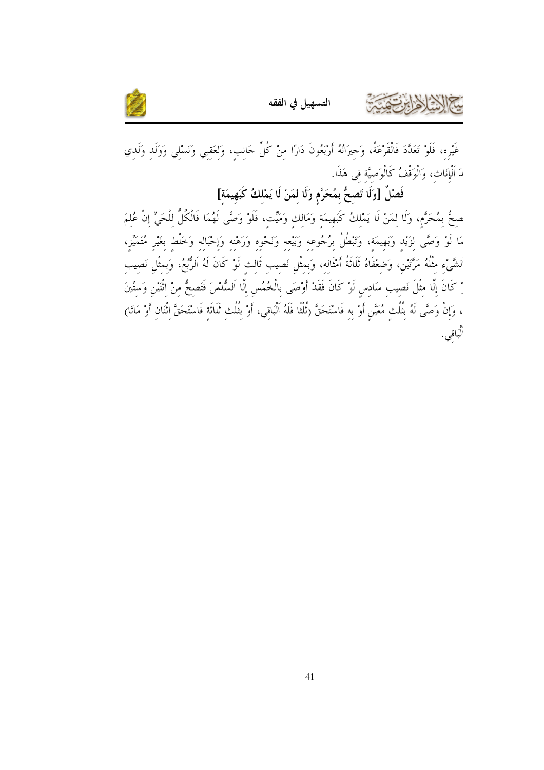غَيْرِه، فَلَوْ تَعَدَّدَ فَالْقَرْعَةُ، وَجِيرَانُهُ أَرْبَعُونَ دَارًا مِنْ كُلِّ جَانِبٍ، وَلِعَقِبِي وَنَسْلِي وَوَلَدِ وَلَدِي دَ اَلْإِنَاثِ، وَالْوَقْفُ كَالْوَصِيَّةِ فِي هَذَا.

## فَصْلٌ [وَلَا تَصِحُّ بِمُحَرَّمٍ وَلَا لِمَنْ لَا يَمْلِكُ كَبَهِيمَةٍ]

صِحُّ بِمُحَرَّمٍ، وَلَا لِمَنْ لَا يَمْلِكُ كَبَهِيمَةٍ وَمَالِكٍ وَمَيِّتٍ، فَلَوْ وَصَّى لَهُمَا فَالْكُلُّ لِلْحَيِّ إِنْ عُلِمَ مَا لَوْ وَصَّى لِزَيْدٍ وَبَهِيمَةٍ، وَتَبْطُلُ بِرُجُوعِه وَبَيْعِه وَنَحْوِه وَرَهْنِه وَإِحْبَالِه وَخَلْطٍ بِغَيْرِ مُتَمَيِّزٍ، الشَّيْءِ مِثْلُهُ مَرَّتَيْنِ، وَضِعْفَاهُ ثَلَاثَةُ أَمْثَالِه، وَبِمِثْلِ نَصِيبِ ثَالِثٍ لَوْ كَانَ لَهُ اَلرُّبُعُ، وَبِمِثْلِ نَصِيبِ نْ كَانَ إِلَّا مِثْلَ نَصِيبِ سَادِسٍ لَوْ كَانَ فَقَدْ أَوْصَى بِالْخُمُسِ إِلَّا اَلسُّدُسَ فَتَصِحُّ مِنْ اِثْنَيْنِ وَسِتِّينَ ، وَإِنْ وَصَّى لَهُ بِثُلُثٍ مُعَيَّنٍ أَوْ بِه فَاسْتَحَقَّ (ثُلُثًا فَلَهُ اَلْبَاقِي، أَوْ بِثُلُثِ ثَلَاثَةٍ فَاسْتَحَقَّ اِثْنَانِ أَوْ مَاتَا) الْبَاقِي.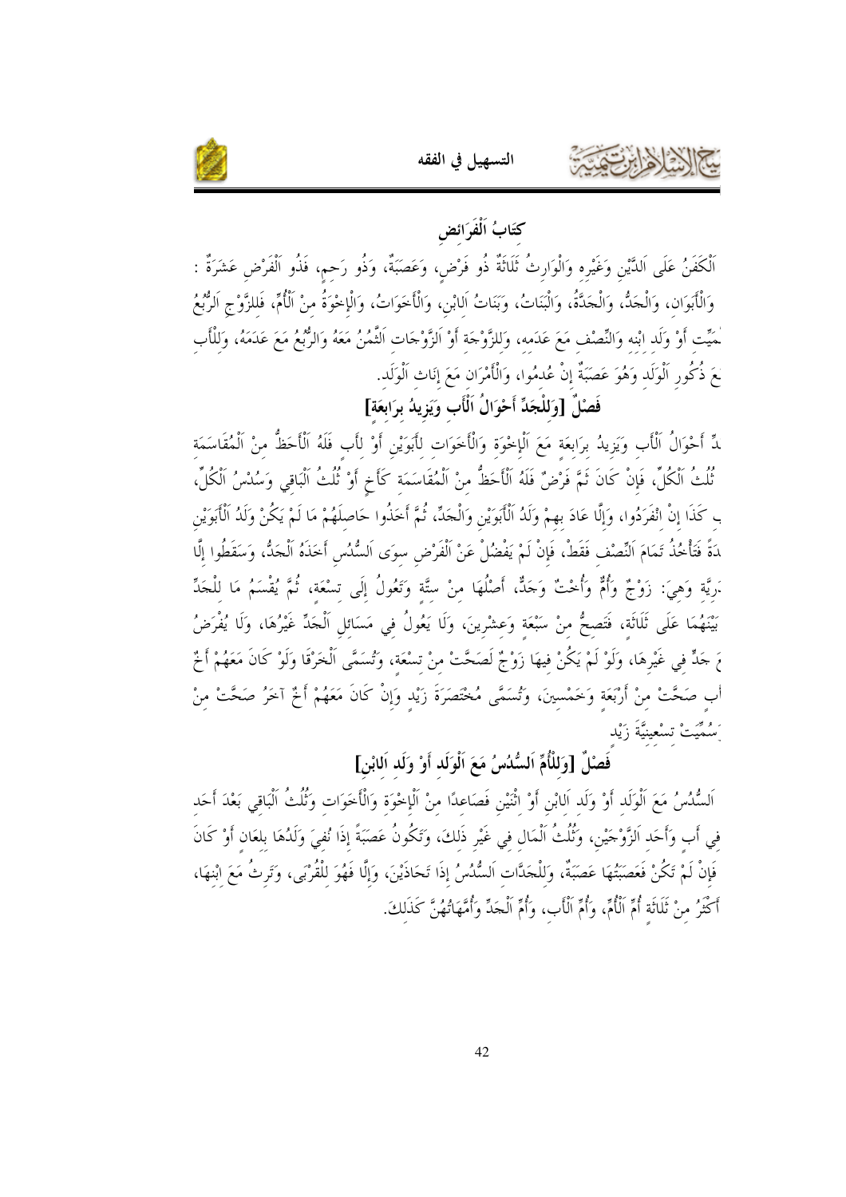## كِتَابُ اَلْفَرَائِضِ

اَلْكَفَنُ عَلَى اَلدَّيْنِ وَغَيْرِهِ وَالْوَارِثُ ثَلَاثَةٌ ذُو فَرْضٍ، وَعَصَبَةٌ، وَذُو رَحِمٍ، فَذُو اَلْفَرْضِ عَشَرَةٌ : وَالْأَبَوَانِ، وَالْجَدُّ، وَالْجَدَّةُ، وَالْبَنَاتُ، وَبَنَاتُ اَلِابْنِ، وَالْأَخَوَاتُ، وَالْإِخْوَةُ مِنْ اَلْأُمِّ، فَلِلزَّوْجِ اَلرُّبُعُ ـمَيِّتِ أَوْ وَلَدِ ابْنِهِ وَالنِّصْفُ مَعَ عَدَمِهِ، وَلِلزَّوْجَةِ أَوْ اَلزَّوْجَاتِ اَلثُّمُنُ مَعَهُ وَالرُّبُعُ مَعَ عَدَمِهُ، وَلِلْأَبِ ـعَ ذُكُورِ اَلْوَلَدِ وَهُوَ عَصَبَةٌ إِنْ عُدِمُوا، وَالْأَمْرَانِ مَعَ إِنَاثِ اَلْوَلَدِ.

### فَصْلٌ [وَلِلْجَدِّ أَحْوَالُ اَلْأَبِ وَيَزِيدُ بِرَابِعَةٍ]

ـدِّ أَحْوَالُ اَلْأَبِ وَيَزِيدُ بِرَابِعَةٍ مَعَ اَلْإِخْوَةِ وَالْأَخَوَاتِ لِأَبَوَيْنِ أَوْ لِأَبٍ فَلَهُ اَلْأَحَظُّ مِنْ اَلْمُقَاسَمَةِ ثُلُثُ اَلْكُلِّ، فَإِنْ كَانَ ثَمَّ فَرْضٌ فَلَهُ اَلْأَحَظُّ مِنْ اَلْمُقَاسَمَةِ كَأَخٍ أَوْ ثُلُثُ اَلْبَاقِي وَسُدُسُ اَلْكُلِّ، ـبِ كَذَا إِنْ انْفَرَدُوا، وَإِلَّا عَادَ بِهِمْ وَلَدُ اَلْأَبَوَيْنِ وَالْجَدِّ، ثُمَّ أَخَذُوا حَاصِلَهُمْ مَا لَمْ يَكُنْ وَلَدُ اَلْأَبَوَيْنِ ـدَةً فَتَأْخُذُ تَمَامَ اَلنِّصْفِ فَقَطْ، فَإِنْ لَمْ يَفْضُلْ عَنْ اَلْفَرْضِ سِوَى اَلسُّدُسِ أَخَذَهُ اَلْجَدُّ، وَسَقَطُوا إِلَّا ـرِيَّةِ وَهِيَ: زَوْجٌ وَأُمٌّ وَأُخْتٌ وَجَدٌّ، أَصْلُهَا مِنْ سِتَّةٍ وَتَعُولُ إِلَى تِسْعَةٍ، ثُمَّ يُقْسَمُ مَا لِلْجَدِّ بَيْنَهُمَا عَلَى ثَلَاثَةٍ، فَتَصِحُّ مِنْ سَبْعَةٍ وَعِشْرِينَ، وَلَا يَعُولُ فِي مَسَائِلِ اَلْجَدِّ غَيْرُهَا، وَلَا يُفْرَضُ ـعَ جَدٍّ فِي غَيْرِهَا، وَلَوْ لَمْ يَكُنْ فِيهَا زَوْجٌ لَصَحَّتْ مِنْ تِسْعَةٍ، وَتُسَمَّى اَلْخَرْقَا وَلَوْ كَانَ مَعَهُمْ أَخٌ ـأَبٍ صَحَّتْ مِنْ أَرْبَعَةٍ وَخَمْسِينَ، وَتُسَمَّى مُخْتَصَرَةَ زَيْدٍ وَإِنْ كَانَ مَعَهُمْ أَخٌ آخَرُ صَحَّتْ مِنْ ـسُمِّيَتْ تِسْعِينِيَّةَ زَيْدٍ

### فَصْلٌ [وَلِلْأُمِّ اَلسُّدُسُ مَعَ اَلْوَلَدِ أَوْ وَلَدِ اَلِابْنِ]

اَلسُّدُسُ مَعَ اَلْوَلَدِ أَوْ وَلَدِ اَلِابْنِ أَوْ اثْنَيْنِ فَصَاعِدًا مِنْ اَلْإِخْوَةِ وَالْأَخَوَاتِ وَثُلُثُ اَلْبَاقِي بَعْدَ أَحَدِ فِي أَبٍ وَأَحَدِ اَلزَّوْجَيْنِ، وَثُلُثُ اَلْمَالِ فِي غَيْرِ ذَلِكَ، وَتَكُونُ عَصَبَةً إِذَا نُفِيَ وَلَدُهَا بِلِعَانٍ أَوْ كَانَ فَإِنْ لَمْ تَكُنْ فَعَصَبَتُهَا عَصَبَةٌ، وَلِلْجَدَّاتِ اَلسُّدُسُ إِذَا تَحَاذَيْنَ، وَإِلَّا فَهُوَ لِلْقُرْبَى، وَتَرِثُ مَعَ ابْنِهَا، أَكْثَرُ مِنْ ثَلَاثَةِ أُمِّ اَلْأُمِّ، وَأُمِّ اَلْأَبِ، وَأُمِّ اَلْجَدِّ وَأُمَّهَاتُهُنَّ كَذَلِكَ.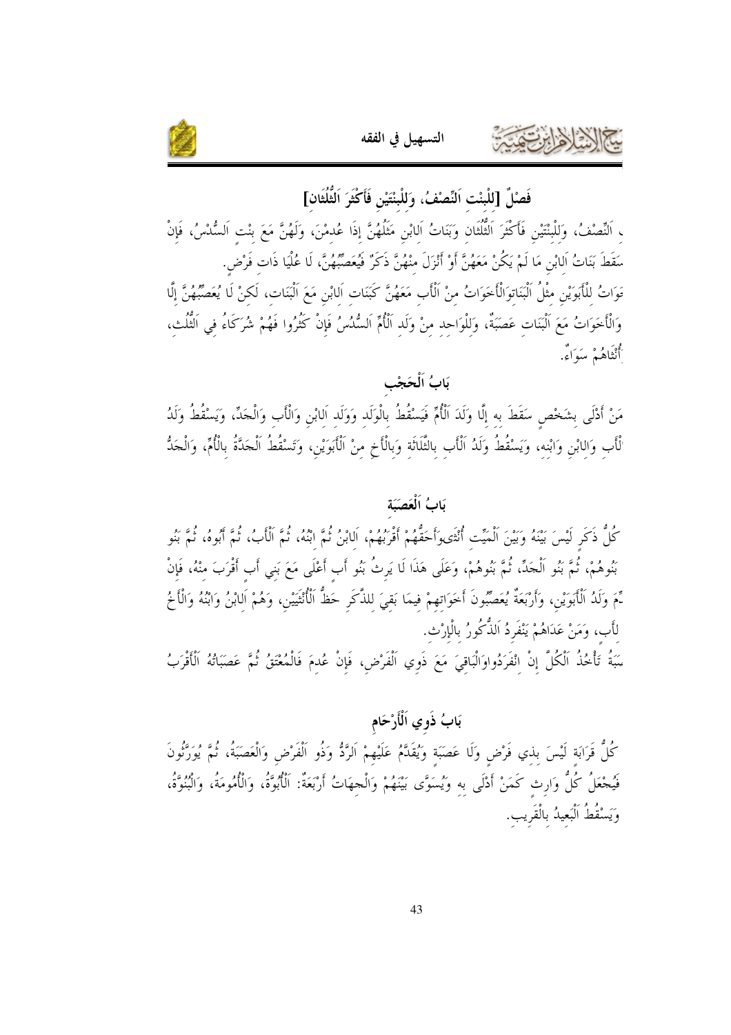## فَصْلٌ [لِلْبِنْتِ اَلنِّصْفُ، وَلِلْبِنْتَيْنِ فَأَكْثَرَ اَلثُّلُثَانِ]

ـ اَلنِّصْفُ، وَلِلْبِنْتَيْنِ فَأَكْثَرَ اَلثُّلُثَانِ وَبَنَاتُ اَلِابْنِ مِثْلُهُنَّ إِذَا عُدِمْنَ، وَلَهُنَّ مَعَ بِنْتٍ اَلسُّدُسُ، فَإِنْ سَقَطَ بَنَاتُ اَلِابْنِ مَا لَمْ يَكُنْ مَعَهُنَّ أَوْ أَنْزَلَ مِنْهُنَّ ذَكَرٌ فَيُعَصِّبُهُنَّ، لَا عُلْيَا ذَاتَ فَرْضٍ.

ـوَاتُ لِلْأَبَوَيْنِ مِثْلُ اَلْبَنَاتِوَالْأَخَوَاتُ مِنْ اَلْأَبِ مَعَهُنَّ كَبَنَاتِ اَلِابْنِ مَعَ اَلْبَنَاتِ، لَكِنْ لَا يُعَصِّبُهُنَّ إِلَّا وَالْأَخَوَاتُ مَعَ اَلْبَنَاتِ عَصَبَةٌ، وَلِلْوَاحِدِ مِنْ وَلَدِ اَلْأُمِّ اَلسُّدُسُ فَإِنْ كَثُرُوا فَهُمْ شُرَكَاءُ فِي اَلثُّلُثِ، ـأُنْثَاهُمْ سَوَاءٌ.

## بَابُ اَلْحَجْبِ

مَنْ أَدْلَى بِشَخْصٍ سَقَطَ بِهِ إِلَّا وَلَدَ اَلْأُمِّ فَيَسْقُطُ بِالْوَلَدِ وَوَلَدِ اَلِابْنِ وَالْأَبِ وَالْجَدِّ، وَيَسْقُطُ وَلَدُ ـلْأَبِ وَالِابْنِ وَابْنِهِ، وَيَسْقُطُ وَلَدُ اَلْأَبِ بِالثَّلَاثَةِ وَبِالْأَخِ مِنْ اَلْأَبَوَيْنِ، وَتَسْقُطُ اَلْجَدَّةُ بِالْأُمِّ، وَالْجَدُّ

## بَابُ اَلْعَصَبَةِ

كُلُّ ذَكَرٍ لَيْسَ بَيْنَهُ وَبَيْنَ اَلْمَيِّتِ أُنْثَىوَأَحَقُّهُمْ أَقْرَبُهُمْ، اَلِابْنُ ثُمَّ ابْنُهُ، ثُمَّ اَلْأَبُ، ثُمَّ أَبُوهُ، ثُمَّ بَنُو بَنُوهُمْ، ثُمَّ بَنُو اَلْجَدِّ، ثُمَّ بَنُوهُمْ، وَعَلَى هَذَا لَا يَرِثُ بَنُو أَبٍ أَعْلَى مَعَ بَنِي أَبٍ أَقْرَبَ مِنْهُ، فَإِنْ ـمِّ وَلَدُ اَلْأَبَوَيْنِ، وَأَرْبَعَةٌ يُعَصِّبُونَ أَخَوَاتِهِمْ فِيمَا بَقِيَ لِلذَّكَرِ حَظُّ اَلْأُنْثَيَيْنِ، وَهُمْ اَلِابْنُ وَابْنُهُ وَالْأَخُ ـلِأَبٍ، وَمَنْ عَدَاهُمْ يَنْفَرِدُ اَلذُّكُورُ بِالْإِرْثِ.

ـصَبَةُ تَأْخُذُ اَلْكُلَّ إِنْ انْفَرَدُواوَالْبَاقِيَ مَعَ ذَوِي اَلْفَرْضِ، فَإِنْ عُدِمَ فَالْمُعْتَقُ ثُمَّ عَصَبَاتُهُ اَلْأَقْرَبُ

## بَابُ ذَوِي اَلْأَرْحَامِ

كُلُّ قَرَابَةٍ لَيْسَ بِذِي فَرْضٍ وَلَا عَصَبَةٍ وَيُقَدَّمُ عَلَيْهِمْ اَلرَّدُّ وَذُو اَلْفَرْضِ وَالْعَصَبَةُ، ثُمَّ يُوَرَّثُونَ فَيُجْعَلُ كُلُّ وَارِثٍ كَمَنْ أَدْلَى بِهِ وَيُسَوَّى بَيْنَهُمْ وَالْجِهَاتُ أَرْبَعَةٌ: اَلْأُبُوَّةُ، وَالْأُمُومَةُ، وَالْبُنُوَّةُ، وَيَسْقُطُ اَلْبَعِيدُ بِالْقَرِيبِ.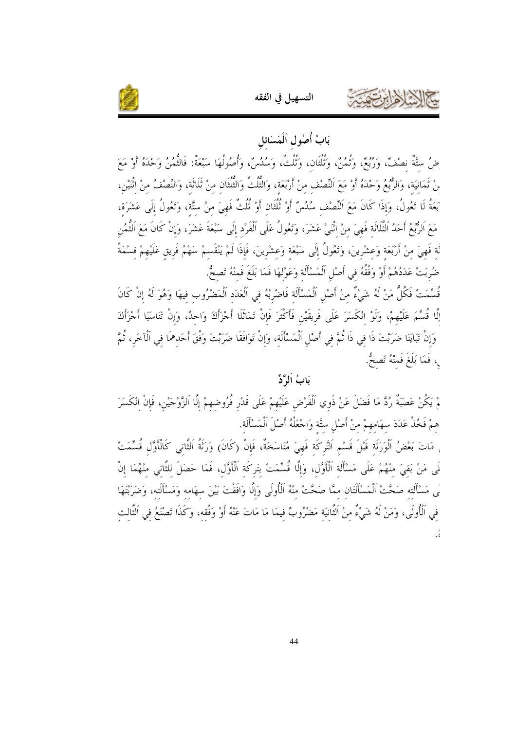## بَابُ أُصُولِ اَلْمَسَائِلِ

ضُ سِتَّةٌ نِصْفٌ، وَرُبُعٌ، وَثُمُنٌ، وَثُلُثَانِ، وَثُلُثٌ، وَسُدُسٌ، وَأُصُولُهَا سَبْعَةٌ: فَالثُّمُنُ وَحْدَهُ أَوْ مَعَ نْ ثَمَانِيَةٍ، وَالرُّبُعُ وَحْدَهُ أَوْ مَعَ اَلنِّصْفِ مِنْ أَرْبَعَةٍ، وَالثُّلُثُ وَالثُّلُثَانِ مِنْ ثَلَاثَةٍ، وَالنِّصْفُ مِنْ اِثْنَيْنِ، بَعَةُ لَا تَعُولُ، وَإِذَا كَانَ مَعَ اَلنِّصْفِ سُدُسٌ أَوْ ثُلُثَانِ أَوْ ثُلُثٌ فَهِيَ مِنْ سِتَّةٍ، وَتَعُولُ إِلَى عَشَرَةٍ، مَعَ اَلرُّبُعِ أَحَدُ اَلثَّلَاثَةِ فَهِيَ مِنْ اِثْنَيْ عَشَرَ، وَتَعُولُ عَلَى اَلْفَرْدِ إِلَى سَبْعَةَ عَشَرَ، وَإِنْ كَانَ مَعَ اَلثُّمُنِ ثَةُ فَهِيَ مِنْ أَرْبَعَةٍ وَعِشْرِينَ، وَتَعُولُ إِلَى سَبْعَةٍ وَعِشْرِينَ، فَإِذَا لَمْ يَنْقَسِمْ سَهْمُ فَرِيقٍ عَلَيْهِمْ قِسْمَةً ضُرِبَتْ عَدَدُهُمْ أَوْ وَفْقُهُ فِي أَصْلِ اَلْمَسْأَلَةِ وَعَوْلِهَا فَمَا بَلَغَ فَمِنْهُ تَصِحُّ.

قُسِّمَتْ فَكُلُّ مَنْ لَهُ شَيْءٌ مِنْ أَصْلِ اَلْمَسْأَلَةِ فَاضْرِبْهُ فِي اَلْعَدَدِ اَلْمَضْرُوبِ فِيهَا وَهُوَ لَهُ إِنْ كَانَ إِلَّا قُسِّمَ عَلَيْهِمْ، وَلَوْ اِنْكَسَرَ عَلَى فَرِيقَيْنِ فَأَكْثَرَ فَإِنْ تَمَاثَلَا أَجْزَأَكَ وَاحِدٌ، وَإِنْ تَنَاسَبَا أَجْزَأَكَ وَإِنْ تَبَايَنَا ضَرَبْتَ ذَا فِي ذَا ثُمَّ فِي أَصْلِ اَلْمَسْأَلَةِ، وَإِنْ تَوَافَقَا ضَرَبْتَ وَفْقَ أَحَدِهِمَا فِي اَلْآخَرِ، ثُمَّ ، فَمَا بَلَغَ فَمِنْهُ تَصِحُّ.

## بَابُ اَلرَّدِّ

مْ يَكُنْ عَصَبَةٌ رُدَّ مَا فَضَلَ عَنْ ذَوِي اَلْفَرْضِ عَلَيْهِمْ عَلَى قَدْرِ فُرُوضِهِمْ إِلَّا اَلزَّوْجَيْنِ، فَإِنْ اِنْكَسَرَ هِمْ فَخُذْ عَدَدَ سِهَامِهِمْ مِنْ أَصْلِ سِتَّةٍ وَاجْعَلْهُ أَصْلَ اَلْمَسْأَلَةِ.

مَاتَ بَعْضُ اَلْوَرَثَةِ قَبْلَ قَسْمِ اَلتَّرِكَةِ فَهِيَ مُنَاسَخَةٌ، فَإِنْ (كَانَ) وَرَثَةُ اَلثَّانِي كَالْأَوَّلِ قُسِّمَتْ لَى مَنْ بَقِيَ مِنْهُمْ عَلَى مَسْأَلَةِ اَلْأَوَّلِ، وَإِلَّا قُسِّمَتْ بِتَرِكَةِ اَلْأَوَّلِ، فَمَا حَصَلَ لِلثَّانِي مِنْهُمَا إِنْ ى مَسْأَلَتِهِ صَحَّتْ اَلْمَسْأَلَتَانِ مِمَّا صَحَّتْ مِنْهُ اَلْأُولَى وَإِلَّا وَافَقْتَ بَيْنَ سِهَامِهِ وَمَسْأَلَتِهِ، وَضَرَبْتَهَا فِي اَلْأُولَى، وَمَنْ لَهُ شَيْءٌ مِنْ اَلثَّانِيَةِ مَضْرُوبٌ فِيمَا مَاتَ عَنْهُ أَوْ وَفْقِهِ، وَكَذَا تَصْنَعُ فِي اَلثَّالِثِ .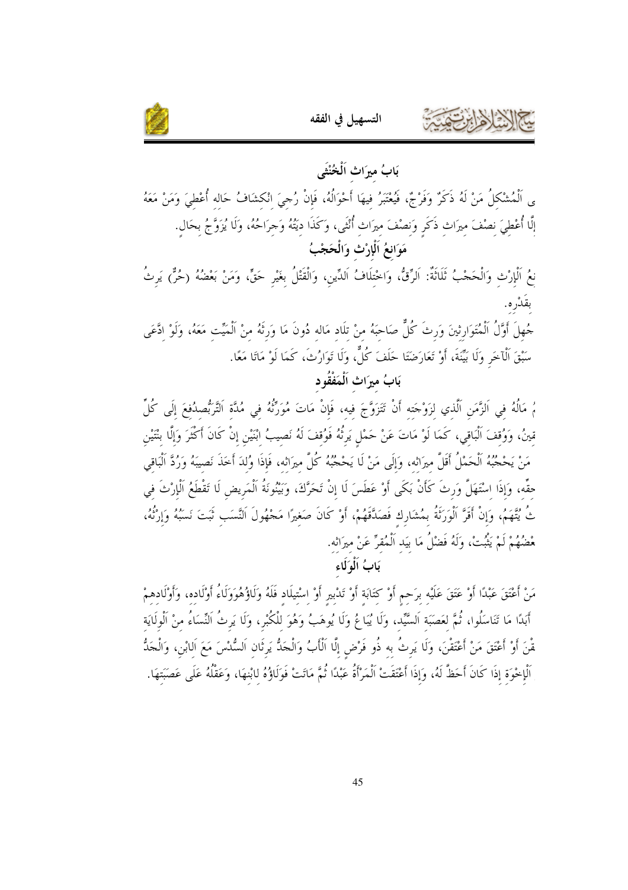## بَابُ مِيرَاثِ اَلْخُنْثَى

ى اَلْمُشْكِلُ مَنْ لَهُ ذَكَرٌ وَفَرْجٌ، فَيُعْتَبَرُ فِيهَا أَحْوَالُهُ، فَإِنْ رُجِيَ انْكِشَافُ حَالِهِ أُعْطِيَ وَمَنْ مَعَهُ إِلَّا أُعْطِيَ نِصْفَ مِيرَاثِ ذَكَرٍ وَنِصْفَ مِيرَاثِ أُنْثَى، وَكَذَا دِيَتُهُ وَجِرَاحُهُ، وَلَا يُزَوَّجُ بِحَالٍ.

## مَوَانِعُ اَلْإِرْثِ وَالْحَجْبُ

نِعُ اَلْإِرْثِ وَالْحَجْبُ ثَلَاثَةٌ: اَلرِّقُّ، وَاخْتِلَافُ اَلدِّينِ، وَالْقَتْلُ بِغَيْرِ حَقٍّ، وَمَنْ بَعْضُهُ (حُرٌّ) يَرِثُ بِقَدْرِهِ.

جُهِلَ أَوَّلُ اَلْمُتَوَارِثِينَ وَرِثَ كُلٌّ صَاحِبَهُ مِنْ تِلَادِ مَالِهِ دُونَ مَا وَرِثَهُ مِنْ اَلْمَيِّتِ مَعَهُ، وَلَوْ ادَّعَى سَبْقَ اَلْآخَرِ وَلَا بَيِّنَةَ، أَوْ تَعَارَضَتَا حَلَفَ كُلٌّ، وَلَا تَوَارُثَ، كَمَا لَوْ مَاتَا مَعًا.

## بَابُ مِيرَاثِ اَلْمَفْقُودِ

مُ مَالُهُ فِي اَلزَّمَنِ اَلَّذِي لِزَوْجَتِهِ أَنْ تَتَزَوَّجَ فِيهِ، فَإِنْ مَاتَ مُوَرِّثُهُ فِي مُدَّةِ اَلتَّرَبُّصِ دُفِعَ إِلَى كُلٍّ قِينُ، وَوُقِفَ اَلْبَاقِي، كَمَا لَوْ مَاتَ عَنْ حَمْلٍ يَرِثُهُ فَوُقِفَ لَهُ نَصِيبُ ابْنَيْنِ إِنْ كَانَ أَكْثَرَ وَإِلَّا بِنْتَيْنِ مَنْ يَحْجُبُهُ اَلْحَمْلُ أَقَلَّ مِيرَاثِهِ، وَإِلَى مَنْ لَا يَحْجُبُهُ كُلَّ مِيرَاثِهِ، فَإِذَا وُلِدَ أَخَذَ نَصِيبَهُ وَرُدَّ اَلْبَاقِي حَقِّهِ، وَإِذَا اسْتَهَلَّ وَرِثَ كَأَنْ بَكَى أَوْ عَطَسَ لَا إِنْ تَحَرَّكَ، وَبَيْنُونَةُ اَلْمَرِيضِ لَا تَقْطَعُ اَلْإِرْثَ فِي ثُ يُتَّهَمُ، وَإِنْ أَقَرَّ اَلْوَرَثَةُ بِمُشَارِكٍ فَصَدَّقَهُمْ، أَوْ كَانَ صَغِيرًا مَجْهُولَ اَلنَّسَبِ ثَبَتَ نَسَبُهُ وَإِرْثُهُ، عْضُهُمْ لَمْ يَثْبُتْ، وَلَهُ فَضْلُ مَا بِيَدِ اَلْمُقِرِّ عَنْ مِيرَاثِهِ.

## بَابُ اَلْوَلَاءِ

مَنْ أَعْتَقَ عَبْدًا أَوْ عَتَقَ عَلَيْهِ بِرَحِمٍ أَوْ كِتَابَةٍ أَوْ تَدْبِيرٍ أَوْ اسْتِيلَادٍ فَلَهُ وَلَاؤُهُ وَوَلَاءُ أَوْلَادِهِ، وَأَوْلَادِهِمْ أَبَدًا مَا تَنَاسَلُوا، ثُمَّ لِعَصَبَةِ اَلسَّيِّدِ، وَلَا يُبَاعُ وَلَا يُوهَبُ وَهُوَ لِلْكُبْرِ، وَلَا يَرِثُ اَلنِّسَاءُ مِنْ اَلْوَلَايَةِ قْنَ أَوْ أَعْتَقَ مَنْ أَعْتَقْنَ، وَلَا يَرِثُ بِهِ ذُو فَرْضٍ إِلَّا اَلْأَبُ وَالْجَدُّ يَرِثَانِ اَلسُّدُسَ مَعَ اَلِابْنِ، وَالْجَدُّ اَلْإِخْوَةِ إِذَا كَانَ أَحَظَّ لَهُ، وَإِذَا أَعْتَقَتْ اَلْمَرْأَةُ عَبْدًا ثُمَّ مَاتَتْ فَوَلَاؤُهُ لِابْنِهَا، وَعَقْلُهُ عَلَى عَصَبَتِهَا.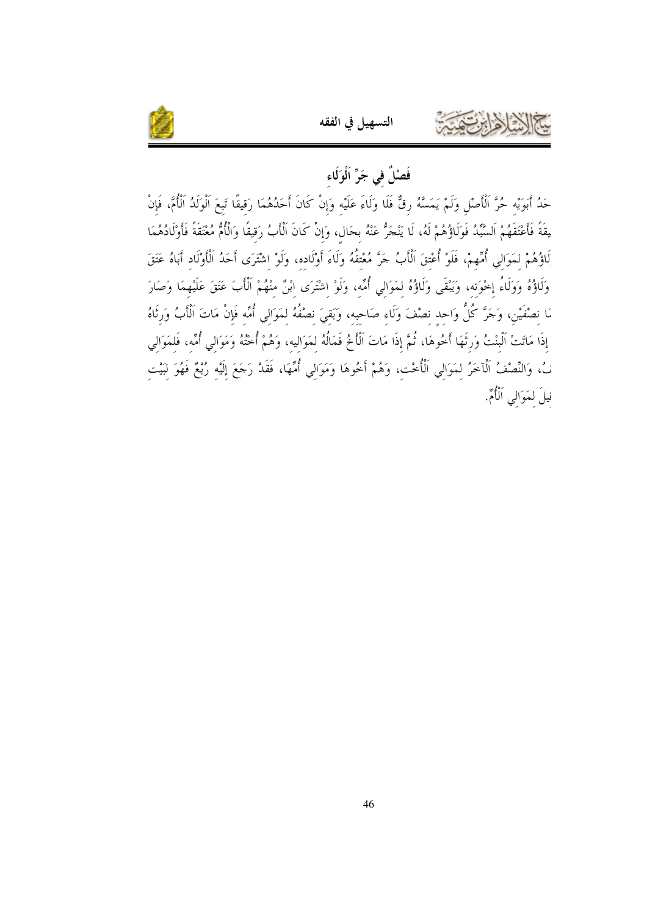## فَصْلٌ فِي جَرِّ اَلْوَلَاءِ

حَدُ أَبَوَيْهِ حُرَّ اَلْأَصْلِ وَلَمْ يَمَسَّهُ رِقٌّ فَلَا وَلَاءَ عَلَيْهِ وَإِنْ كَانَ أَحَدُهُمَا رَقِيقًا تَبِعَ اَلْوَلَدُ اَلْأُمَّ، فَإِنْ يقَةً فَأَعْتَقَهُمْ اَلسَّيِّدُ فَوَلَاؤُهُمْ لَهُ، لَا يَنْجَرُّ عَنْهُ بِحَالٍ، وَإِنْ كَانَ اَلْأَبُ رَقِيقًا وَالْأُمُّ مُعْتَقَةً فَأَوْلَادُهُمَا لَاؤُهُمْ لِمَوَالِي أُمِّهِمْ، فَلَوْ أُعْتِقَ اَلْأَبُ جَرَّ مُعْتِقُهُ وَلَاءَ أَوْلَادِهِ، وَلَوْ اشْتَرَى أَحَدُ اَلْأَوْلَادِ أَبَاهُ عَتَقَ وَلَاؤُهُ وَوَلَاءُ إِخْوَتِهِ، وَيَبْقَى وَلَاؤُهُ لِمَوَالِي أُمِّهِ، وَلَوْ اشْتَرَى ابْنٌ مِنْهُمْ اَلْأَبَ عَتَقَ عَلَيْهِمَا وَصَارَ ا نِصْفَيْنِ، وَجَرَّ كُلُّ وَاحِدٍ نِصْفَ وَلَاءِ صَاحِبِهِ، وَبَقِيَ نِصْفُهُ لِمَوَالِي أُمِّهِ فَإِنْ مَاتَ اَلْأَبُ وَرِثَاهُ إِذَا مَاتَتْ اَلْبِنْتُ وَرِثَهَا أَخُوهَا، ثُمَّ إِذَا مَاتَ اَلْأَخُ فَمَالُهُ لِمَوَالِيهِ، وَهُمْ أُخْتُهُ وَمَوَالِي أُمِّهِ، فَلِمَوَالِي نُ، وَالنِّصْفُ اَلْآخَرُ لِمَوَالِي اَلْأُخْتِ، وَهُمْ أَخُوهَا وَمَوَالِي أُمِّهَا، فَقَدْ رَجَعَ إِلَيْهِ رُبْعٌ فَهُوَ لِبَيْتِ يلَ لِمَوَالِي اَلْأُمِّ.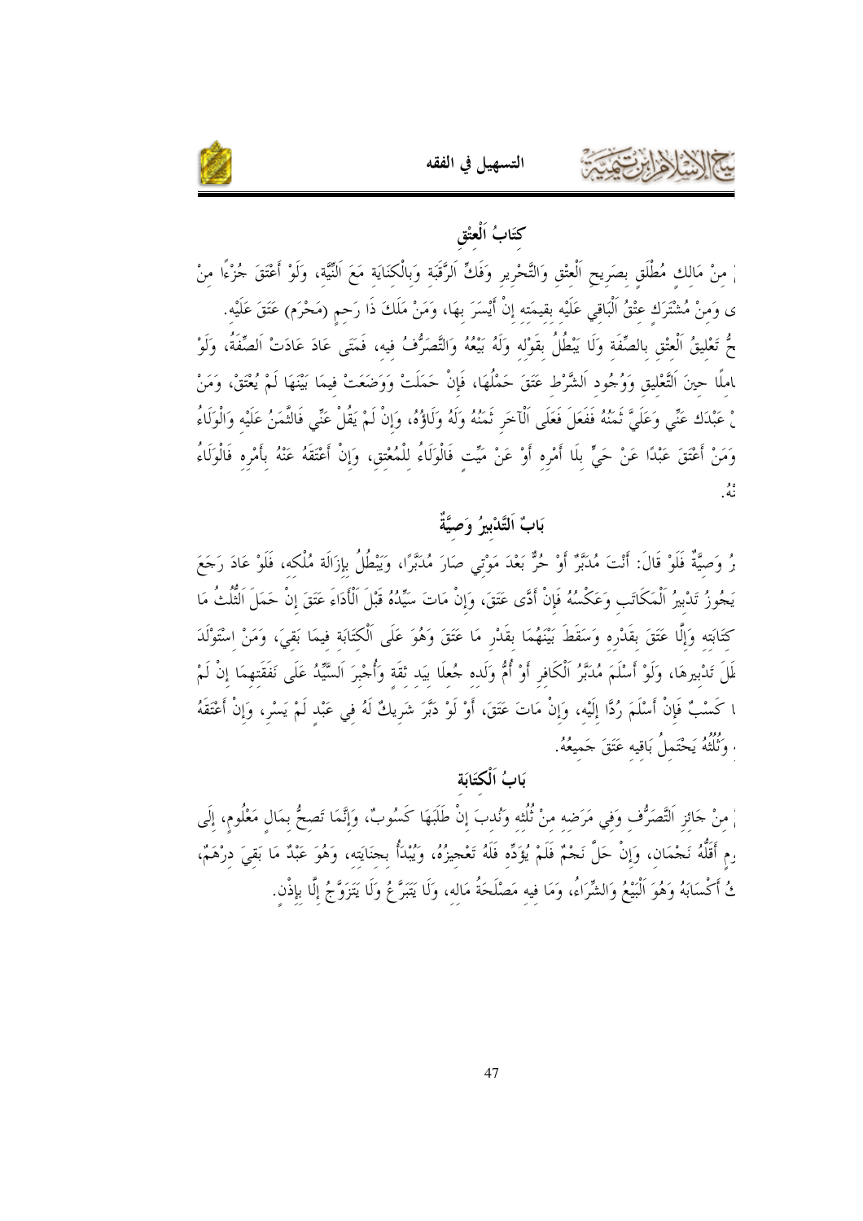## كِتَابُ اَلْعِتْقِ

ـ مِنْ مَالِكٍ مُطْلَقٍ بِصَرِيحِ اَلْعِتْقِ وَالتَّحْرِيرِ وَفَكِّ اَلرَّقَبَةِ وَبِالْكِنَايَةِ مَعَ اَلنِّيَّةِ، وَلَوْ أَعْتَقَ جُزْءًا مِنْ ى وَمِنْ مُشْتَرَكٍ عِتْقُ اَلْبَاقِي عَلَيْهِ بِقِيمَتِهِ إِنْ أَيْسَرَ بِهَا، وَمَنْ مَلَكَ ذَا رَحِمٍ (مَحْرَمٍ) عَتَقَ عَلَيْهِ.

حُّ تَعْلِيقُ اَلْعِتْقِ بِالصِّفَةِ وَلَا يَبْطُلُ بِقَوْلِهِ وَلَهُ بَيْعُهُ وَالتَّصَرُّفُ فِيهِ، فَمَتَى عَادَ عَادَتْ اَلصِّفَةُ، وَلَوْ امِلًا حِينَ اَلتَّعْلِيقِ وَوُجُودِ اَلشَّرْطِ عَتَقَ حَمْلُهَا، فَإِنْ حَمَلَتْ وَوَضَعَتْ فِيمَا بَيْنَهَا لَمْ يُعْتَقْ، وَمَنْ ـْ عَبْدَكَ عَنِّي وَعَلَيَّ ثَمَنُهُ فَفَعَلَ فَعَلَى اَلْآخَرِ ثَمَنُهُ وَلَهُ وَلَاؤُهُ، وَإِنْ لَمْ يَقُلْ عَنِّي فَالثَّمَنُ عَلَيْهِ وَالْوَلَاءُ وَمَنْ أَعْتَقَ عَبْدًا عَنْ حَيٍّ بِلَا أَمْرِهِ أَوْ عَنْ مَيِّتٍ فَالْوَلَاءُ لِلْمُعْتِقِ، وَإِنْ أَعْتَقَهُ عَنْهُ بِأَمْرِهِ فَالْوَلَاءُ ـنْهُ.

## بَابٌ اَلتَّدْبِيرُ وَصِيَّةٌ

ـرُ وَصِيَّةٌ فَلَوْ قَالَ: أَنْتَ مُدَبَّرٌ أَوْ حُرٌّ بَعْدَ مَوْتِي صَارَ مُدَبَّرًا، وَيَبْطُلُ بِإِزَالَةِ مُلْكِهِ، فَلَوْ عَادَ رَجَعَ يَجُوزُ تَدْبِيرُ اَلْمُكَاتَبِ وَعَكْسُهُ فَإِنْ أَدَّى عَتَقَ، وَإِنْ مَاتَ سَيِّدُهُ قَبْلَ اَلْأَدَاءِ عَتَقَ إِنْ حَمَلَ اَلثُّلُثُ مَا ـكِتَابَتِهِ وَإِلَّا عَتَقَ بِقَدْرِهِ وَسَقَطَ بَيْنَهُمَا بِقَدْرِ مَا عَتَقَ وَهُوَ عَلَى اَلْكِتَابَةِ فِيمَا بَقِيَ، وَمَنْ اسْتَوْلَدَ ـطَلَ تَدْبِيرُهَا، وَلَوْ أَسْلَمَ مُدَبَّرُ اَلْكَافِرِ أَوْ أُمُّ وَلَدِهِ جُعِلَا بِيَدِ ثِقَةٍ وَأُجْبِرَ اَلسَّيِّدُ عَلَى نَفَقَتِهِمَا إِنْ لَمْ ـا كَسْبٌ فَإِنْ أَسْلَمَ رُدَّا إِلَيْهِ، وَإِنْ مَاتَ عَتَقَ، أَوْ لَوْ دَبَّرَ شَرِيكٌ لَهُ فِي عَبْدٍ لَمْ يَسْرِ، وَإِنْ أَعْتَقَهُ ـ وَثُلُثُهُ يَحْتَمِلُ بَاقِيهِ عَتَقَ جَمِيعُهُ.

## بَابُ اَلْكِتَابَةِ

ـ مِنْ جَائِزِ اَلتَّصَرُّفِ وَفِي مَرَضِهِ مِنْ ثُلُثِهِ وَنُدِبَ إِنْ طَلَبَهَا كَسُوبٌ، وَإِنَّمَا تَصِحُّ بِمَالٍ مَعْلُومٍ، إِلَى ـرمٍ أَقَلُّهُ نَجْمَانِ، وَإِنْ حَلَّ نَجْمٌ فَلَمْ يُؤَدِّهِ فَلَهُ تَعْجِيزُهُ، وَيُبْدَأُ بِجِنَايَتِهِ، وَهُوَ عَبْدٌ مَا بَقِيَ دِرْهَمٌ، ـكُ أَكْسَابَهُ وَهُوَ اَلْبَيْعُ وَالشِّرَاءُ، وَمَا فِيهِ مَصْلَحَةُ مَالِهِ، وَلَا يَتَبَرَّعُ وَلَا يَتَزَوَّجُ إِلَّا بِإِذْنٍ.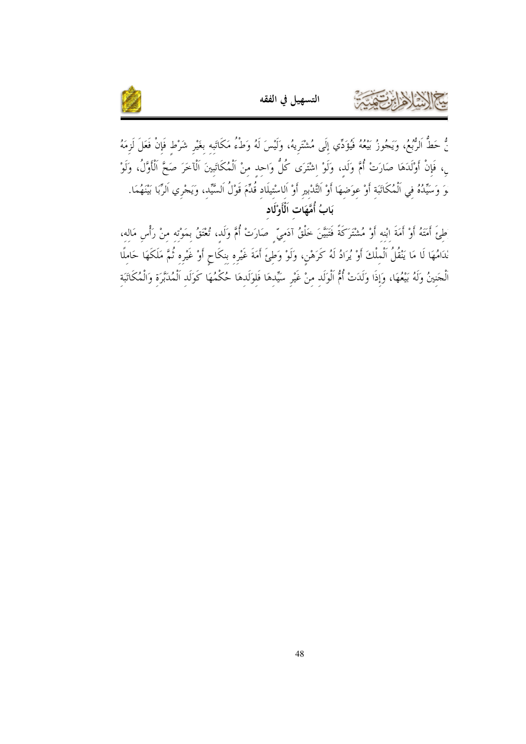نُّ حَطُّ اَلرُّبُعُ، وَيَجُوزُ بَيْعُهُ فَيُؤَدِّي إِلَى مُشْتَرِيهُ، وَلَيْسَ لَهُ وَطْءُ مَكَاتَبِه بِغَيْرِ شَرْطٍ فَإِنْ فَعَلَ لَزِمَهُ
ـِ، فَإِنْ أَوْلَدَهَا صَارَتْ أُمَّ وَلَدٍ، وَلَوْ اشْتَرَى كُلُّ وَاحِدٍ مِنْ اَلْمُكَاتَبِينَ اَلْآخَرَ صَحَّ اَلْأَوَّلُ، وَلَوْ
ـوَ وَسَيِّدُهُ فِي اَلْمُكَاتَبَةِ أَوْ عِوَضِهَا أَوْ اَلتَّدْبِيرِ أَوْ اَلاسْتِيلَادِ قُدِّمَ قَوْلُ اَلسَّيِّدِ، وَيَجْرِي اَلرِّبَا بَيْنَهُمَا.

## بَابُ أُمَّهَاتِ اَلْأَوْلَادِ

ـطِئَ أَمَتَهُ أَوْ أَمَةَ ابْنِه أَوْ مُشْتَرَكَةً فَتَبَيَّنَ خَلْقُ آدَمِيٍّ صَارَتْ أُمَّ وَلَدٍ، تُعْتَقُ بِمَوْتِه مِنْ رَأْسِ مَالِه،
ـدَامُهَا لَا مَا يَنْقُلُ اَلْمِلْكَ أَوْ يُرَادُ لَهُ كَرَهْنٍ، وَلَوْ وَطِئَ أَمَةَ غَيْرِه بِنِكَاحٍ أَوْ غَيْرِه ثُمَّ مَلَكَهَا حَامِلًا
اَلْجَنِينُ وَلَهُ بَيْعُهَا، وَإِذَا وَلَدَتْ أُمُّ اَلْوَلَدِ مِنْ غَيْرِ سَيِّدِهَا فَلِوَلَدِهَا حُكْمُهَا كَوَلَدِ اَلْمُدَبَّرَةِ وَالْمُكَاتَبَةِ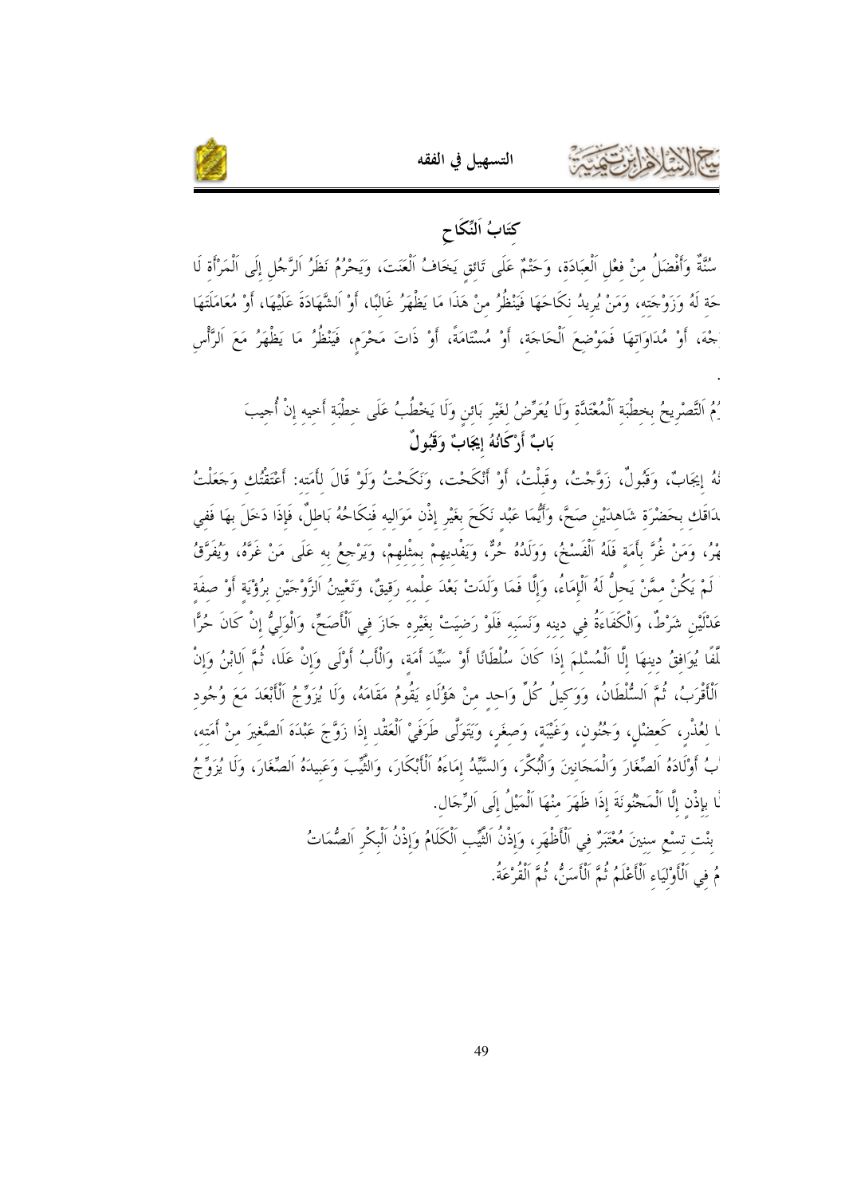## كِتَابُ اَلنِّكَاحِ

سُنَّةٌ وَأَفْضَلُ مِنْ فِعْلِ اَلْعِبَادَةِ، وَحَتْمٌ عَلَى تَائِقٍ يَخَافُ اَلْعَنَتَ، وَيَحْرُمُ نَظَرُ اَلرَّجُلِ إِلَى اَلْمَرْأَةِ لَا حَةَ لَهُ وَزَوْجَتِهِ، وَمَنْ يُرِيدُ نِكَاحَهَا فَيَنْظُرُ مِنْ هَذَا مَا يَظْهَرُ غَالِبًا، أَوْ اَلشَّهَادَةَ عَلَيْهَا، أَوْ مُعَامَلَتَهَا جْهَ، أَوْ مُدَاوَاتِهَا فَمَوْضِعَ اَلْحَاجَةِ، أَوْ مُسْتَامَةً، أَوْ ذَاتَ مَحْرَمٍ، فَيَنْظُرُ مَا يَظْهَرُ مَعَ اَلرَّأْسِ.

رُمُ اَلتَّصْرِيحُ بِخِطْبَةِ اَلْمُعْتَدَّةِ وَلَا يُعَرِّضُ لِغَيْرِ بَائِنٍ وَلَا يَخْطُبُ عَلَى خِطْبَةِ أَخِيهِ إِنْ أُجِيبَ

### بَابٌ أَرْكَانُهُ إِيجَابٌ وَقَبُولٌ

نُهُ إِيجَابٌ، وَقَبُولٌ، زَوَّجْتُ، وقَبِلْتُ، أَوْ أَنْكَحْتُ، وَنَكَحْتُ وَلَوْ قَالَ لِأَمَتِهِ: أَعْتَقْتُكِ وَجَعَلْتُ ـدَاقَكِ بِحَضْرَةِ شَاهِدَيْنِ صَحَّ، وَأَيُّمَا عَبْدٍ نَكَحَ بِغَيْرِ إِذْنِ مَوَالِيهِ فَنِكَاحُهُ بَاطِلٌ، فَإِذَا دَخَلَ بِهَا فَفِي ـهْرُ، وَمَنْ غُرَّ بِأَمَةٍ فَلَهُ اَلْفَسْخُ، وَوَلَدُهُ حُرٌّ، وَيَفْدِيهِمْ بِمِثْلِهِمْ، وَيَرْجِعُ بِهِ عَلَى مَنْ غَرَّهُ، وَيُفَرَّقُ لَمْ يَكُنْ مِمَّنْ يَحِلُّ لَهُ اَلْإِمَاءُ، وَإِلَّا فَمَا وَلَدَتْ بَعْدَ عِلْمِهِ رَقِيقٌ، وَتَعْيِينُ اَلزَّوْجَيْنِ بِرُؤْيَةٍ أَوْ صِفَةٍ عَدْلَيْنِ شَرْطٌ، وَالْكَفَاءَةُ فِي دِينِهِ وَنَسَبِهِ فَلَوْ رَضِيَتْ بِغَيْرِهِ جَازَ فِي اَلْأَصَحِّ، وَالْوَلِيُّ إِنْ كَانَ حُرًّا ـلِّفًا يُوَافِقُ دِينَهَا إِلَّا اَلْمُسْلِمَ إِذَا كَانَ سُلْطَانًا أَوْ سَيِّدَ أَمَةٍ، وَالْأَبُ أَوْلَى وَإِنْ عَلَا، ثُمَّ اَلِابْنُ وَإِنْ اَلْأَقْرَبُ، ثُمَّ اَلسُّلْطَانُ، وَوَكِيلُ كُلِّ وَاحِدٍ مِنْ هَؤُلَاءِ يَقُومُ مَقَامَهُ، وَلَا يُزَوِّجُ اَلْأَبْعَدَ مَعَ وُجُودِ ـا لِعُذْرٍ، كَعَضْلٍ، وَجُنُونٍ، وَغَيْبَةٍ، وَصِغَرٍ، وَيَتَوَلَّى طَرَفَيْ اَلْعَقْدِ إِذَا زَوَّجَ عَبْدَهُ اَلصَّغِيرَ مِنْ أَمَتِهِ، ـبُ أَوْلَادَهُ اَلصِّغَارَ وَالْمَجَانِينَ وَالْبِكْرَ، وَالسَّيِّدُ إِمَاءَهُ اَلْأَبْكَارَ، وَالثَّيِّبَ وَعَبِيدَهُ اَلصِّغَارَ، وَلَا يُزَوِّجُ ـا بِإِذْنٍ إِلَّا اَلْمَجْنُونَةَ إِذَا ظَهَرَ مِنْهَا اَلْمَيْلُ إِلَى اَلرِّجَالِ.

بِنْتِ تِسْعِ سِنِينَ مُعْتَبَرٌ فِي اَلْأَظْهَرِ، وَإِذْنُ اَلثَّيِّبِ اَلْكَلَامُ وَإِذْنُ اَلْبِكْرِ اَلصُّمَاتُ

ـمُ فِي اَلْأَوْلِيَاءِ اَلْأَعْلَمُ ثُمَّ اَلْأَسَنُّ، ثُمَّ اَلْقُرْعَةُ.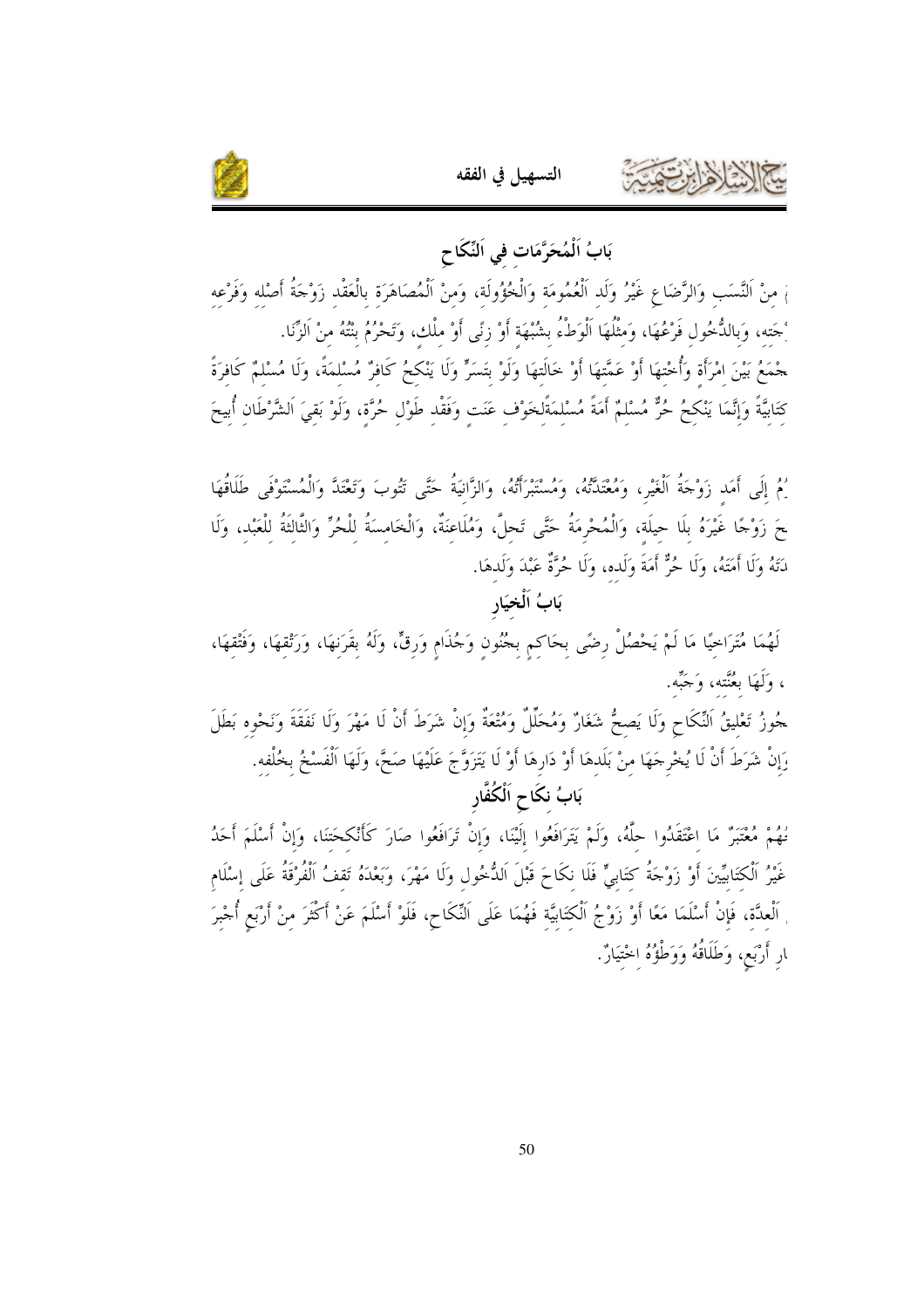## بَابُ اَلْمُحَرَّمَاتِ فِي اَلنِّكَاحِ

ـ مِنْ اَلنَّسَبِ وَالرَّضَاعِ غَيْرُ وَلَدِ اَلْعُمُومَةِ وَالْخُؤُولَةِ، وَمِنْ اَلْمُصَاهَرَةِ بِالْعَقْدِ زَوْجَةُ أَصْلِهِ وَفَرْعِهِ ـجَتِهِ، وَبِالدُّخُولِ فَرْعُهَا، وَمِثْلُهَا اَلْوَطْءُ بِشُبْهَةٍ أَوْ زِنًى أَوْ مِلْكٍ، وَتَحْرُمُ بِنْتُهُ مِنْ اَلزِّنَا.

ـجْمَعُ بَيْنَ امْرَأَةٍ وَأُخْتِهَا أَوْ عَمَّتِهَا أَوْ خَالَتِهَا وَلَوْ بِتَسَرٍّ وَلَا يَنْكِحُ كَافِرٌ مُسْلِمَةً، وَلَا مُسْلِمٌ كَافِرَةً ـكِتَابِيَّةً وَإِنَّمَا يَنْكِحُ حُرٌّ مُسْلِمٌ أَمَةً مُسْلِمَةًلِخَوْفِ عَنَتٍ وَفَقْدِ طَوْلِ حُرَّةٍ، وَلَوْ بَقِيَ اَلشَّرْطَانِ أُبِيحَ

ـمُ إِلَى أَمَدٍ زَوْجَةُ اَلْغَيْرِ، وَمُعْتَدَّتُهُ، وَمُسْتَبْرَأَتُهُ، وَالزَّانِيَةُ حَتَّى تَتُوبَ وَتَعْتَدَّ وَالْمُسْتَوْفَى طَلَاقُهَا ـحَ زَوْجًا غَيْرَهُ بِلَا حِيلَةٍ، وَالْمُحْرِمَةُ حَتَّى تَحِلَّ، وَمُلَاعِنَةٌ، وَالْخَامِسَةُ لِلْحُرِّ وَالثَّالِثَةُ لِلْعَبْدِ، وَلَا ـدَتُهُ وَلَا أَمَتُهُ، وَلَا حُرٌّ أَمَةَ وَلَدِهِ، وَلَا حُرَّةٌ عَبْدَ وَلَدِهَا.

## بَابُ اَلْخِيَارِ

لَهُمَا مُتَرَاخِيًا مَا لَمْ يَحْصُلْ رِضًى بِحَاكِمٍ بِجُنُونٍ وَجُذَامٍ وَرِقٍّ، وَلَهُ بِقَرَنِهَا، وَرَتْقِهَا، وَفَتْقِهَا، ، وَلَهَا بِعُنَّتِهِ، وَجَبِّهِ.

ـجُوزُ تَعْلِيقُ اَلنِّكَاحِ وَلَا يَصِحُّ شِغَارٌ وَمُحَلِّلٌ وَمُتْعَةٌ وَإِنْ شَرَطَ أَنْ لَا مَهْرَ وَلَا نَفَقَةَ وَنَحْوِهِ بَطَلَ ـوَإِنْ شَرَطَ أَنْ لَا يُخْرِجَهَا مِنْ بَلَدِهَا أَوْ دَارِهَا أَوْ لَا يَتَزَوَّجَ عَلَيْهَا صَحَّ، وَلَهَا اَلْفَسْخُ بِخُلْفِهِ.

## بَابُ نِكَاحِ اَلْكُفَّارِ

ـنُهُمْ مُعْتَبَرٌ مَا اعْتَقَدُوا حِلَّهُ، وَلَمْ يَتَرَافَعُوا إِلَيْنَا، وَإِنْ تَرَافَعُوا صَارَ كَأَنْكِحَتِنَا، وَإِنْ أَسْلَمَ أَحَدُ ـغَيْرُ اَلْكِتَابِيِّينَ أَوْ زَوْجَةُ كِتَابِيٍّ فَلَا نِكَاحَ قَبْلَ اَلدُّخُولِ وَلَا مَهْرَ، وَبَعْدَهُ تَقِفُ اَلْفُرْقَةُ عَلَى إِسْلَامِ ـ اَلْعِدَّةِ، فَإِنْ أَسْلَمَا مَعًا أَوْ زَوْجُ اَلْكِتَابِيَّةِ فَهُمَا عَلَى اَلنِّكَاحِ، فَلَوْ أَسْلَمَ عَنْ أَكْثَرَ مِنْ أَرْبَعٍ أُجْبِرَ ـارِ أَرْبَعٍ، وَطَلَاقُهُ وَوَطْؤُهُ اخْتِيَارٌ.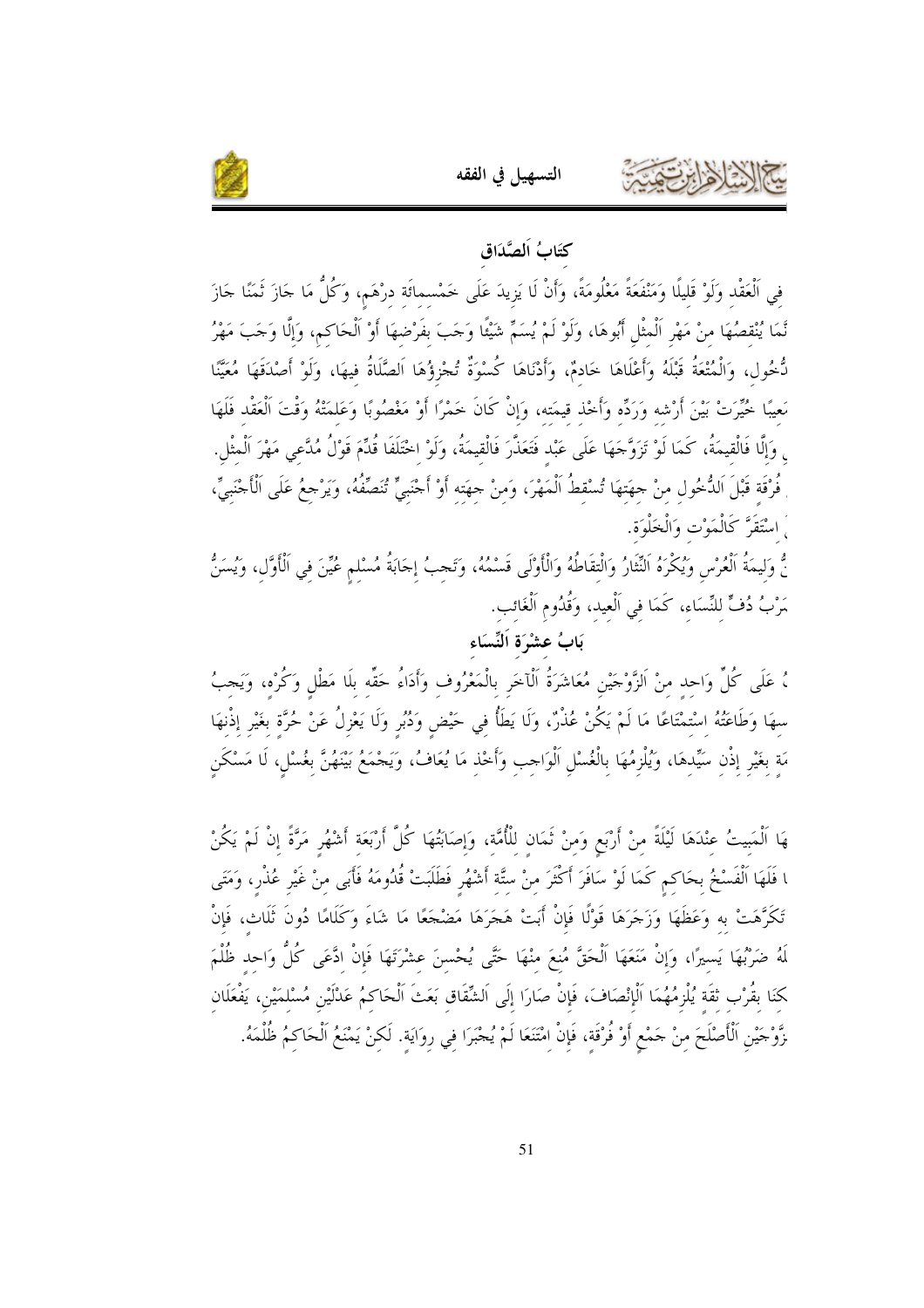## كِتَابُ اَلصَّدَاقِ

فِي اَلْعَقْدِ وَلَوْ قَلِيلًا وَمَنْفَعَةً مَعْلُومَةً، وَأَنْ لَا يَزِيدَ عَلَى خَمْسمائة دِرْهَمٍ، وَكُلُّ مَا جَازَ ثَمَنًا جَازَ ثَمَا يُنْقِصُهَا مِنْ مَهْرِ اَلْمِثْلِ أَبُوهَا، وَلَوْ لَمْ يُسَمِّ شَيْئًا وَجَبَ بِفَرْضِهَا أَوْ اَلْحَاكِمِ، وَإِلَّا وَجَبَ مَهْرُ دُخُولٍ، وَالْمُتْعَةُ قَبْلَهُ وَأَعْلَاهَا خَادِمٌ، وَأَدْنَاهَا كُسْوَةٌ تُجْزِؤُهَا اَلصَّلَاةُ فِيهَا، وَلَوْ أَصْدَقَهَا مُعَيَّنًا عَيْبًا خُيِّرَتْ بَيْنَ أَرْشِهِ وَرَدِّهِ وَأَخْذِ قِيمَتِهِ، وَإِنْ كَانَ خَمْرًا أَوْ مَغْصُوبًا وَعَلِمَتْهُ وَقْتَ اَلْعَقْدِ فَلَهَا وَإِلَّا فَالْقِيمَةُ، كَمَا لَوْ تَزَوَّجَهَا عَلَى عَبْدٍ فَتَعَذَّرَ فَالْقِيمَةُ، وَلَوْ اخْتَلَفَا قُدِّمَ قَوْلُ مُدَّعِي مَهْرَ اَلْمِثْلِ. فُرْقَةٍ قَبْلَ اَلدُّخُولِ مِنْ جِهَتِهَا تُسْقِطُ اَلْمَهْرَ، وَمِنْ جِهَتِهِ أَوْ أَجْنَبِيٍّ تُنَصِّفُهُ، وَيَرْجِعُ عَلَى اَلْأَجْنَبِيِّ، اسْتَقَرَّ كَالْمَوْتِ وَالْخَلْوَةِ.

ةٌ وَلِيمَةُ اَلْعُرْسِ وَيُكْرَهُ اَلنِّثَارُ وَالْتِقَاطُهُ وَالْأَوْلَى قَسْمُهُ، وَتَجِبُ إِجَابَةُ مُسْلِمٍ عُيِّنَ فِي اَلْأَوَّلِ، وَيُسَنُّ ضَرْبُ دُفٍّ لِلنِّسَاءِ، كَمَا فِي اَلْعِيدِ، وَقُدُومِ اَلْغَائِبِ.

## بَابُ عِشْرَةِ اَلنِّسَاءِ

عَلَى كُلٍّ وَاحِدٍ مِنْ اَلزَّوْجَيْنِ مُعَاشَرَةُ اَلْآخَرِ بِالْمَعْرُوفِ وَأَدَاءُ حَقِّهِ بِلَا مَطْلٍ وَكُرْهٍ، وَيَجِبُ سِهَا وَطَاعَتُهُ اسْتِمْتَاعًا مَا لَمْ يَكُنْ عُذْرٌ، وَلَا يَطَأُ فِي حَيْضٍ وَدُبُرٍ وَلَا يَعْزِلُ عَنْ حُرَّةٍ بِغَيْرِ إِذْنِهَا مَةٍ بِغَيْرِ إِذْنِ سَيِّدِهَا، وَيُلْزِمُهَا بِالْغُسْلِ اَلْوَاجِبِ وَأَخْذِ مَا يُعَافُ، وَيَجْمَعُ بَيْنَهُنَّ بِغُسْلٍ، لَا مَسْكَنٍ

هَا اَلْمَبِيتُ عِنْدَهَا لَيْلَةً مِنْ أَرْبَعٍ وَمِنْ ثَمَانٍ لِلْأَمَةِ، وَإِصَابَتُهَا كُلَّ أَرْبَعَةِ أَشْهُرٍ مَرَّةً إِنْ لَمْ يَكُنْ فَلَهَا اَلْفَسْخُ بِحَاكِمٍ كَمَا لَوْ سَافَرَ أَكْثَرَ مِنْ سِتَّةِ أَشْهُرٍ فَطَلَبَتْ قُدُومَهُ فَأَبَى مِنْ غَيْرِ عُذْرٍ، وَمَتَى تَكَرَّهَتْ بِهِ وَعَظَهَا وَزَجَرَهَا قَوْلًا فَإِنْ أَبَتْ هَجَرَهَا مَضْجَعًا مَا شَاءَ وَكَلَامًا دُونَ ثَلَاثٍ، فَإِنْ لَهُ ضَرْبُهَا يَسِيرًا، وَإِنْ مَنَعَهَا اَلْحَقَّ مُنِعَ مِنْهَا حَتَّى يُحْسِنَ عِشْرَتَهَا فَإِنْ ادَّعَى كُلُّ وَاحِدٍ ظُلْمَ كَنَا بِقُرْبِ ثِقَةٍ يُلْزِمُهُمَا اَلْإِنْصَافَ، فَإِنْ صَارَا إِلَى اَلشِّقَاقِ بَعَثَ اَلْحَاكِمُ عَدْلَيْنِ مُسْلِمَيْنِ، يَفْعَلَانِ زَّوْجَيْنِ اَلْأَصْلَحَ مِنْ جَمْعٍ أَوْ فُرْقَةٍ، فَإِنْ امْتَنَعَا لَمْ يُجْبَرَا فِي رِوَايَةٍ. لَكِنْ يَمْنَعُ اَلْحَاكِمُ ظُلْمَهُ.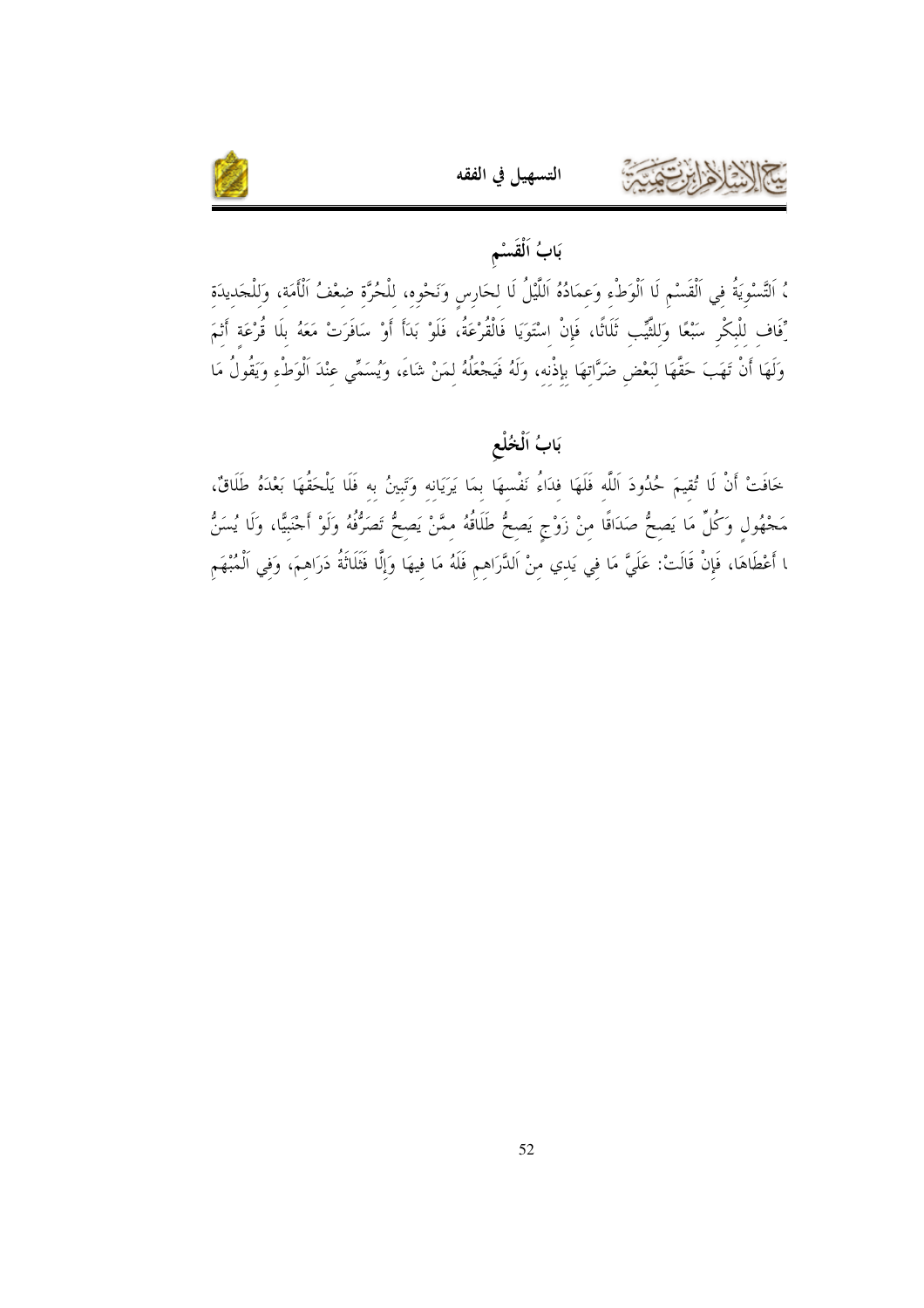## بَابُ اَلْقَسْمِ

ُ اَلتَّسْوِيَةُ فِي اَلْقَسْمِ لَا اَلْوَطْءِ وَعِمَادُهُ اَللَّيْلُ لَا لِحَارِسٍ وَنَحْوِهِ، لِلْحُرَّةِ ضِعْفُ اَلْأَمَةِ، وَلِلْجَدِيدَةِ ِّفَافِ لِلْبِكْرِ سَبْعًا وَلِلثَّيِّبِ ثَلَاثًا، فَإِنْ اسْتَوَيَا فَالْقُرْعَةُ، فَلَوْ بَدَأَ أَوْ سَافَرَتْ مَعَهُ بِلَا قُرْعَةٍ أَثِمَ وَلَهَا أَنْ تَهَبَ حَقَّهَا لِبَعْضِ ضَرَّاتِهَا بِإِذْنِهِ، وَلَهُ فَيَجْعَلُهُ لِمَنْ شَاءَ، وَيُسَمِّي عِنْدَ اَلْوَطْءِ وَيَقُولُ مَا

## بَابُ اَلْخُلْعِ

خَافَتْ أَنْ لَا تُقِيمَ حُدُودَ اَللَّهِ فَلَهَا فِدَاءُ نَفْسِهَا بِمَا يَرَيَانِهِ وَتَبِينُ بِهِ فَلَا يَلْحَقُهَا بَعْدَهُ طَلَاقٌ، مَجْهُولٍ وَكُلٌّ مَا يَصِحُّ صَدَاقًا مِنْ زَوْجٍ يَصِحُّ طَلَاقُهُ مِمَّنْ يَصِحُّ تَصَرُّفُهُ وَلَوْ أَجْنَبِيًّا، وَلَا يُسَنُّ ا أَعْطَاهَا، فَإِنْ قَالَتْ: عَلَيَّ مَا فِي يَدِي مِنْ اَلدَّرَاهِمِ فَلَهُ مَا فِيهَا وَإِلَّا فَثَلَاثَةُ دَرَاهِمَ، وَفِي اَلْمُبْهَمِ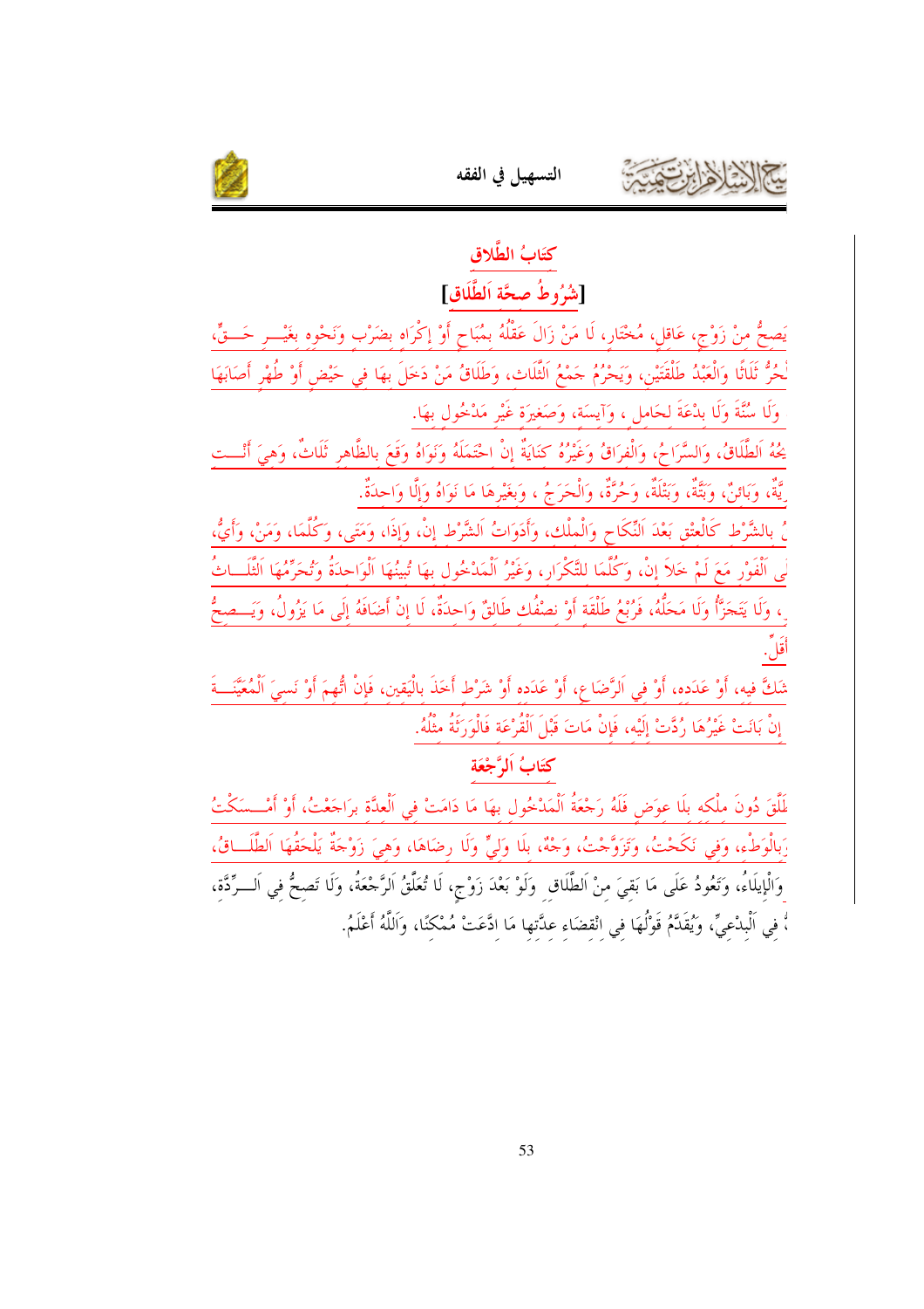## كِتَابُ الطَّلاقِ

### [شُرُوطُ صِحَّة اَلطَّلَاقِ]

يَصِحُّ مِنْ زَوْجٍ، عَاقِلٍ، مُخْتَارٍ، لَا مَنْ زَالَ عَقْلُهُ بِمُبَاحٍ أَوْ إِكْرَاهٍ بِضَرْبٍ وَنَحْوِهِ بِغَيْرِ حَقٍّ، حُرُّ ثَلَاثًا وَالْعَبْدُ طَلْقَتَيْنِ، وَيَحْرُمُ جَمْعُ الثَّلَاثِ، وَطَلَاقُ مَنْ دَخَلَ بِهَا فِي حَيْضٍ أَوْ طُهْرٍ أَصَابَهَا وَلَا سُنَّةَ وَلَا بِدْعَةَ لِحَامِلٍ ، وَآيِسَةٍ، وَصَغِيرَةٍ غَيْرِ مَدْخُولٍ بِهَا.

يحُهُ اَلطَّلَاقُ، وَالسَّرَاحُ، وَالْفِرَاقُ وَغَيْرُهُ كِنَايَةٌ إِنْ احْتَمَلَهُ وَنَوَاهُ وَقَعَ بِالظَّاهِرِ ثَلَاثٌ، وَهِيَ أَنْتِ يَّةٌ، وَبَائِنٌ، وَبَتَّةٌ، وَبَتْلَةٌ، وَحُرَّةٌ، وَالْحَرَجُ ، وَبِغَيْرِهَا مَا نَوَاهُ وَإِلَّا وَاحِدَةٌ.

ُ بِالشَّرْطِ كَالْعِتْقِ بَعْدَ النِّكَاحِ وَالْمِلْكِ، وَأَدَوَاتُ اَلشَّرْطِ إِنْ، وَإِذَا، وَمَتَى، وَكُلَّمَا، وَمَنْ، وَأَيُّ، لِى اَلْفَوْرِ مَعَ لَمْ خَلَا إِنْ، وَكُلَّمَا لِلتَّكْرَارِ، وَغَيْرُ اَلْمَدْخُولِ بِهَا تُبِينُهَا اَلْوَاحِدَةُ وَتُحَرِّمُهَا اَلثَّلَاثُ ، وَلَا يَتَجَزَّأُ وَلَا مَحَلُّهُ، فَرُبْعُ طَلْقَةٍ أَوْ نِصْفُكِ طَالِقٌ وَاحِدَةٌ، لَا إِنْ أَضَافَهُ إِلَى مَا يَزُولُ، وَيَصِحُّ أَقَلَّ.

شَكَّ فِيهِ، أَوْ عَدَدِهِ، أَوْ فِي اَلرَّضَاعِ، أَوْ عَدَدِهِ أَوْ شَرْطٍ أَخَذَ بِالْيَقِينِ، فَإِنْ أُبْهِمَ أَوْ نَسِيَ اَلْمُعَيَّنَةَ إِنْ بَانَتْ غَيْرُهَا رُدَّتْ إِلَيْهِ، فَإِنْ مَاتَ قَبْلَ اَلْقُرْعَةِ فَالْوَرَثَةُ مِثْلُهُ.

## كِتَابُ اَلرَّجْعَةِ

طَلَّقَ دُونَ مِلْكِهِ بِلَا عِوَضٍ فَلَهُ رَجْعَةُ اَلْمَدْخُولِ بِهَا مَا دَامَتْ فِي اَلْعِدَّةِ بِرَاجَعْتُ، أَوْ أَمْسَكْتُ، بِالْوَطْءِ، وَفِي نَكَحْتُ، وَتَزَوَّجْتُ، وَجْهٌ، بِلَا وَلِيٍّ وَلَا رِضَاهَا، وَهِيَ زَوْجَةٌ يَلْحَقُهَا اَلطَّلَاقُ، وَالْإِيلَاءُ، وَتَعُودُ عَلَى مَا بَقِيَ مِنْ اَلطَّلَاقِ وَلَوْ بَعْدَ زَوْجٍ، لَا تُعَلَّقُ اَلرَّجْعَةُ، وَلَا تَصِحُّ فِي اَلرِّدَّةِ، ُ فِي اَلْبِدْعِيِّ، وَيُقَدَّمُ قَوْلُهَا فِي انْقِضَاءِ عِدَّتِهَا مَا ادَّعَتْ مُمْكِنًا، وَاَللَّهُ أَعْلَمُ.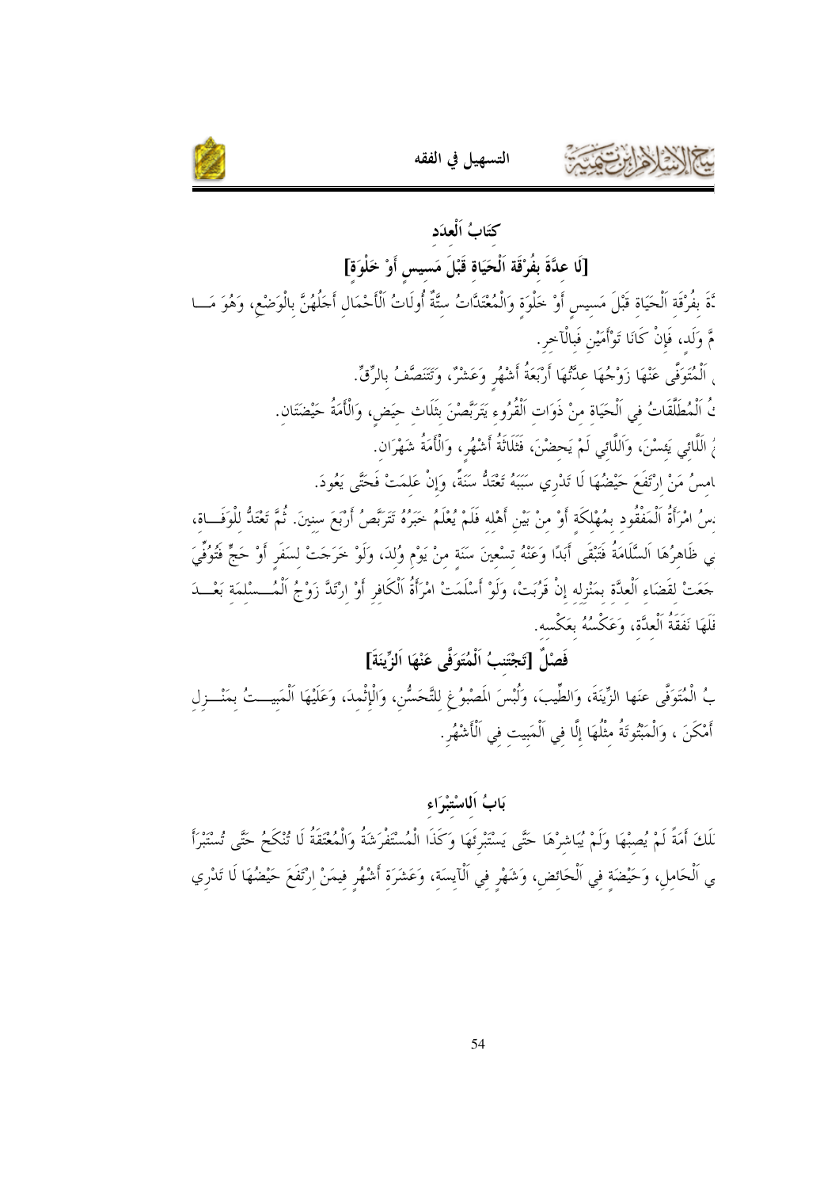# كِتَابُ اَلْعِدَدِ

## [لَا عِدَّةَ بِفُرْقَةِ اَلْحَيَاةِ قَبْلَ مَسِيسٍ أَوْ خَلْوَةٍ]

ـدَّةَ بِفُرْقَةِ اَلْحَيَاةِ قَبْلَ مَسِيسٍ أَوْ خَلْوَةٍ وَالْمُعْتَدَّاتُ سِتٌّ أُولَاتُ اَلْأَحْمَالِ أَجَلُهُنَّ بِالْوَضْعِ، وَهُوَ مَـــا ـمَّ وَلَدٍ، فَإِنْ كَانَا تَوْأَمَيْنِ فَبِالْآخِرِ.

ـ اَلْمُتَوَفَّى عَنْهَا زَوْجُهَا عِدَّتُهَا أَرْبَعَةُ أَشْهُرٍ وَعَشْرٌ، وَتَتَنَصَّفُ بِالرِّقِّ.

ـثُ اَلْمُطَلَّقَاتُ فِي اَلْحَيَاةِ مِنْ ذَوَاتِ اَلْقُرُوءِ يَتَرَبَّصْنَ بِثَلَاثِ حِيَضٍ، وَالْأَمَةُ حَيْضَتَانِ.

ـعُ اللَّائِي يَئِسْنَ، وَاَللَّائِي لَمْ يَحِضْنَ، فَثَلَاثَةُ أَشْهُرٍ، وَالْأَمَةُ شَهْرَانِ.

ـامِسُ مَنْ اِرْتَفَعَ حَيْضُهَا لَا تَدْرِي سَبَبَهُ تَعْتَدُّ سَنَةً، وَإِنْ عَلِمَتْ فَحَتَّى يَعُودَ.

ـسُ امْرَأَةُ اَلْمَفْقُودِ بِمُهْلِكَةٍ أَوْ مِنْ بَيْنِ أَهْلِهِ فَلَمْ يُعْلَمْ خَبَرُهُ تَتَرَبَّصُ أَرْبَعَ سِنِينَ. ثُمَّ تَعْتَدُّ لِلْوَفَـــاةِ، ـي ظَاهِرُهَا اَلسَّلَامَةُ فَتَبْقَى أَبَدًا وَعَنْهُ تِسْعِينَ سَنَةً مِنْ يَوْمِ وُلِدَ، وَلَوْ خَرَجَتْ لِسَفَرٍ أَوْ حَجٍّ فَتُوُفِّيَ ـجَعَتْ لِقَضَاءِ اَلْعِدَّةِ بِمَنْزِلِهِ إِنْ قَرُبَتْ، وَلَوْ أَسْلَمَتْ امْرَأَةُ اَلْكَافِرِ أَوْ اِرْتَدَّ زَوْجُ اَلْمُـــسْلِمَةِ بَعْـــدَ ـفَلَهَا نَفَقَةُ اَلْعِدَّةِ، وَعَكْسُهُ بِعَكْسِهِ.

## فَصْلٌ [تَجْتَنِبُ اَلْمُتَوَفَّى عَنْهَا اَلزِّينَةَ]

ـبُ الْمُتَوَفَّى عَنهَا الزِّينَةَ، وَالطِّيبَ، وَلُبْسَ المَصْبُوغِ لِلتَّحَسُّنِ، وَالْإِثْمِدَ، وَعَلَيْهَا اَلْمَبِيـــتُ بِمَنْـــزِلِ أَمْكَنَ ، وَالْمَبْتُوتَةُ مِثْلُهَا إِلَّا فِي اَلْمَبِيتِ فِي اَلْأَشْهُرِ.

# بَابُ اَلِاسْتِبْرَاءِ

ـلَكَ أَمَةً لَمْ يُصِبْهَا وَلَمْ يُبَاشِرْهَا حَتَّى يَسْتَبْرِئَهَا وَكَذَا الْمُسْتَفْرَشَةُ وَالْمُعْتَقَةُ لَا تُنْكَحُ حَتَّى تُسْتَبْرَأَ ـي اَلْحَامِلِ، وَحَيْضَةٍ فِي اَلْحَائِضِ، وَشَهْرٍ فِي اَلْآيِسَةِ، وَعَشَرَةِ أَشْهُرٍ فِيمَنْ اِرْتَفَعَ حَيْضُهَا لَا تَدْرِي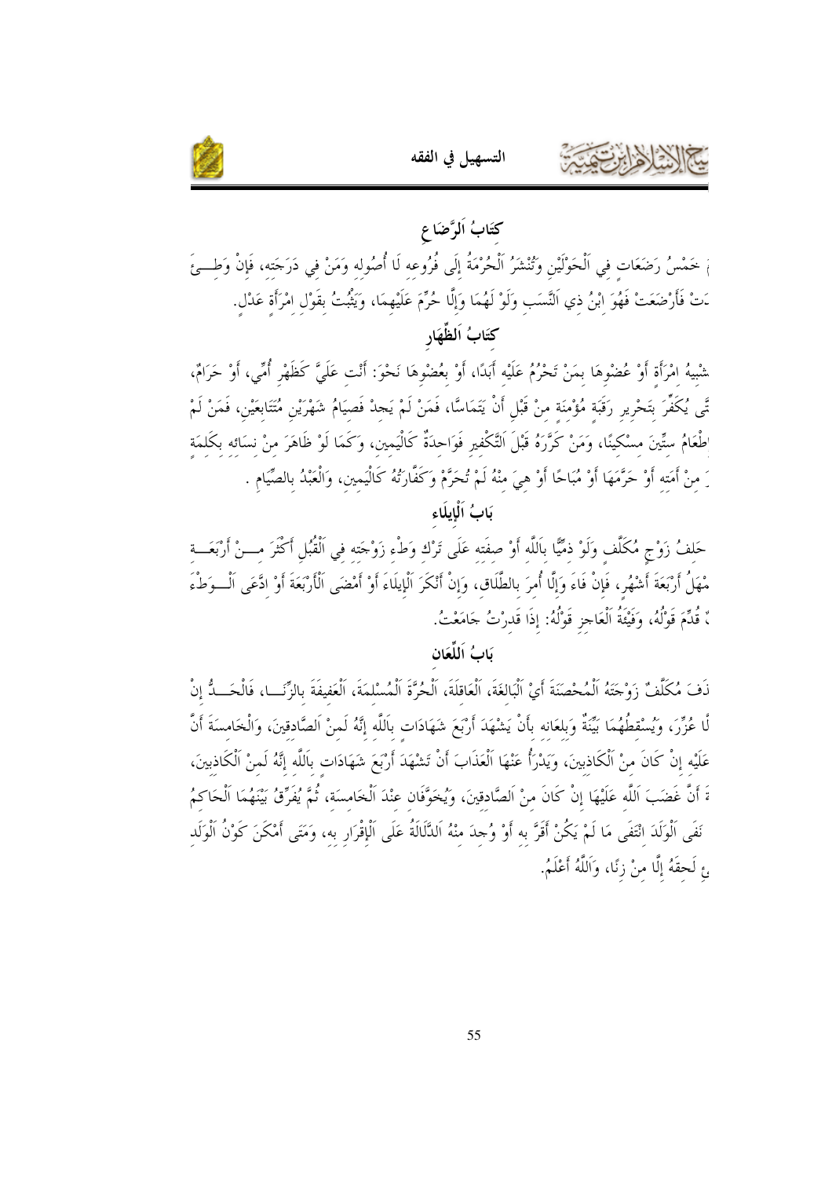## كِتَابُ اَلرَّضَاعِ

ـ خَمْسُ رَضَعَاتٍ فِي اَلْحَوْلَيْنِ وَتُنْشَرُ اَلْحُرْمَةُ إِلَى فُرُوعِهِ لَا أُصُولِهِ وَمَنْ فِي دَرَجَتِهِ، فَإِنْ وَطِـئَ ـتْ فَأَرْضَعَتْ فَهُوَ ابْنُ ذِي اَلنَّسَبِ وَلَوْ لَهُمَا وَإِلَّا حُرِّمَ عَلَيْهِمَا، وَيَثْبُتُ بِقَوْلِ امْرَأَةٍ عَدْلٍ.

## كِتَابُ اَلظِّهَارِ

ـشْبِيهُ امْرَأَةٍ أَوْ عُضْوِهَا بِمَنْ تَحْرُمُ عَلَيْهِ أَبَدًا، أَوْ بِعُضْوِهَا نَحْوَ: أَنْتِ عَلَيَّ كَظَهْرِ أُمِّي، أَوْ حَرَامٌ، ـتَّى يُكَفِّرَ بِتَحْرِيرِ رَقَبَةٍ مُؤْمِنَةٍ مِنْ قَبْلِ أَنْ يَتَمَاسَّا، فَمَنْ لَمْ يَجِدْ فَصِيَامُ شَهْرَيْنِ مُتَتَابِعَيْنِ، فَمَنْ لَمْ ـطْعَامُ سِتِّينَ مِسْكِينًا، وَمَنْ كَرَّرَهُ قَبْلَ اَلتَّكْفِيرِ فَوَاحِدَةٌ كَالْيَمِينِ، وَكَمَا لَوْ ظَاهَرَ مِنْ نِسَائِهِ بِكَلِمَةٍ ـ مِنْ أَمَتِهِ أَوْ حَرَّمَهَا أَوْ مُبَاحًا أَوْ هِيَ مِنْهُ لَمْ تُحَرَّمْ وَكَفَّارَتُهُ كَالْيَمِينِ، وَالْعَبْدُ بِالصِّيَامِ .

## بَابُ اَلْإِيلَاءِ

ـحَلِفُ زَوْجٍ مُكَلَّفٍ وَلَوْ ذِمِّيًّا بِاَللَّهِ أَوْ صِفَتِهِ عَلَى تَرْكِ وَطْءِ زَوْجَتِهِ فِي اَلْقُبُلِ أَكْثَرَ مِـنْ أَرْبَعَـةِ ـمْهَلُ أَرْبَعَةَ أَشْهُرٍ، فَإِنْ فَاءَ وَإِلَّا أُمِرَ بِالطَّلَاقِ، وَإِنْ أَنْكَرَ اَلْإِيلَاءَ أَوْ أَمْضَى اَلْأَرْبَعَةَ أَوْ ادَّعَى اَلْـوَطْءَ ـ قُدِّمَ قَوْلُهُ، وَفَيْئَةُ اَلْعَاجِزِ قَوْلُهُ: إِذَا قَدَرْتُ جَامَعْتُ.

## بَابُ اَللِّعَانِ

ـذَفَ مُكَلَّفٌ زَوْجَتَهُ اَلْمُحْصَنَةَ أَيْ اَلْبَالِغَةَ، اَلْعَاقِلَةَ، اَلْحُرَّةَ اَلْمُسْلِمَةَ، اَلْعَفِيفَةَ بِالزِّنَـا، فَالْحَـدُّ إِنْ ـلَّا عُزِّرَ، وَيُسْقِطُهُمَا بَيِّنَةٌ وَبِلِعَانِهِ بِأَنْ يَشْهَدَ أَرْبَعَ شَهَادَاتٍ بِاَللَّهِ إِنَّهُ لَمِنْ اَلصَّادِقِينَ، وَالْخَامِسَةَ أَنَّ عَلَيْهِ إِنْ كَانَ مِنْ اَلْكَاذِبِينَ، وَيَدْرَأُ عَنْهَا اَلْعَذَابَ أَنْ تَشْهَدَ أَرْبَعَ شَهَادَاتٍ بِاَللَّهِ إِنَّهُ لَمِنْ اَلْكَاذِبِينَ، ـةَ أَنَّ غَضَبَ اَللَّهِ عَلَيْهَا إِنْ كَانَ مِنْ اَلصَّادِقِينَ، وَيُخَوَّفَانِ عِنْدَ اَلْخَامِسَةِ، ثُمَّ يُفَرِّقُ بَيْنَهُمَا اَلْحَاكِمُ ـنَفَى اَلْوَلَدَ انْتَفَى مَا لَمْ يَكُنْ أَقَرَّ بِهِ أَوْ وُجِدَ مِنْهُ اَلدَّلَالَةُ عَلَى اَلْإِقْرَارِ بِهِ، وَمَتَى أَمْكَنَ كَوْنُ اَلْوَلَدِ ـئٍ لَحِقَهُ إِلَّا مِنْ زِنًا، وَاَللَّهُ أَعْلَمُ.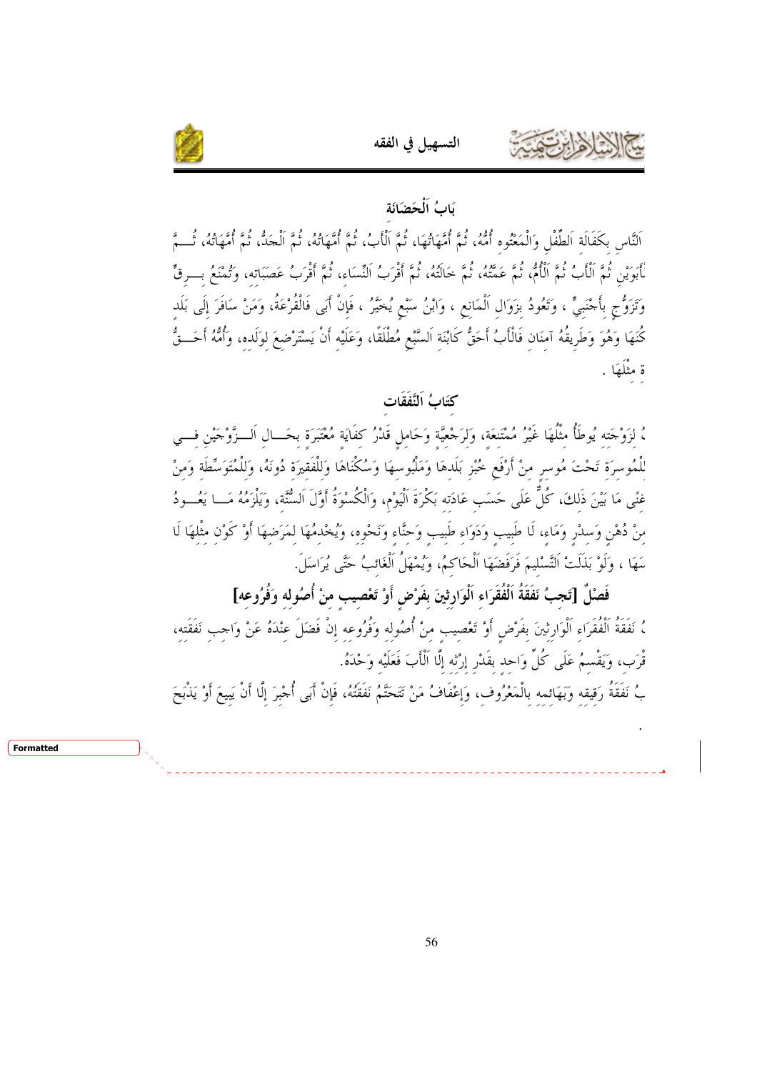## بَابُ اَلْحَضَانَة

اَلنَّاس بِكَفَالَة اَلطِّفْلِ وَالْمَعْتُوهِ أُمُّهُ، ثُمَّ أُمَّهَاتُهَا، ثُمَّ اَلْأَبُ، ثُمَّ أُمَّهَاتُهُ، ثُمَّ اَلْجَدُّ، ثُمَّ أُمَّهَاتُهُ، ثُمَّ لِأَبَوَيْنِ ثُمَّ اَلْأَبُ ثُمَّ اَلْأُمُّ، ثُمَّ عَمَّتُهُ، ثُمَّ خَالَتُهُ، ثُمَّ أَقْرَبُ اَلنِّسَاءِ، ثُمَّ أَقْرَبُ عَصَبَاتِهِ، وَتُمْنَعُ بِرِقٍّ وَتَزَوُّجٍ بِأَجْنَبِيٍّ ، وَتَعُودُ بِزَوَالِ اَلْمَانِعِ ، وَابْنُ سَبْعٍ يُخَيَّرُ ، فَإِنْ أَبَى فَالْقُرْعَةُ، وَمَنْ سَافَرَ إِلَى بَلَدٍ كُنَهَا وَهُوَ وَطَرِيقُهُ آمِنَانِ فَالْأَبُ أَحَقُّ كَابْنَةِ اَلسَّبْعِ مُطْلَقًا، وَعَلَيْهِ أَنْ يَسْتَرْضِعَ لِوَلَدِهِ، وَأُمُّهُ أَحَقُّ ة مِثْلَهَا .

## كِتَابُ اَلنَّفَقَات

ُ لِزَوْجَتِهِ يُوطَأُ مِثْلُهَا غَيْرُ مُمْتَنِعَةٍ، وَلِرَجْعِيَّةٍ وَحَامِلٍ قَدْرُ كِفَايَةٍ مُعْتَبَرَةٍ بِحَالِ اَلزَّوْجَيْنِ فِي لِلْمُوسِرَةِ تَحْتَ مُوسِرٍ مِنْ أَرْفَعِ خُبْزِ بَلَدِهَا وَمَلْبُوسِهَا وَسُكْنَاهَا وَلِلْفَقِيرَةِ دُونَهُ، وَلِلْمُتَوَسِّطَةِ وَمَنْ غِنًى مَا بَيْنَ ذَلِكَ، كُلٌّ عَلَى حَسَبِ عَادَتِهِ بُكْرَةَ اَلْيَوْمِ، وَالْكُسْوَةُ أَوَّلَ اَلسُّنَّةِ، وَيَلْزَمُهُ مَا يَعُودُ مِنْ دُهْنٍ وَسِدْرٍ وَمَاءٍ، لَا طِيبٍ وَدَوَاءٍ طَبِيبٍ وَحِنَّاءٍ وَنَحْوِهِ، وَيُخْدِمُهَا لِمَرَضِهَا أَوْ كَوْنِ مِثْلِهَا لَا سَهَا ، وَلَوْ بَذَلَتْ اَلتَّسْلِيمَ فَرَفَضَهَا اَلْحَاكِمُ، وَيُمْهَلُ اَلْغَائِبُ حَتَّى يُرَاسَلَ.

### فَصْلٌ [تَجِبُ نَفَقَةُ اَلْفُقَرَاءِ اَلْوَارِثِينَ بِفَرْضٍ أَوْ تَعْصِيبٍ مِنْ أُصُولِهِ وَفُرُوعِهِ]

ُ نَفَقَةُ اَلْفُقَرَاءِ اَلْوَارِثِينَ بِفَرْضٍ أَوْ تَعْصِيبٍ مِنْ أُصُولِهِ وَفُرُوعِهِ إِنْ فَضَلَ عِنْدَهُ عَنْ وَاجِبِ نَفَقَتِهِ، قْرَبِ، وَيَقْسِمُ عَلَى كُلِّ وَاحِدٍ بِقَدْرِ إِرْثِهِ إِلَّا اَلْأَبَ فَعَلَيْهِ وَحْدَهُ.

بُ نَفَقَةُ رَقِيقِهِ وَبَهَائِمِهِ بِالْمَعْرُوفِ، وَإِعْفَافُ مَنْ تَتَحَتَّمُ نَفَقَتُهُ، فَإِنْ أَبَى أُجْبِرَ إِلَّا أَنْ يَبِيعَ أَوْ يَذْبَحَ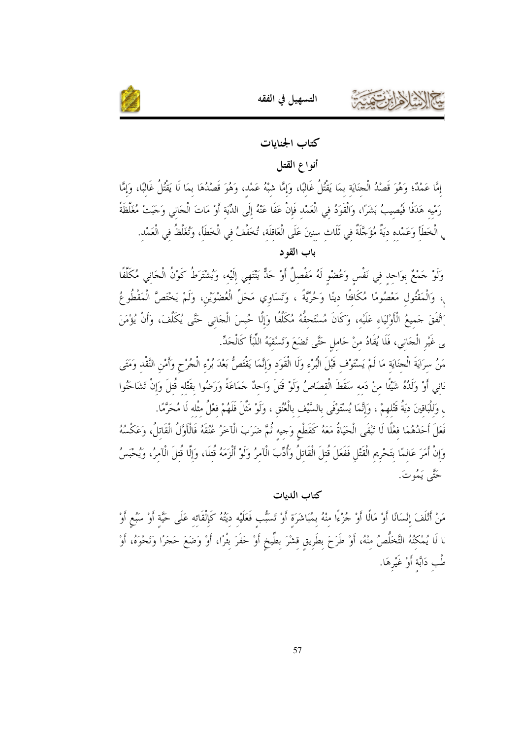## كتاب الجنايات

### أنواع القتل

إمَّا عَمْدٌ؛ وَهُوَ قَصْدُ الْجنَايَة بمَا يَقْتُلُ غَالبًا، وَإمَّا شبْهُ عَمْد، وَهُوَ قَصْدُهَا بمَا لَا يَقْتُلُ غَالبًا، وَإمَّا رَمْيه هَدَفًا فَيُصيبُ بَشَرًا، وَالْقَوَدُ في الْعَمْد فَإنْ عَفَا عَنْهُ إلَى الدِّيَة أَوْ مَاتَ الْجَاني وَجَبَتْ مُغَلَّظَةً ي الْخَطَأ وَعَمْده ديَةٌ مُؤَجَّلَةٌ في ثَلَاث سنينَ عَلَى الْعَاقلَة، تُخَفَّفُ في الْخَطَأ، وَتُغَلَّظُ في الْعَمْد.

### باب القود

وَلَوْ جَمْعٌ بوَاحد في نَفْسٍ وَعُضْوٍ لَهُ مَفْصلٌ أَوْ حَدٌّ يَنْتَهي إلَيْه، وَيُشْتَرَطُ كَوْنُ الْجَاني مُكَلَّفًا ، وَالْمَقْتُول مَعْصُومًا مُكَافئًا دينًا وَحُرِّيَّةً ، وَتَسَاوي مَحَلِّ الْعُضْوَيْن، وَلَمْ يَخْتَصَّ الْمَقْطُوعُ اتَّفَقَ جَميعُ الْأَوْليَاء عَلَيْه، وَكَانَ مُسْتَحقُّهُ مُكَلَّفًا وَإلَّا حُبسَ الْجَاني حَتَّى يُكَلَّفَ، وَأَنْ يُؤْمَنَ ى غَيْر الْجَاني، فَلَا يُقَادُ منْ حَاملٍ حَتَّى تَضَعَ وَتَسْقيَهُ اللِّبَأَ كَالْحَدِّ.

مَنُ سرَايَةَ الْجنَايَة مَا لَمْ يَسْتَوْف قَبْلَ الْبُرْء وَلَا الْقَوَد وَإنَّمَا يَقْتَصُّ بَعْدَ بُرْء الْجُرْح وَأَمْن النَّقْد وَمَتَى ناني أَوْ وَلَدُهُ شَيْئًا منْ دَمه سَقَطَ الْقصَاصُ وَلَوْ قَتَلَ وَاحدٌ جَمَاعَةً وَرَضُوا بقَتْله قُتلَ وَإنْ تَشَاحنُوا ، وَللْبَاقينَ ديَةُ قَتْلهِمْ ، وَإنَّمَا يُسْتَوْفَى بالسَّيْف بالْعُنُق ، وَلَوْ مَثَّلَ فَلَهُمْ فعْلُ مثْله لَا مُحَرَّمًا.

فَعَلَ أَحَدُهُمَا فعْلًا لَا تَبْقَى الْحَيَاةُ مَعَهُ كَقَطْع وَجيه ثُمَّ ضَرَبَ الْآخَرُ عُنُقَهُ فَالْأَوَّلُ الْقَاتلُ، وَعَكْسُهُ وَإنْ أَمَرَ عَالمًا بتَحْريم الْقَتْل فَفَعَلَ قُتلَ الْقَاتلُ وَأُدِّبَ الْآمرُ وَلَوْ أَلْزَمَهُ قُتلَا، وَإلَّا قُتلَ الْآمرُ، وَيُحْبَسُ حَتَّى يَمُوتَ.

## كتاب الديات

مَنْ أَتْلَفَ إنْسَانًا أَوْ مَالًا أَوْ جُزْءًا منْهُ بمُبَاشَرَةٍ أَوْ تَسَبُّبٍ فَعَلَيْه ديَتُهُ كَإلْقَائه عَلَى حَيَّةٍ أَوْ سَبُعٍ أَوْ ا لَا يُمْكنُهُ التَّخَلُّصُ منْهُ، أَوْ طَرَحَ بطَريقٍ قشْرَ بطِّيخٍ أَوْ حَفَرَ بئْرًا، أَوْ وَضَعَ حَجَرًا وَنَحْوَهُ، أَوْ طْب دَابَّةٍ أَوْ غَيْرهَا.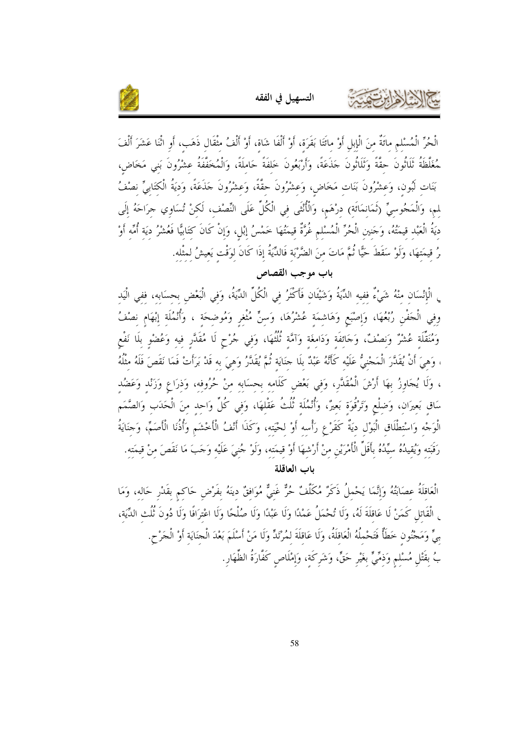الْحُرِّ الْمُسْلِمِ مِائَةٌ مِنَ الْإِبِلِ أَوْ مِائَتَا بَقَرَةٍ، أَوْ أَلْفَا شَاةٍ، أَوْ أَلْفُ مِثْقَالِ ذَهَبٍ، أَوِ اثْنَا عَشَرَ أَلْفَ ـمُغَلَّظَةُ ثَلَاثُونَ حِقَّةً وَثَلَاثُونَ جَذَعَةً، وَأَرْبَعُونَ خَلِفَةً حَامِلَةً، وَالْمُخَفَّفَةُ عِشْرُونَ بَنِي مَخَاضٍ، بَنَاتِ لَبُونٍ، وَعِشْرُونَ بَنَاتِ مَخَاضٍ، وَعِشْرُونَ حِقَّةً، وَعِشْرُونَ جَذَعَةً، وَدِيَةُ الْكِتَابِيِّ نِصْفُ ـلِمٍ، وَالْمَجُوسِيِّ (ثَمَانِمَائَةِ) دِرْهَمٍ، وَالْأُنْثَى فِي الْكُلِّ عَلَى النِّصْفِ، لَكِنْ تُسَاوِي جِرَاحَهُ إِلَى دِيَةُ الْعَبْدِ قِيمَتُهُ، وَجَنِينِ الْحُرِّ الْمُسْلِمِ غُرَّةٌ قِيمَتُهَا خَمْسُ إِبْلٍ، وَإِنْ كَانَ كِتَابِيًّا فَعُشْرُ دِيَةِ أُمِّهِ أَوْ ـرُ قِيمَتِهَا، وَلَوْ سَقَطَ حَيًّا ثُمَّ مَاتَ مِنَ الضَّرْبَةِ فَالدِّيَةُ إِذَا كَانَ لِوَقْتٍ يَعِيشُ لِمِثْلِهِ.

## باب موجب القصاص

ـي الْإِنْسَانِ مِنْهُ شَيْءٌ فَفِيهِ الدِّيَةُ وَشَيْئَانِ فَأَكْثَرُ فِي الْكُلِّ الدِّيَةُ، وَفِي الْبَعْضِ بِحِسَابِهِ، فَفِي الْيَدِ وَفِي الْجَفْنِ رُبُعُهَا، وَإِصْبَعٍ وَهَاشِمَةٍ عُشْرُهَا، وَسِنٍّ مُثْغِرٍ وَمُوضِحَةٍ ، وَأُنْمُلَةِ إِبْهَامٍ نِصْفُ وَمُنَقِّلَةٍ عُشْرٌ وَنِصْفٌ، وَجَائِفَةٍ وَدَامِغَةٍ وَآمَّةٍ ثُلُثُهَا، وَفِي جُرْحٍ لَا مُقَدَّرَ فِيهِ وَعُضْوٍ بِلَا نَفْعٍ ، وَهِيَ أَنْ يُقَدَّرَ الْمَجْنِيُّ عَلَيْهِ كَأَنَّهُ عَبْدٌ بِلَا جِنَايَةٍ ثُمَّ يُقَدَّرُ وَهِيَ بِهِ قَدْ بَرَأَتْ فَمَا نَقَصَ فَلَهُ مِثْلُهُ ، وَلَا يُجَاوِزُ بِهَا أَرْشَ الْمُقَدَّرِ، وَفِي بَعْضِ كَلَامِهِ بِحِسَابِهِ مِنْ حُرُوفِهِ، وَذِرَاعٍ وَزَنْدٍ وَعَضُدٍ سَاقٍ بَعِيرَانِ، وَضِلْعٍ وَتَرْقُوَةٍ بَعِيرٌ، وَأُنْمُلَةٍ ثُلُثُ عَقْلِهَا، وَفِي كُلٍّ وَاحِدٍ مِنَ الْحَدَبِ وَالصَّمَمِ الْوَجْهِ وَاسْتِطْلَاقِ الْبَوْلِ دِيَةٌ كَقَرْعِ رَأْسِهِ أَوْ لِحْيَتِهِ، وَكَذَا أَنْفُ الْأَخْشَمِ وَأُذُنَا الْأَصَمِّ، وَجِنَايَةُ رَقَبَتِهِ وَيُقِيدُهُ سَيِّدُهُ بِأَقَلِّ الْأَمْرَيْنِ مِنْ أَرْشِهَا أَوْ قِيمَتِهِ، وَلَوْ جُنِيَ عَلَيْهِ وَجَبَ مَا نَقَصَ مِنْ قِيمَتِهِ.

## باب العاقلة

الْعَاقِلَةُ عَصَبَتُهُ وَإِنَّمَا يَحْمِلُ ذَكَرٌ مُكَلَّفٌ حُرٌّ غَنِيٌّ مُوَافِقٌ دِينَهُ بِفَرْضِ حَاكِمٍ بِقَدْرِ حَالِهِ، وَمَا ـي الْقَاتِلِ كَمَنْ لَا عَاقِلَةَ لَهُ، وَلَا تُحْمَلُ عَمْدًا وَلَا عَبْدًا وَلَا صُلْحًا وَلَا اعْتِرَافًا وَلَا دُونَ ثُلُثِ الدِّيَةِ، ـبِيٍّ وَمَجْنُونٍ خَطَأٌ فَتَحْمِلُهُ الْعَاقِلَةُ، وَلَا عَاقِلَةَ لِمُرْتَدٍّ وَلَا مَنْ أَسْلَمَ بَعْدَ الْجِنَايَةِ أَوِ الْجَرْحِ.

ـبُ بِقَتْلِ مُسْلِمٍ وَذِمِّيٍّ بِغَيْرِ حَقٍّ، وَشَرِكَةٍ، وَإِمْلَاصٍ كَفَّارَةُ الظِّهَارِ.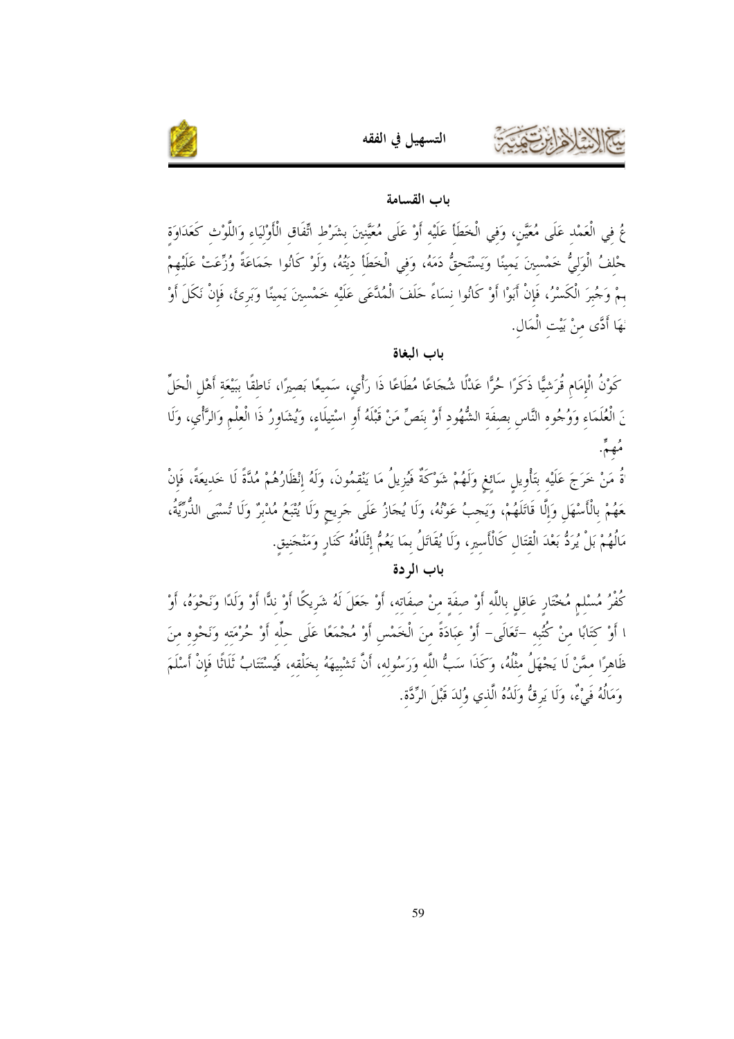## باب القسامة

عُ فِي الْعَمْدِ عَلَى مُعَيَّنٍ، وَفِي الْخَطَأِ عَلَيْهِ أَوْ عَلَى مُعَيَّنِينَ بِشَرْطِ اتِّفَاقِ الْأَوْلِيَاءِ وَاللَّوْثِ كَعَدَاوَةٍ حْلِفُ الْوَلِيُّ خَمْسِينَ يَمِينًا وَيَسْتَحِقُّ دَمَهُ، وَفِي الْخَطَأِ دِيَتُهُ، وَلَوْ كَانُوا جَمَاعَةً وُزِّعَتْ عَلَيْهِمْ ـهِمْ وَجُبِرَ الْكَسْرُ، فَإِنْ أَبَوْا أَوْ كَانُوا نِسَاءً حَلَفَ الْمُدَّعَى عَلَيْهِ خَمْسِينَ يَمِينًا وَبَرِئَ، فَإِنْ نَكَلَ أَوْ ـنَهَا أَدَّى مِنْ بَيْتِ الْمَالِ.

## باب البغاة

كَوْنُ الْإِمَامِ قُرَشِيًّا ذَكَرًا حُرًّا عَدْلًا شُجَاعًا مُطَاعًا ذَا رَأْيٍ، سَمِيعًا بَصِيرًا، نَاطِقًا بِبَيْعَةِ أَهْلِ الْحَلِّ ـنَ الْعُلَمَاءِ وَوُجُوهِ النَّاسِ بِصِفَةِ الشُّهُودِ أَوْ بِنَصٍّ مَنْ قَبْلَهُ أَوِ اسْتِيلَاءٍ، وَيُشَاوِرُ ذَا الْعِلْمِ وَالرَّأْيِ، وَلَا ـمُهِمٌّ.

ـةُ مَنْ خَرَجَ عَلَيْهِ بِتَأْوِيلٍ سَائِغٍ وَلَهُمْ شَوْكَةٌ فَيُزِيلُ مَا يَنْقِمُونَ، وَلَهُ إِنْظَارُهُمْ مُدَّةً لَا خَدِيعَةً، فَإِنْ ـعَهُمْ بِالْأَسْهَلِ وَإِلَّا قَاتَلَهُمْ، وَيَجِبُ عَوْنُهُ، وَلَا يُجَازُ عَلَى جَرِيحٍ وَلَا يُتْبَعُ مُدْبِرٌ وَلَا تُسْبَى الذُّرِّيَّةُ، ـمَالُهُمْ بَلْ يُرَدُّ بَعْدَ الْقِتَالِ كَالْأَسِيرِ، وَلَا يُقَاتَلُ بِمَا يَعُمُّ إِتْلَافُهُ كَنَارٍ وَمَنْجَنِيقٍ.

## باب الردة

كُفْرُ مُسْلِمٍ مُخْتَارٍ عَاقِلٍ بِاللَّهِ أَوْ صِفَةٍ مِنْ صِفَاتِهِ، أَوْ جَعَلَ لَهُ شَرِيكًا أَوْ نِدًّا أَوْ وَلَدًا وَنَحْوَهُ، أَوْ ـا أَوْ كِتَابًا مِنْ كُتُبِهِ -تَعَالَى- أَوْ عِبَادَةً مِنَ الْخَمْسِ أَوْ مُجْمَعًا عَلَى حِلِّهِ أَوْ حُرْمَتِهِ وَنَحْوِهِ مِنَ ظَاهِرًا مِمَّنْ لَا يَجْهَلُ مِثْلُهُ، وَكَذَا سَبُّ اللَّهِ وَرَسُولِهِ، أَنَّ تَشْبِيهَهُ بِخَلْقِهِ، فَيُسْتَتَابُ ثَلَاثًا فَإِنْ أَسْلَمَ وَمَالُهُ فَيْءٌ، وَلَا يَرِقُّ وَلَدُهُ الَّذِي وُلِدَ قَبْلَ الرِّدَّةِ.